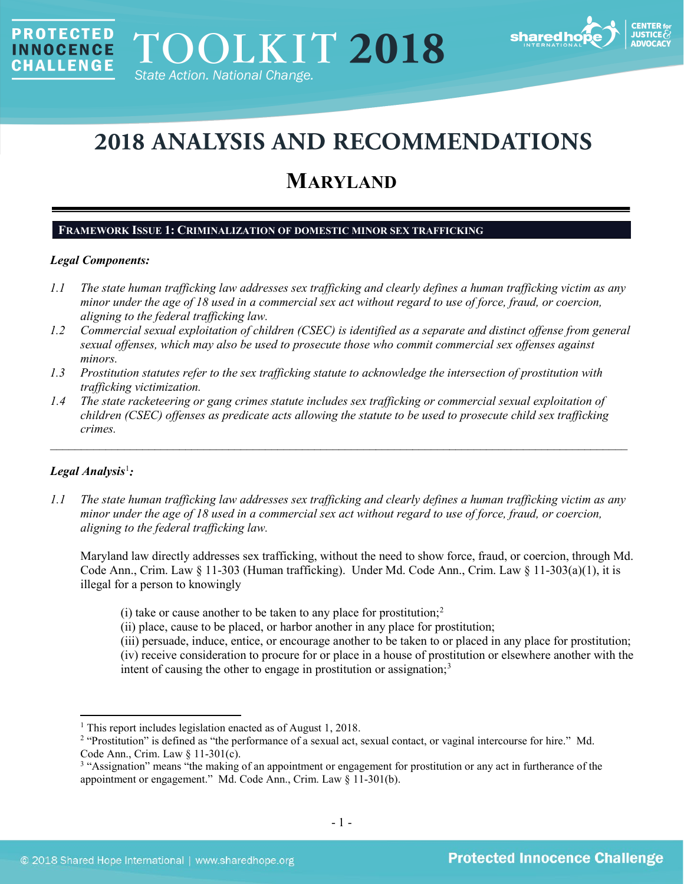# 2018 ANALYSIS AND RECOMMENDATIONS

## MARYLAND

**FRAMEWORK ISSUE 1: CRIMINALIZATION OF DOMESTIC MINOR SEX TRAFFICKING**

***Legal Components:***

*1.1 The state human trafficking law addresses sex trafficking and clearly defines a human trafficking victim as any minor under the age of 18 used in a commercial sex act without regard to use of force, fraud, or coercion, aligning to the federal trafficking law.*

*1.2 Commercial sexual exploitation of children (CSEC) is identified as a separate and distinct offense from general sexual offenses, which may also be used to prosecute those who commit commercial sex offenses against minors.*

*1.3 Prostitution statutes refer to the sex trafficking statute to acknowledge the intersection of prostitution with trafficking victimization.*

*1.4 The state racketeering or gang crimes statute includes sex trafficking or commercial sexual exploitation of children (CSEC) offenses as predicate acts allowing the statute to be used to prosecute child sex trafficking crimes.*

---

***Legal Analysis[1]:***

*1.1 The state human trafficking law addresses sex trafficking and clearly defines a human trafficking victim as any minor under the age of 18 used in a commercial sex act without regard to use of force, fraud, or coercion, aligning to the federal trafficking law.*

Maryland law directly addresses sex trafficking, without the need to show force, fraud, or coercion, through Md. Code Ann., Crim. Law § 11-303 (Human trafficking). Under Md. Code Ann., Crim. Law § 11-303(a)(1), it is illegal for a person to knowingly

> (i) take or cause another to be taken to any place for prostitution;[2]
> (ii) place, cause to be placed, or harbor another in any place for prostitution;
> (iii) persuade, induce, entice, or encourage another to be taken to or placed in any place for prostitution;
> (iv) receive consideration to procure for or place in a house of prostitution or elsewhere another with the intent of causing the other to engage in prostitution or assignation;[3]

---

[1] This report includes legislation enacted as of August 1, 2018.

[2] "Prostitution" is defined as "the performance of a sexual act, sexual contact, or vaginal intercourse for hire." Md. Code Ann., Crim. Law § 11-301(c).

[3] "Assignation" means "the making of an appointment or engagement for prostitution or any act in furtherance of the appointment or engagement." Md. Code Ann., Crim. Law § 11-301(b).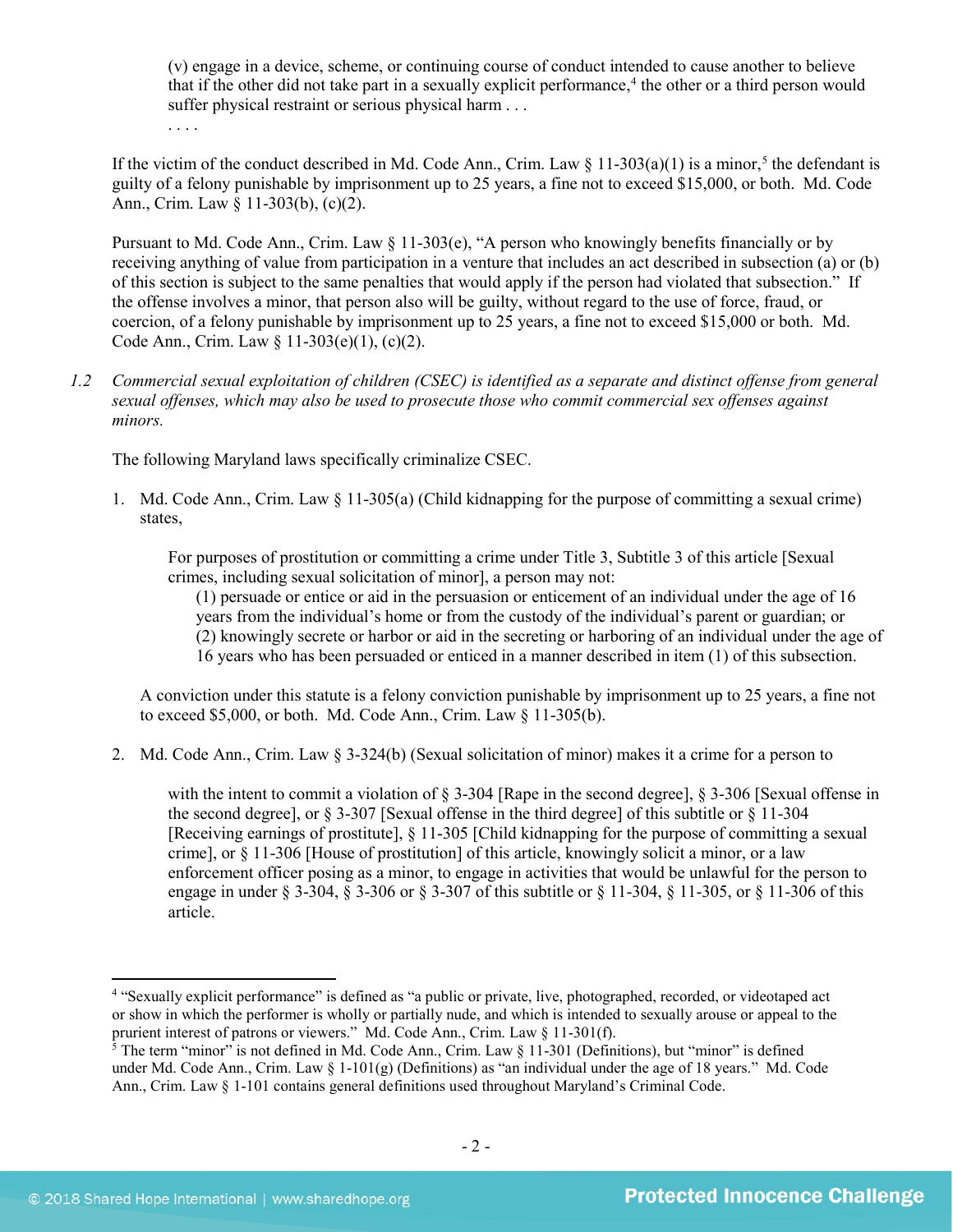> (v) engage in a device, scheme, or continuing course of conduct intended to cause another to believe that if the other did not take part in a sexually explicit performance,[4] the other or a third person would suffer physical restraint or serious physical harm . . .
>
> . . . .

If the victim of the conduct described in Md. Code Ann., Crim. Law § 11-303(a)(1) is a minor,[5] the defendant is guilty of a felony punishable by imprisonment up to 25 years, a fine not to exceed $15,000, or both. Md. Code Ann., Crim. Law § 11-303(b), (c)(2).

Pursuant to Md. Code Ann., Crim. Law § 11-303(e), "A person who knowingly benefits financially or by receiving anything of value from participation in a venture that includes an act described in subsection (a) or (b) of this section is subject to the same penalties that would apply if the person had violated that subsection." If the offense involves a minor, that person also will be guilty, without regard to the use of force, fraud, or coercion, of a felony punishable by imprisonment up to 25 years, a fine not to exceed $15,000 or both. Md. Code Ann., Crim. Law § 11-303(e)(1), (c)(2).

*1.2 Commercial sexual exploitation of children (CSEC) is identified as a separate and distinct offense from general sexual offenses, which may also be used to prosecute those who commit commercial sex offenses against minors.*

The following Maryland laws specifically criminalize CSEC.

1. Md. Code Ann., Crim. Law § 11-305(a) (Child kidnapping for the purpose of committing a sexual crime) states,

   > For purposes of prostitution or committing a crime under Title 3, Subtitle 3 of this article [Sexual crimes, including sexual solicitation of minor], a person may not:
   > (1) persuade or entice or aid in the persuasion or enticement of an individual under the age of 16 years from the individual's home or from the custody of the individual's parent or guardian; or
   > (2) knowingly secrete or harbor or aid in the secreting or harboring of an individual under the age of 16 years who has been persuaded or enticed in a manner described in item (1) of this subsection.

   A conviction under this statute is a felony conviction punishable by imprisonment up to 25 years, a fine not to exceed $5,000, or both. Md. Code Ann., Crim. Law § 11-305(b).

2. Md. Code Ann., Crim. Law § 3-324(b) (Sexual solicitation of minor) makes it a crime for a person to

   > with the intent to commit a violation of § 3-304 [Rape in the second degree], § 3-306 [Sexual offense in the second degree], or § 3-307 [Sexual offense in the third degree] of this subtitle or § 11-304 [Receiving earnings of prostitute], § 11-305 [Child kidnapping for the purpose of committing a sexual crime], or § 11-306 [House of prostitution] of this article, knowingly solicit a minor, or a law enforcement officer posing as a minor, to engage in activities that would be unlawful for the person to engage in under § 3-304, § 3-306 or § 3-307 of this subtitle or § 11-304, § 11-305, or § 11-306 of this article.

---

[4] "Sexually explicit performance" is defined as "a public or private, live, photographed, recorded, or videotaped act or show in which the performer is wholly or partially nude, and which is intended to sexually arouse or appeal to the prurient interest of patrons or viewers." Md. Code Ann., Crim. Law § 11-301(f).

[5] The term "minor" is not defined in Md. Code Ann., Crim. Law § 11-301 (Definitions), but "minor" is defined under Md. Code Ann., Crim. Law § 1-101(g) (Definitions) as "an individual under the age of 18 years." Md. Code Ann., Crim. Law § 1-101 contains general definitions used throughout Maryland's Criminal Code.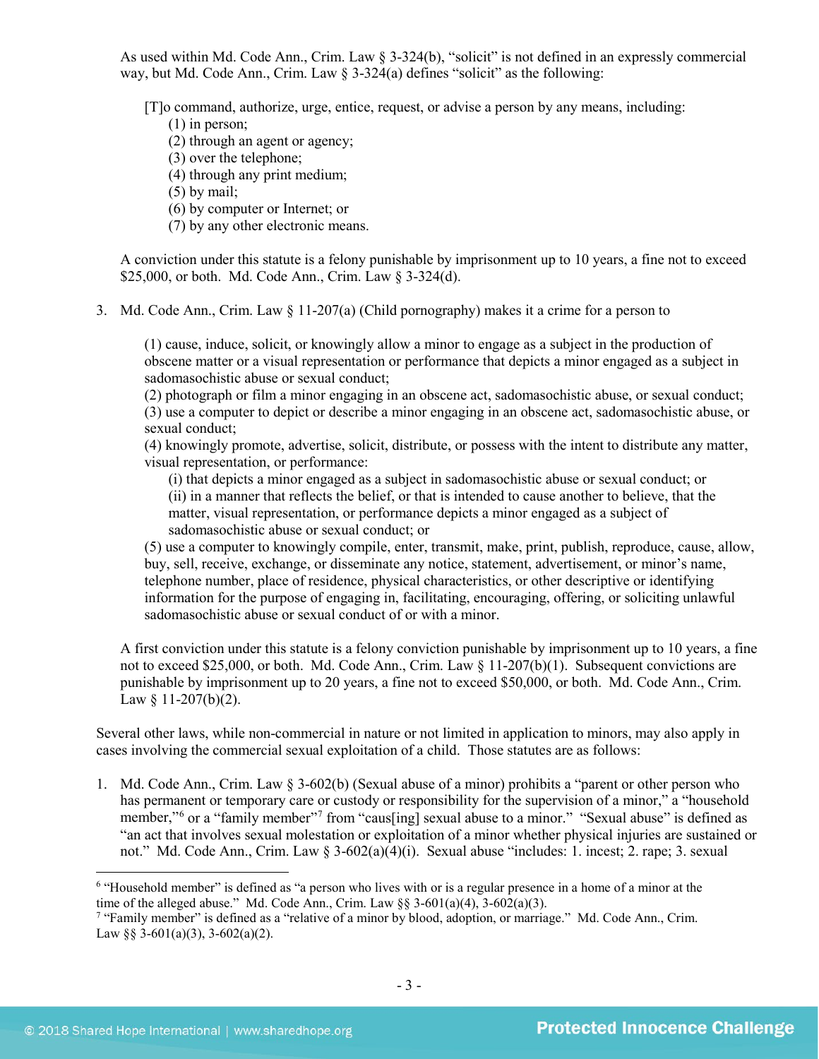As used within Md. Code Ann., Crim. Law § 3-324(b), "solicit" is not defined in an expressly commercial way, but Md. Code Ann., Crim. Law § 3-324(a) defines "solicit" as the following:

> [T]o command, authorize, urge, entice, request, or advise a person by any means, including:
> (1) in person;
> (2) through an agent or agency;
> (3) over the telephone;
> (4) through any print medium;
> (5) by mail;
> (6) by computer or Internet; or
> (7) by any other electronic means.

A conviction under this statute is a felony punishable by imprisonment up to 10 years, a fine not to exceed $25,000, or both. Md. Code Ann., Crim. Law § 3-324(d).

3. Md. Code Ann., Crim. Law § 11-207(a) (Child pornography) makes it a crime for a person to

> (1) cause, induce, solicit, or knowingly allow a minor to engage as a subject in the production of obscene matter or a visual representation or performance that depicts a minor engaged as a subject in sadomasochistic abuse or sexual conduct;
> (2) photograph or film a minor engaging in an obscene act, sadomasochistic abuse, or sexual conduct;
> (3) use a computer to depict or describe a minor engaging in an obscene act, sadomasochistic abuse, or sexual conduct;
> (4) knowingly promote, advertise, solicit, distribute, or possess with the intent to distribute any matter, visual representation, or performance:
> (i) that depicts a minor engaged as a subject in sadomasochistic abuse or sexual conduct; or
> (ii) in a manner that reflects the belief, or that is intended to cause another to believe, that the matter, visual representation, or performance depicts a minor engaged as a subject of sadomasochistic abuse or sexual conduct; or
> (5) use a computer to knowingly compile, enter, transmit, make, print, publish, reproduce, cause, allow, buy, sell, receive, exchange, or disseminate any notice, statement, advertisement, or minor's name, telephone number, place of residence, physical characteristics, or other descriptive or identifying information for the purpose of engaging in, facilitating, encouraging, offering, or soliciting unlawful sadomasochistic abuse or sexual conduct of or with a minor.

A first conviction under this statute is a felony conviction punishable by imprisonment up to 10 years, a fine not to exceed $25,000, or both. Md. Code Ann., Crim. Law § 11-207(b)(1). Subsequent convictions are punishable by imprisonment up to 20 years, a fine not to exceed $50,000, or both. Md. Code Ann., Crim. Law § 11-207(b)(2).

Several other laws, while non-commercial in nature or not limited in application to minors, may also apply in cases involving the commercial sexual exploitation of a child. Those statutes are as follows:

1. Md. Code Ann., Crim. Law § 3-602(b) (Sexual abuse of a minor) prohibits a "parent or other person who has permanent or temporary care or custody or responsibility for the supervision of a minor," a "household member,"[6] or a "family member"[7] from "caus[ing] sexual abuse to a minor." "Sexual abuse" is defined as "an act that involves sexual molestation or exploitation of a minor whether physical injuries are sustained or not." Md. Code Ann., Crim. Law § 3-602(a)(4)(i). Sexual abuse "includes: 1. incest; 2. rape; 3. sexual

---

[6] "Household member" is defined as "a person who lives with or is a regular presence in a home of a minor at the time of the alleged abuse." Md. Code Ann., Crim. Law §§ 3-601(a)(4), 3-602(a)(3).

[7] "Family member" is defined as a "relative of a minor by blood, adoption, or marriage." Md. Code Ann., Crim. Law §§ 3-601(a)(3), 3-602(a)(2).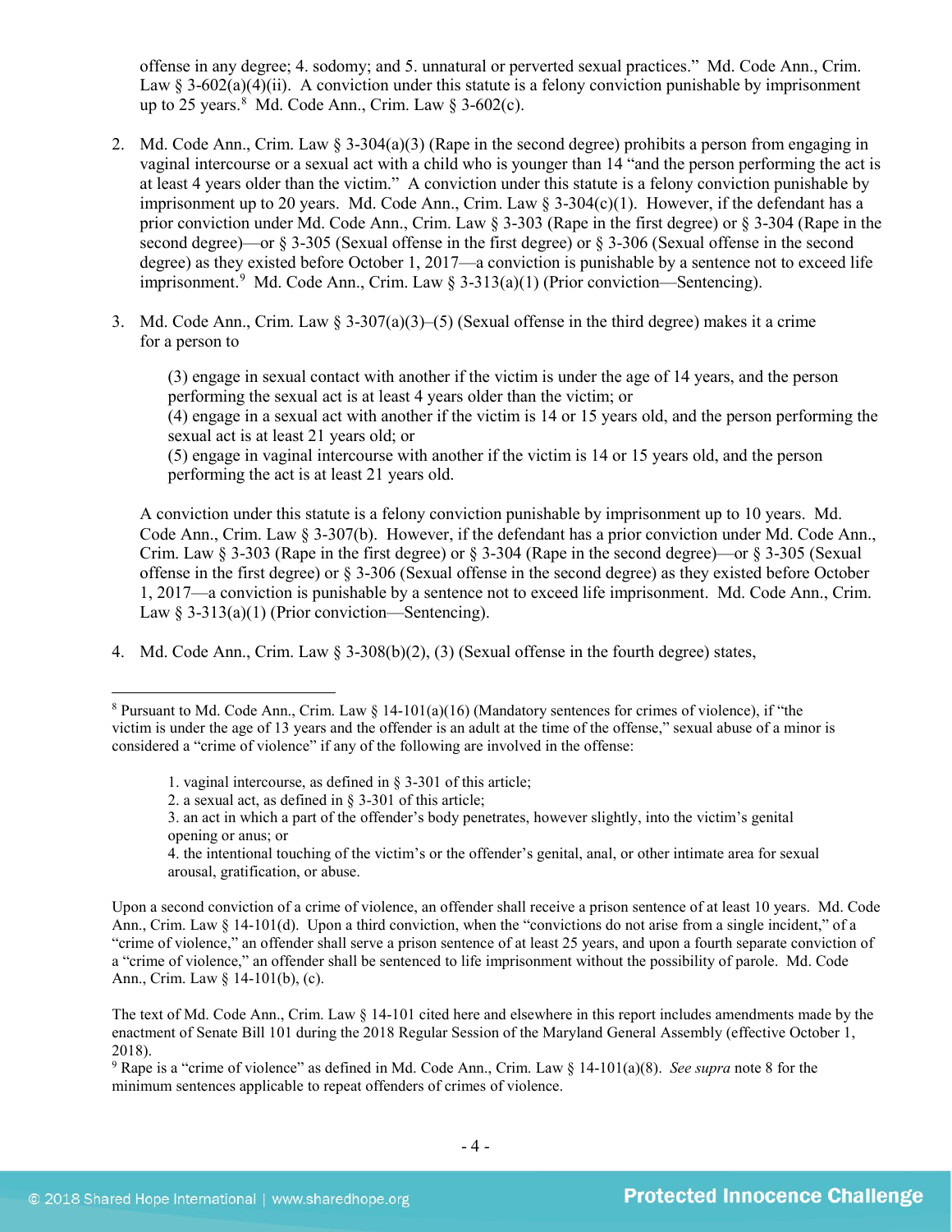offense in any degree; 4. sodomy; and 5. unnatural or perverted sexual practices." Md. Code Ann., Crim. Law § 3-602(a)(4)(ii). A conviction under this statute is a felony conviction punishable by imprisonment up to 25 years.[8] Md. Code Ann., Crim. Law § 3-602(c).

2. Md. Code Ann., Crim. Law § 3-304(a)(3) (Rape in the second degree) prohibits a person from engaging in vaginal intercourse or a sexual act with a child who is younger than 14 "and the person performing the act is at least 4 years older than the victim." A conviction under this statute is a felony conviction punishable by imprisonment up to 20 years. Md. Code Ann., Crim. Law § 3-304(c)(1). However, if the defendant has a prior conviction under Md. Code Ann., Crim. Law § 3-303 (Rape in the first degree) or § 3-304 (Rape in the second degree)—or § 3-305 (Sexual offense in the first degree) or § 3-306 (Sexual offense in the second degree) as they existed before October 1, 2017—a conviction is punishable by a sentence not to exceed life imprisonment.[9] Md. Code Ann., Crim. Law § 3-313(a)(1) (Prior conviction—Sentencing).

3. Md. Code Ann., Crim. Law § 3-307(a)(3)–(5) (Sexual offense in the third degree) makes it a crime for a person to

   (3) engage in sexual contact with another if the victim is under the age of 14 years, and the person performing the sexual act is at least 4 years older than the victim; or
   (4) engage in a sexual act with another if the victim is 14 or 15 years old, and the person performing the sexual act is at least 21 years old; or
   (5) engage in vaginal intercourse with another if the victim is 14 or 15 years old, and the person performing the act is at least 21 years old.

   A conviction under this statute is a felony conviction punishable by imprisonment up to 10 years. Md. Code Ann., Crim. Law § 3-307(b). However, if the defendant has a prior conviction under Md. Code Ann., Crim. Law § 3-303 (Rape in the first degree) or § 3-304 (Rape in the second degree)—or § 3-305 (Sexual offense in the first degree) or § 3-306 (Sexual offense in the second degree) as they existed before October 1, 2017—a conviction is punishable by a sentence not to exceed life imprisonment. Md. Code Ann., Crim. Law § 3-313(a)(1) (Prior conviction—Sentencing).

4. Md. Code Ann., Crim. Law § 3-308(b)(2), (3) (Sexual offense in the fourth degree) states,

---

[8] Pursuant to Md. Code Ann., Crim. Law § 14-101(a)(16) (Mandatory sentences for crimes of violence), if "the victim is under the age of 13 years and the offender is an adult at the time of the offense," sexual abuse of a minor is considered a "crime of violence" if any of the following are involved in the offense:

1. vaginal intercourse, as defined in § 3-301 of this article;
2. a sexual act, as defined in § 3-301 of this article;
3. an act in which a part of the offender's body penetrates, however slightly, into the victim's genital opening or anus; or
4. the intentional touching of the victim's or the offender's genital, anal, or other intimate area for sexual arousal, gratification, or abuse.

Upon a second conviction of a crime of violence, an offender shall receive a prison sentence of at least 10 years. Md. Code Ann., Crim. Law § 14-101(d). Upon a third conviction, when the "convictions do not arise from a single incident," of a "crime of violence," an offender shall serve a prison sentence of at least 25 years, and upon a fourth separate conviction of a "crime of violence," an offender shall be sentenced to life imprisonment without the possibility of parole. Md. Code Ann., Crim. Law § 14-101(b), (c).

The text of Md. Code Ann., Crim. Law § 14-101 cited here and elsewhere in this report includes amendments made by the enactment of Senate Bill 101 during the 2018 Regular Session of the Maryland General Assembly (effective October 1, 2018).

[9] Rape is a "crime of violence" as defined in Md. Code Ann., Crim. Law § 14-101(a)(8). *See supra* note 8 for the minimum sentences applicable to repeat offenders of crimes of violence.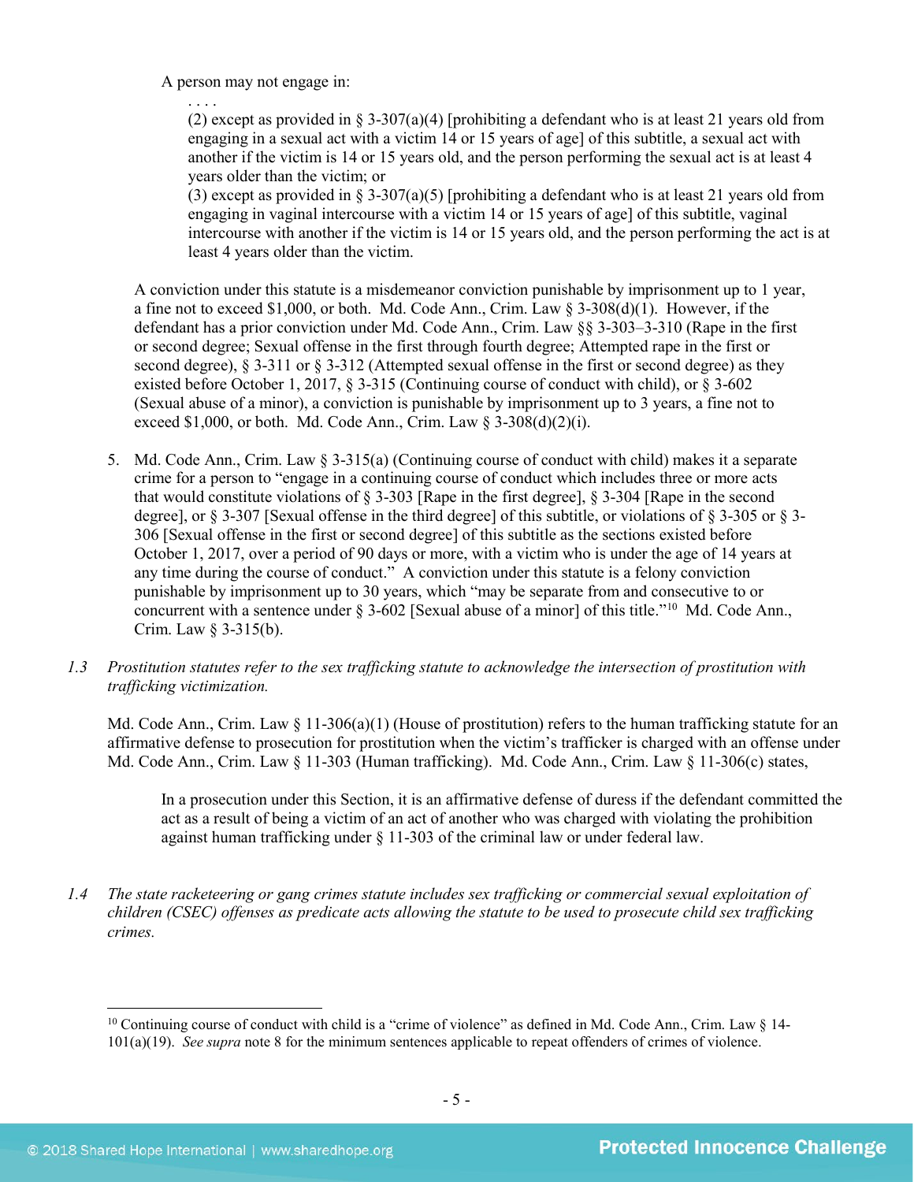A person may not engage in:

. . . .

(2) except as provided in § 3-307(a)(4) [prohibiting a defendant who is at least 21 years old from engaging in a sexual act with a victim 14 or 15 years of age] of this subtitle, a sexual act with another if the victim is 14 or 15 years old, and the person performing the sexual act is at least 4 years older than the victim; or

(3) except as provided in § 3-307(a)(5) [prohibiting a defendant who is at least 21 years old from engaging in vaginal intercourse with a victim 14 or 15 years of age] of this subtitle, vaginal intercourse with another if the victim is 14 or 15 years old, and the person performing the act is at least 4 years older than the victim.

A conviction under this statute is a misdemeanor conviction punishable by imprisonment up to 1 year, a fine not to exceed $1,000, or both. Md. Code Ann., Crim. Law § 3-308(d)(1). However, if the defendant has a prior conviction under Md. Code Ann., Crim. Law §§ 3-303–3-310 (Rape in the first or second degree; Sexual offense in the first through fourth degree; Attempted rape in the first or second degree), § 3-311 or § 3-312 (Attempted sexual offense in the first or second degree) as they existed before October 1, 2017, § 3-315 (Continuing course of conduct with child), or § 3-602 (Sexual abuse of a minor), a conviction is punishable by imprisonment up to 3 years, a fine not to exceed $1,000, or both. Md. Code Ann., Crim. Law § 3-308(d)(2)(i).

5. Md. Code Ann., Crim. Law § 3-315(a) (Continuing course of conduct with child) makes it a separate crime for a person to "engage in a continuing course of conduct which includes three or more acts that would constitute violations of § 3-303 [Rape in the first degree], § 3-304 [Rape in the second degree], or § 3-307 [Sexual offense in the third degree] of this subtitle, or violations of § 3-305 or § 3-306 [Sexual offense in the first or second degree] of this subtitle as the sections existed before October 1, 2017, over a period of 90 days or more, with a victim who is under the age of 14 years at any time during the course of conduct." A conviction under this statute is a felony conviction punishable by imprisonment up to 30 years, which "may be separate from and consecutive to or concurrent with a sentence under § 3-602 [Sexual abuse of a minor] of this title."[10] Md. Code Ann., Crim. Law § 3-315(b).

1.3 *Prostitution statutes refer to the sex trafficking statute to acknowledge the intersection of prostitution with trafficking victimization.*

Md. Code Ann., Crim. Law § 11-306(a)(1) (House of prostitution) refers to the human trafficking statute for an affirmative defense to prosecution for prostitution when the victim's trafficker is charged with an offense under Md. Code Ann., Crim. Law § 11-303 (Human trafficking). Md. Code Ann., Crim. Law § 11-306(c) states,

> In a prosecution under this Section, it is an affirmative defense of duress if the defendant committed the act as a result of being a victim of an act of another who was charged with violating the prohibition against human trafficking under § 11-303 of the criminal law or under federal law.

1.4 *The state racketeering or gang crimes statute includes sex trafficking or commercial sexual exploitation of children (CSEC) offenses as predicate acts allowing the statute to be used to prosecute child sex trafficking crimes.*

---

[10] Continuing course of conduct with child is a "crime of violence" as defined in Md. Code Ann., Crim. Law § 14-101(a)(19). *See supra* note 8 for the minimum sentences applicable to repeat offenders of crimes of violence.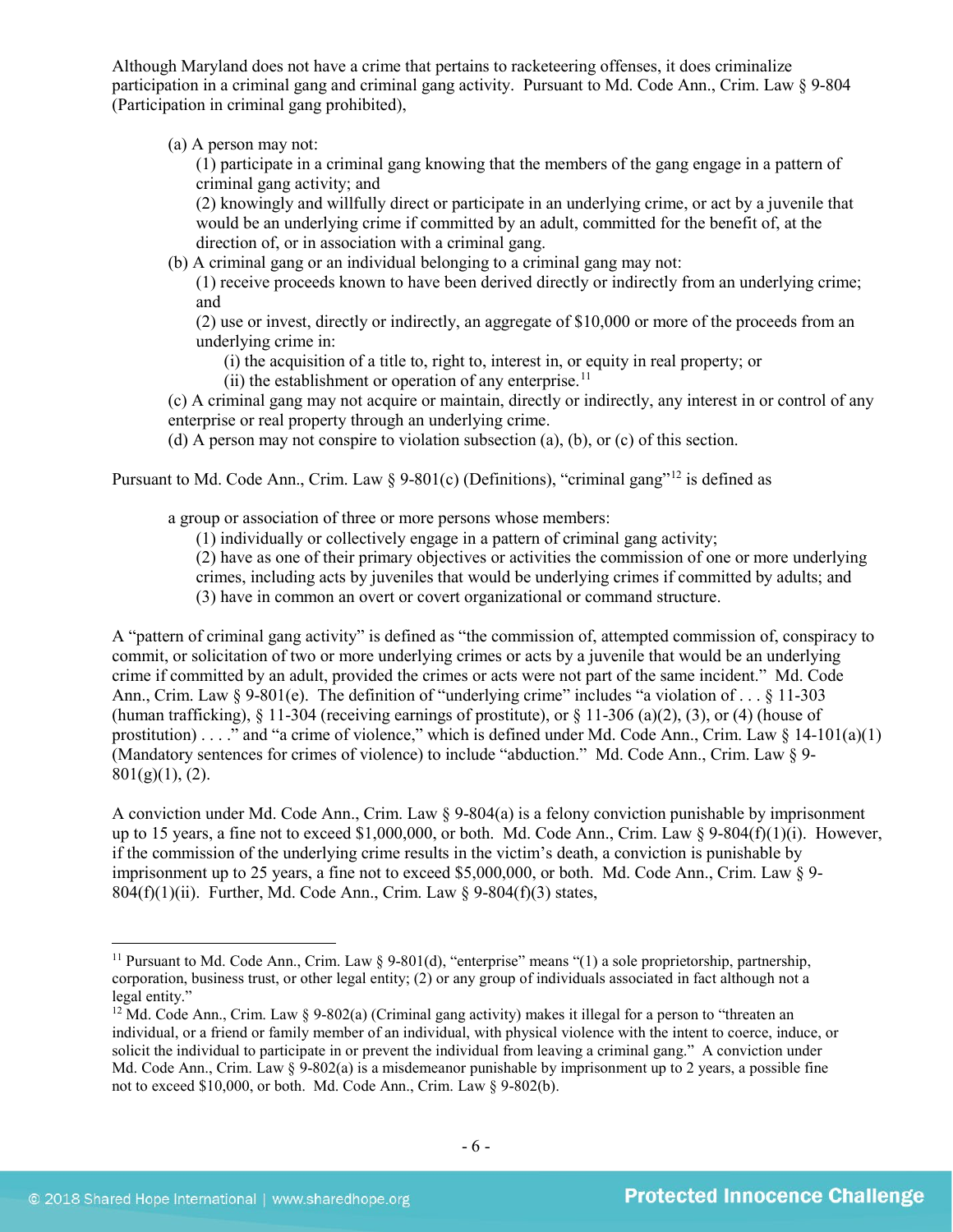Although Maryland does not have a crime that pertains to racketeering offenses, it does criminalize participation in a criminal gang and criminal gang activity. Pursuant to Md. Code Ann., Crim. Law § 9-804 (Participation in criminal gang prohibited),

> (a) A person may not:
>
> (1) participate in a criminal gang knowing that the members of the gang engage in a pattern of criminal gang activity; and
>
> (2) knowingly and willfully direct or participate in an underlying crime, or act by a juvenile that would be an underlying crime if committed by an adult, committed for the benefit of, at the direction of, or in association with a criminal gang.
>
> (b) A criminal gang or an individual belonging to a criminal gang may not:
>
> (1) receive proceeds known to have been derived directly or indirectly from an underlying crime; and
>
> (2) use or invest, directly or indirectly, an aggregate of $10,000 or more of the proceeds from an underlying crime in:
>
> (i) the acquisition of a title to, right to, interest in, or equity in real property; or
>
> (ii) the establishment or operation of any enterprise.[11]
>
> (c) A criminal gang may not acquire or maintain, directly or indirectly, any interest in or control of any enterprise or real property through an underlying crime.
>
> (d) A person may not conspire to violation subsection (a), (b), or (c) of this section.

Pursuant to Md. Code Ann., Crim. Law § 9-801(c) (Definitions), "criminal gang"[12] is defined as

> a group or association of three or more persons whose members:
>
> (1) individually or collectively engage in a pattern of criminal gang activity;
>
> (2) have as one of their primary objectives or activities the commission of one or more underlying crimes, including acts by juveniles that would be underlying crimes if committed by adults; and
>
> (3) have in common an overt or covert organizational or command structure.

A "pattern of criminal gang activity" is defined as "the commission of, attempted commission of, conspiracy to commit, or solicitation of two or more underlying crimes or acts by a juvenile that would be an underlying crime if committed by an adult, provided the crimes or acts were not part of the same incident." Md. Code Ann., Crim. Law § 9-801(e). The definition of "underlying crime" includes "a violation of . . . § 11-303 (human trafficking), § 11-304 (receiving earnings of prostitute), or § 11-306 (a)(2), (3), or (4) (house of prostitution) . . . ." and "a crime of violence," which is defined under Md. Code Ann., Crim. Law § 14-101(a)(1) (Mandatory sentences for crimes of violence) to include "abduction." Md. Code Ann., Crim. Law § 9-801(g)(1), (2).

A conviction under Md. Code Ann., Crim. Law § 9-804(a) is a felony conviction punishable by imprisonment up to 15 years, a fine not to exceed $1,000,000, or both. Md. Code Ann., Crim. Law § 9-804(f)(1)(i). However, if the commission of the underlying crime results in the victim's death, a conviction is punishable by imprisonment up to 25 years, a fine not to exceed $5,000,000, or both. Md. Code Ann., Crim. Law § 9-804(f)(1)(ii). Further, Md. Code Ann., Crim. Law § 9-804(f)(3) states,

---

[11] Pursuant to Md. Code Ann., Crim. Law § 9-801(d), "enterprise" means "(1) a sole proprietorship, partnership, corporation, business trust, or other legal entity; (2) or any group of individuals associated in fact although not a legal entity."

[12] Md. Code Ann., Crim. Law § 9-802(a) (Criminal gang activity) makes it illegal for a person to "threaten an individual, or a friend or family member of an individual, with physical violence with the intent to coerce, induce, or solicit the individual to participate in or prevent the individual from leaving a criminal gang." A conviction under Md. Code Ann., Crim. Law § 9-802(a) is a misdemeanor punishable by imprisonment up to 2 years, a possible fine not to exceed $10,000, or both. Md. Code Ann., Crim. Law § 9-802(b).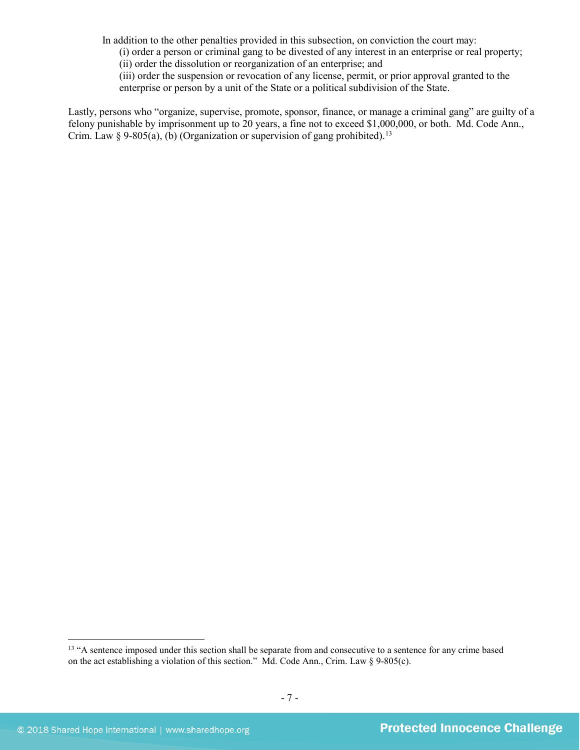In addition to the other penalties provided in this subsection, on conviction the court may:

(i) order a person or criminal gang to be divested of any interest in an enterprise or real property;

(ii) order the dissolution or reorganization of an enterprise; and

(iii) order the suspension or revocation of any license, permit, or prior approval granted to the enterprise or person by a unit of the State or a political subdivision of the State.

Lastly, persons who "organize, supervise, promote, sponsor, finance, or manage a criminal gang" are guilty of a felony punishable by imprisonment up to 20 years, a fine not to exceed $1,000,000, or both. Md. Code Ann., Crim. Law § 9-805(a), (b) (Organization or supervision of gang prohibited).[13]

---

[13] "A sentence imposed under this section shall be separate from and consecutive to a sentence for any crime based on the act establishing a violation of this section." Md. Code Ann., Crim. Law § 9-805(c).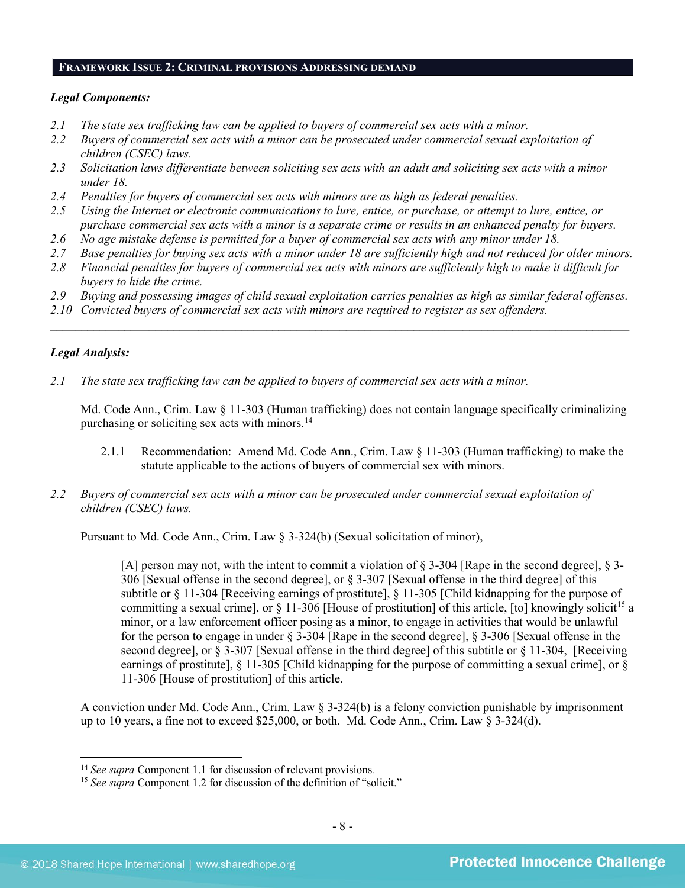## FRAMEWORK ISSUE 2: CRIMINAL PROVISIONS ADDRESSING DEMAND

***Legal Components:***

*2.1 The state sex trafficking law can be applied to buyers of commercial sex acts with a minor.*
*2.2 Buyers of commercial sex acts with a minor can be prosecuted under commercial sexual exploitation of children (CSEC) laws.*
*2.3 Solicitation laws differentiate between soliciting sex acts with an adult and soliciting sex acts with a minor under 18.*
*2.4 Penalties for buyers of commercial sex acts with minors are as high as federal penalties.*
*2.5 Using the Internet or electronic communications to lure, entice, or purchase, or attempt to lure, entice, or purchase commercial sex acts with a minor is a separate crime or results in an enhanced penalty for buyers.*
*2.6 No age mistake defense is permitted for a buyer of commercial sex acts with any minor under 18.*
*2.7 Base penalties for buying sex acts with a minor under 18 are sufficiently high and not reduced for older minors.*
*2.8 Financial penalties for buyers of commercial sex acts with minors are sufficiently high to make it difficult for buyers to hide the crime.*
*2.9 Buying and possessing images of child sexual exploitation carries penalties as high as similar federal offenses.*
*2.10 Convicted buyers of commercial sex acts with minors are required to register as sex offenders.*

---

***Legal Analysis:***

*2.1 The state sex trafficking law can be applied to buyers of commercial sex acts with a minor.*

Md. Code Ann., Crim. Law § 11-303 (Human trafficking) does not contain language specifically criminalizing purchasing or soliciting sex acts with minors.[14]

2.1.1 Recommendation: Amend Md. Code Ann., Crim. Law § 11-303 (Human trafficking) to make the statute applicable to the actions of buyers of commercial sex with minors.

*2.2 Buyers of commercial sex acts with a minor can be prosecuted under commercial sexual exploitation of children (CSEC) laws.*

Pursuant to Md. Code Ann., Crim. Law § 3-324(b) (Sexual solicitation of minor),

> [A] person may not, with the intent to commit a violation of § 3-304 [Rape in the second degree], § 3-306 [Sexual offense in the second degree], or § 3-307 [Sexual offense in the third degree] of this subtitle or § 11-304 [Receiving earnings of prostitute], § 11-305 [Child kidnapping for the purpose of committing a sexual crime], or § 11-306 [House of prostitution] of this article, [to] knowingly solicit[15] a minor, or a law enforcement officer posing as a minor, to engage in activities that would be unlawful for the person to engage in under § 3-304 [Rape in the second degree], § 3-306 [Sexual offense in the second degree], or § 3-307 [Sexual offense in the third degree] of this subtitle or § 11-304, [Receiving earnings of prostitute], § 11-305 [Child kidnapping for the purpose of committing a sexual crime], or § 11-306 [House of prostitution] of this article.

A conviction under Md. Code Ann., Crim. Law § 3-324(b) is a felony conviction punishable by imprisonment up to 10 years, a fine not to exceed $25,000, or both. Md. Code Ann., Crim. Law § 3-324(d).

---

[14] *See supra* Component 1.1 for discussion of relevant provisions.
[15] *See supra* Component 1.2 for discussion of the definition of "solicit."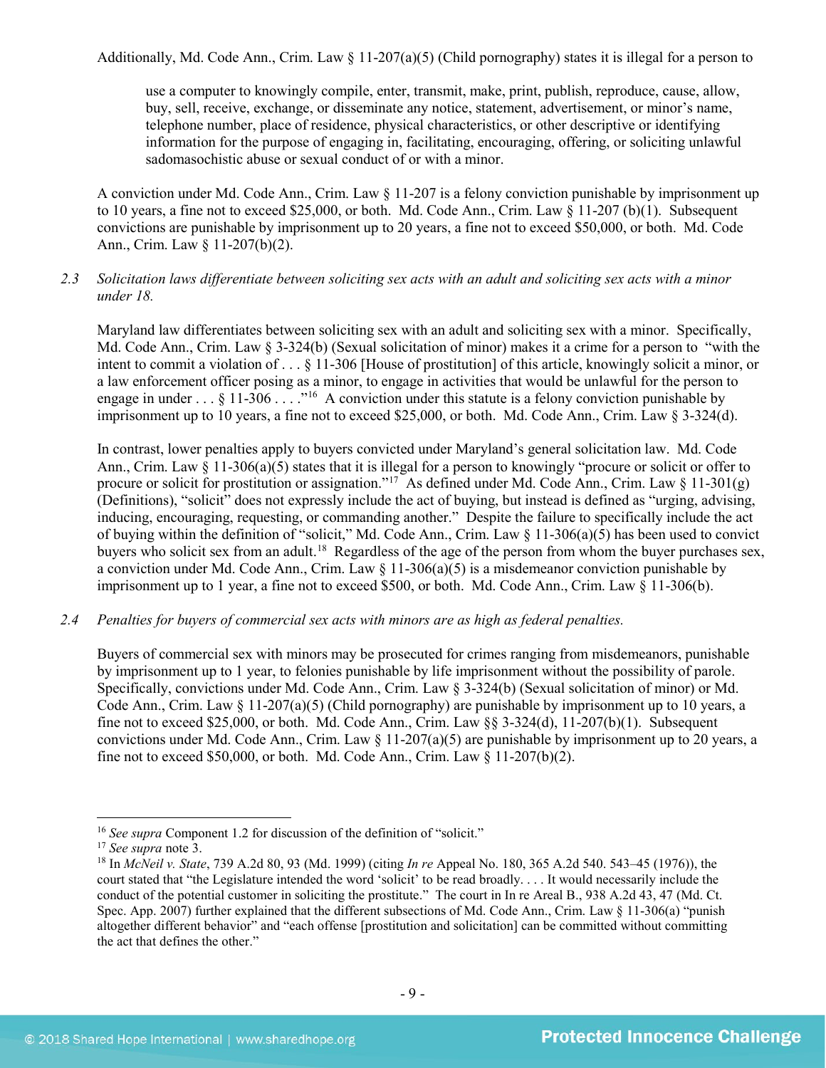Additionally, Md. Code Ann., Crim. Law § 11-207(a)(5) (Child pornography) states it is illegal for a person to

> use a computer to knowingly compile, enter, transmit, make, print, publish, reproduce, cause, allow, buy, sell, receive, exchange, or disseminate any notice, statement, advertisement, or minor's name, telephone number, place of residence, physical characteristics, or other descriptive or identifying information for the purpose of engaging in, facilitating, encouraging, offering, or soliciting unlawful sadomasochistic abuse or sexual conduct of or with a minor.

A conviction under Md. Code Ann., Crim. Law § 11-207 is a felony conviction punishable by imprisonment up to 10 years, a fine not to exceed $25,000, or both. Md. Code Ann., Crim. Law § 11-207 (b)(1). Subsequent convictions are punishable by imprisonment up to 20 years, a fine not to exceed $50,000, or both. Md. Code Ann., Crim. Law § 11-207(b)(2).

*2.3 Solicitation laws differentiate between soliciting sex acts with an adult and soliciting sex acts with a minor under 18.*

Maryland law differentiates between soliciting sex with an adult and soliciting sex with a minor. Specifically, Md. Code Ann., Crim. Law § 3-324(b) (Sexual solicitation of minor) makes it a crime for a person to "with the intent to commit a violation of . . . § 11-306 [House of prostitution] of this article, knowingly solicit a minor, or a law enforcement officer posing as a minor, to engage in activities that would be unlawful for the person to engage in under . . . § 11-306 . . . ."[16] A conviction under this statute is a felony conviction punishable by imprisonment up to 10 years, a fine not to exceed $25,000, or both. Md. Code Ann., Crim. Law § 3-324(d).

In contrast, lower penalties apply to buyers convicted under Maryland's general solicitation law. Md. Code Ann., Crim. Law § 11-306(a)(5) states that it is illegal for a person to knowingly "procure or solicit or offer to procure or solicit for prostitution or assignation."[17] As defined under Md. Code Ann., Crim. Law § 11-301(g) (Definitions), "solicit" does not expressly include the act of buying, but instead is defined as "urging, advising, inducing, encouraging, requesting, or commanding another." Despite the failure to specifically include the act of buying within the definition of "solicit," Md. Code Ann., Crim. Law § 11-306(a)(5) has been used to convict buyers who solicit sex from an adult.[18] Regardless of the age of the person from whom the buyer purchases sex, a conviction under Md. Code Ann., Crim. Law § 11-306(a)(5) is a misdemeanor conviction punishable by imprisonment up to 1 year, a fine not to exceed $500, or both. Md. Code Ann., Crim. Law § 11-306(b).

*2.4 Penalties for buyers of commercial sex acts with minors are as high as federal penalties.*

Buyers of commercial sex with minors may be prosecuted for crimes ranging from misdemeanors, punishable by imprisonment up to 1 year, to felonies punishable by life imprisonment without the possibility of parole. Specifically, convictions under Md. Code Ann., Crim. Law § 3-324(b) (Sexual solicitation of minor) or Md. Code Ann., Crim. Law § 11-207(a)(5) (Child pornography) are punishable by imprisonment up to 10 years, a fine not to exceed $25,000, or both. Md. Code Ann., Crim. Law §§ 3-324(d), 11-207(b)(1). Subsequent convictions under Md. Code Ann., Crim. Law § 11-207(a)(5) are punishable by imprisonment up to 20 years, a fine not to exceed $50,000, or both. Md. Code Ann., Crim. Law § 11-207(b)(2).

---

[16] *See supra* Component 1.2 for discussion of the definition of "solicit."

[17] *See supra* note 3.

[18] In *McNeil v. State*, 739 A.2d 80, 93 (Md. 1999) (citing *In re* Appeal No. 180, 365 A.2d 540. 543–45 (1976)), the court stated that "the Legislature intended the word 'solicit' to be read broadly. . . . It would necessarily include the conduct of the potential customer in soliciting the prostitute." The court in In re Areal B., 938 A.2d 43, 47 (Md. Ct. Spec. App. 2007) further explained that the different subsections of Md. Code Ann., Crim. Law § 11-306(a) "punish altogether different behavior" and "each offense [prostitution and solicitation] can be committed without committing the act that defines the other."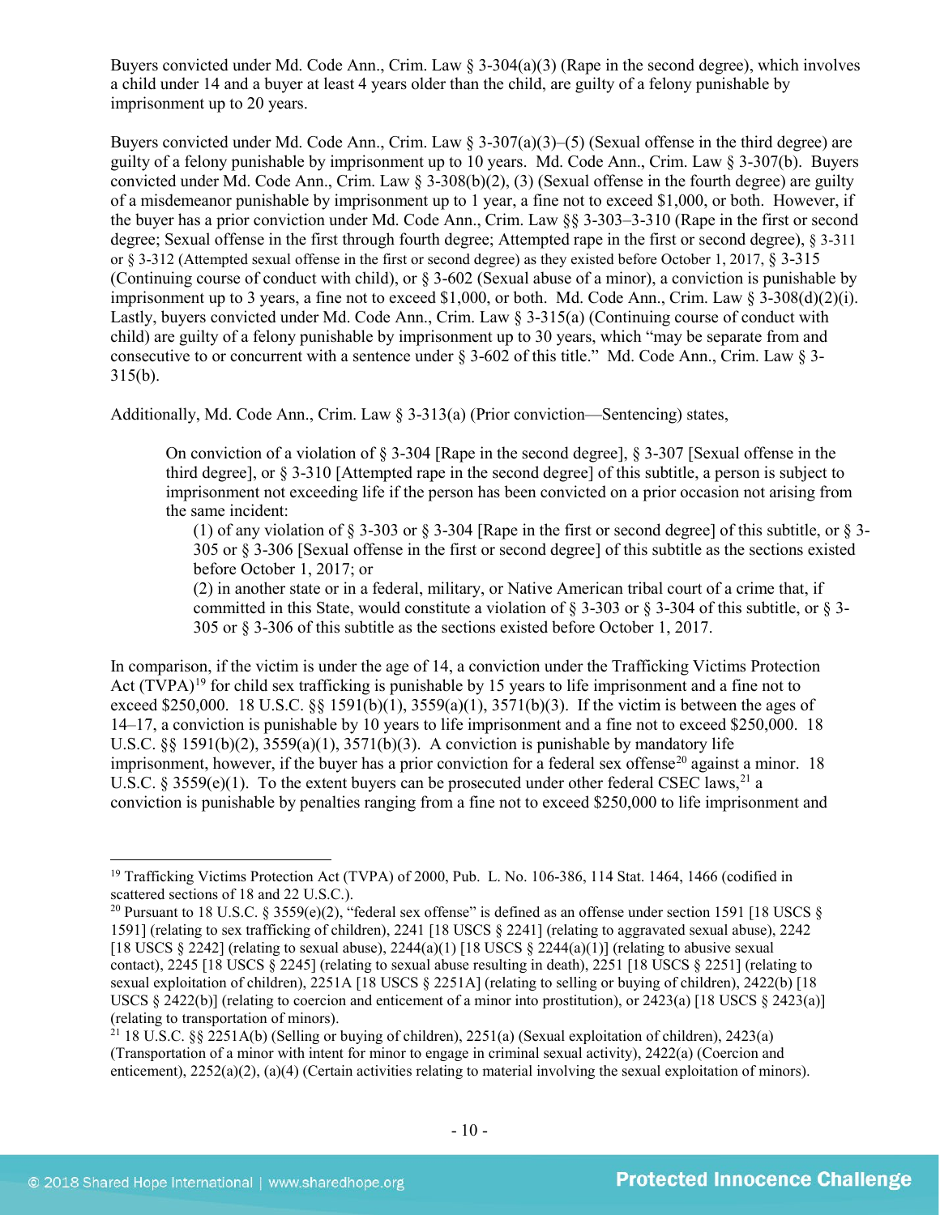Buyers convicted under Md. Code Ann., Crim. Law § 3-304(a)(3) (Rape in the second degree), which involves a child under 14 and a buyer at least 4 years older than the child, are guilty of a felony punishable by imprisonment up to 20 years.

Buyers convicted under Md. Code Ann., Crim. Law § 3-307(a)(3)–(5) (Sexual offense in the third degree) are guilty of a felony punishable by imprisonment up to 10 years. Md. Code Ann., Crim. Law § 3-307(b). Buyers convicted under Md. Code Ann., Crim. Law § 3-308(b)(2), (3) (Sexual offense in the fourth degree) are guilty of a misdemeanor punishable by imprisonment up to 1 year, a fine not to exceed $1,000, or both. However, if the buyer has a prior conviction under Md. Code Ann., Crim. Law §§ 3-303–3-310 (Rape in the first or second degree; Sexual offense in the first through fourth degree; Attempted rape in the first or second degree), § 3-311 or § 3-312 (Attempted sexual offense in the first or second degree) as they existed before October 1, 2017, § 3-315 (Continuing course of conduct with child), or § 3-602 (Sexual abuse of a minor), a conviction is punishable by imprisonment up to 3 years, a fine not to exceed $1,000, or both. Md. Code Ann., Crim. Law § 3-308(d)(2)(i). Lastly, buyers convicted under Md. Code Ann., Crim. Law § 3-315(a) (Continuing course of conduct with child) are guilty of a felony punishable by imprisonment up to 30 years, which "may be separate from and consecutive to or concurrent with a sentence under § 3-602 of this title." Md. Code Ann., Crim. Law § 3-315(b).

Additionally, Md. Code Ann., Crim. Law § 3-313(a) (Prior conviction—Sentencing) states,

> On conviction of a violation of § 3-304 [Rape in the second degree], § 3-307 [Sexual offense in the third degree], or § 3-310 [Attempted rape in the second degree] of this subtitle, a person is subject to imprisonment not exceeding life if the person has been convicted on a prior occasion not arising from the same incident:
>
> (1) of any violation of § 3-303 or § 3-304 [Rape in the first or second degree] of this subtitle, or § 3-305 or § 3-306 [Sexual offense in the first or second degree] of this subtitle as the sections existed before October 1, 2017; or
>
> (2) in another state or in a federal, military, or Native American tribal court of a crime that, if committed in this State, would constitute a violation of § 3-303 or § 3-304 of this subtitle, or § 3-305 or § 3-306 of this subtitle as the sections existed before October 1, 2017.

In comparison, if the victim is under the age of 14, a conviction under the Trafficking Victims Protection Act (TVPA)[19] for child sex trafficking is punishable by 15 years to life imprisonment and a fine not to exceed $250,000. 18 U.S.C. §§ 1591(b)(1), 3559(a)(1), 3571(b)(3). If the victim is between the ages of 14–17, a conviction is punishable by 10 years to life imprisonment and a fine not to exceed $250,000. 18 U.S.C. §§ 1591(b)(2), 3559(a)(1), 3571(b)(3). A conviction is punishable by mandatory life imprisonment, however, if the buyer has a prior conviction for a federal sex offense[20] against a minor. 18 U.S.C. § 3559(e)(1). To the extent buyers can be prosecuted under other federal CSEC laws,[21] a conviction is punishable by penalties ranging from a fine not to exceed $250,000 to life imprisonment and

---

[19] Trafficking Victims Protection Act (TVPA) of 2000, Pub. L. No. 106-386, 114 Stat. 1464, 1466 (codified in scattered sections of 18 and 22 U.S.C.).

[20] Pursuant to 18 U.S.C. § 3559(e)(2), "federal sex offense" is defined as an offense under section 1591 [18 USCS § 1591] (relating to sex trafficking of children), 2241 [18 USCS § 2241] (relating to aggravated sexual abuse), 2242 [18 USCS § 2242] (relating to sexual abuse), 2244(a)(1) [18 USCS § 2244(a)(1)] (relating to abusive sexual contact), 2245 [18 USCS § 2245] (relating to sexual abuse resulting in death), 2251 [18 USCS § 2251] (relating to sexual exploitation of children), 2251A [18 USCS § 2251A] (relating to selling or buying of children), 2422(b) [18 USCS § 2422(b)] (relating to coercion and enticement of a minor into prostitution), or 2423(a) [18 USCS § 2423(a)] (relating to transportation of minors).

[21] 18 U.S.C. §§ 2251A(b) (Selling or buying of children), 2251(a) (Sexual exploitation of children), 2423(a) (Transportation of a minor with intent for minor to engage in criminal sexual activity), 2422(a) (Coercion and enticement), 2252(a)(2), (a)(4) (Certain activities relating to material involving the sexual exploitation of minors).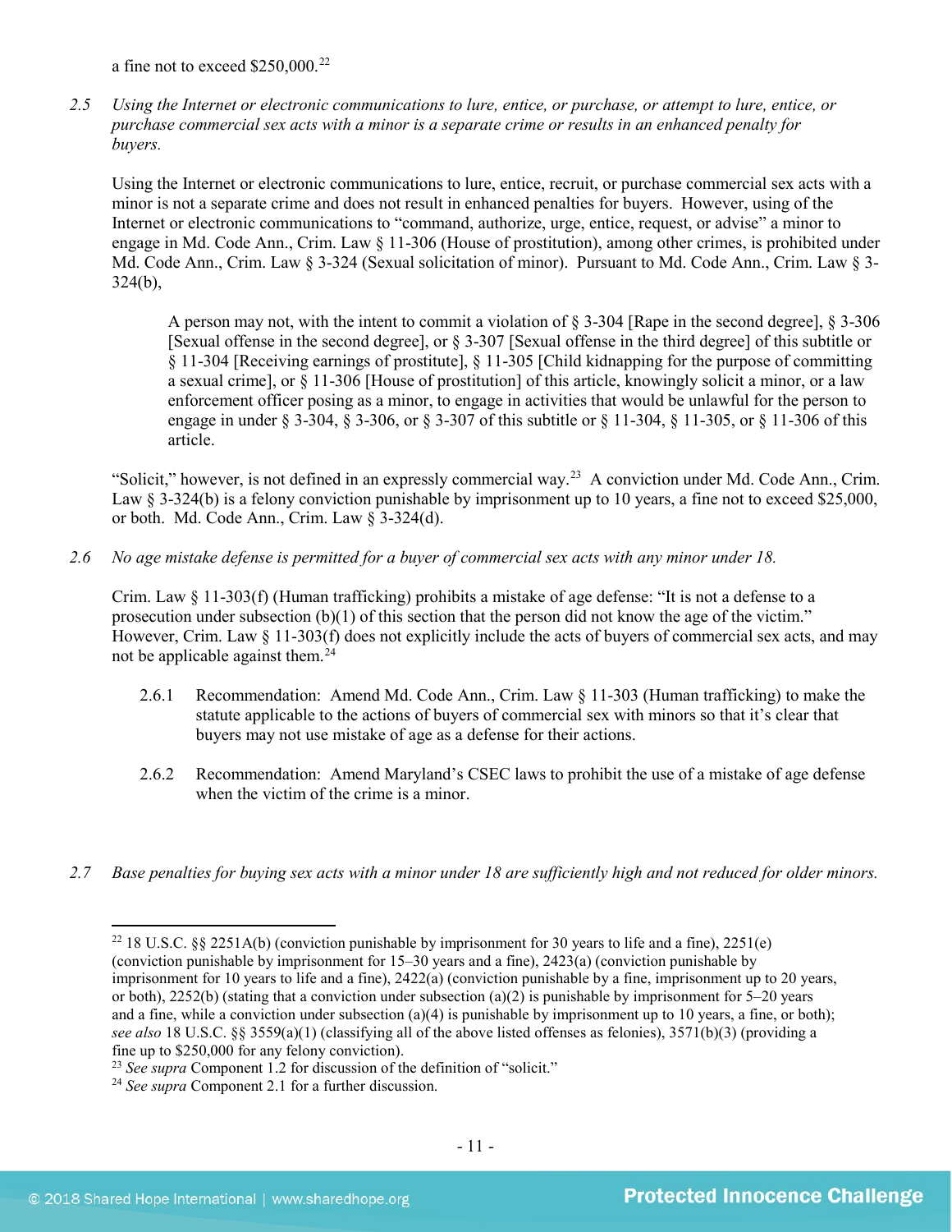a fine not to exceed $250,000.[22]

*2.5 Using the Internet or electronic communications to lure, entice, or purchase, or attempt to lure, entice, or purchase commercial sex acts with a minor is a separate crime or results in an enhanced penalty for buyers.*

Using the Internet or electronic communications to lure, entice, recruit, or purchase commercial sex acts with a minor is not a separate crime and does not result in enhanced penalties for buyers. However, using of the Internet or electronic communications to "command, authorize, urge, entice, request, or advise" a minor to engage in Md. Code Ann., Crim. Law § 11-306 (House of prostitution), among other crimes, is prohibited under Md. Code Ann., Crim. Law § 3-324 (Sexual solicitation of minor). Pursuant to Md. Code Ann., Crim. Law § 3-324(b),

> A person may not, with the intent to commit a violation of § 3-304 [Rape in the second degree], § 3-306 [Sexual offense in the second degree], or § 3-307 [Sexual offense in the third degree] of this subtitle or § 11-304 [Receiving earnings of prostitute], § 11-305 [Child kidnapping for the purpose of committing a sexual crime], or § 11-306 [House of prostitution] of this article, knowingly solicit a minor, or a law enforcement officer posing as a minor, to engage in activities that would be unlawful for the person to engage in under § 3-304, § 3-306, or § 3-307 of this subtitle or § 11-304, § 11-305, or § 11-306 of this article.

"Solicit," however, is not defined in an expressly commercial way.[23] A conviction under Md. Code Ann., Crim. Law § 3-324(b) is a felony conviction punishable by imprisonment up to 10 years, a fine not to exceed $25,000, or both. Md. Code Ann., Crim. Law § 3-324(d).

*2.6 No age mistake defense is permitted for a buyer of commercial sex acts with any minor under 18.*

Crim. Law § 11-303(f) (Human trafficking) prohibits a mistake of age defense: "It is not a defense to a prosecution under subsection (b)(1) of this section that the person did not know the age of the victim." However, Crim. Law § 11-303(f) does not explicitly include the acts of buyers of commercial sex acts, and may not be applicable against them.[24]

2.6.1 Recommendation: Amend Md. Code Ann., Crim. Law § 11-303 (Human trafficking) to make the statute applicable to the actions of buyers of commercial sex with minors so that it's clear that buyers may not use mistake of age as a defense for their actions.

2.6.2 Recommendation: Amend Maryland's CSEC laws to prohibit the use of a mistake of age defense when the victim of the crime is a minor.

*2.7 Base penalties for buying sex acts with a minor under 18 are sufficiently high and not reduced for older minors.*

---

[22] 18 U.S.C. §§ 2251A(b) (conviction punishable by imprisonment for 30 years to life and a fine), 2251(e) (conviction punishable by imprisonment for 15–30 years and a fine), 2423(a) (conviction punishable by imprisonment for 10 years to life and a fine), 2422(a) (conviction punishable by a fine, imprisonment up to 20 years, or both), 2252(b) (stating that a conviction under subsection (a)(2) is punishable by imprisonment for 5–20 years and a fine, while a conviction under subsection (a)(4) is punishable by imprisonment up to 10 years, a fine, or both); *see also* 18 U.S.C. §§ 3559(a)(1) (classifying all of the above listed offenses as felonies), 3571(b)(3) (providing a fine up to $250,000 for any felony conviction).

[23] *See supra* Component 1.2 for discussion of the definition of "solicit."

[24] *See supra* Component 2.1 for a further discussion.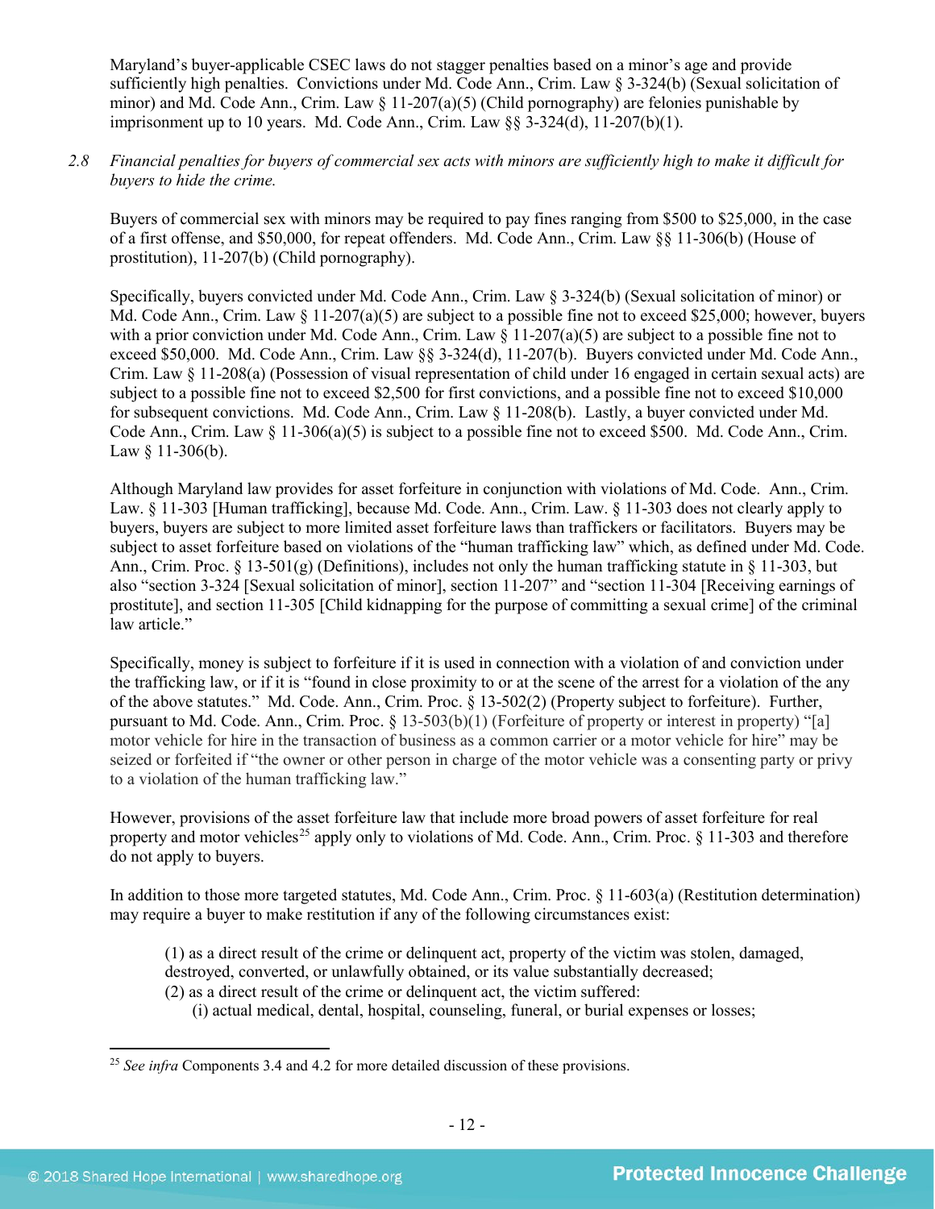Maryland's buyer-applicable CSEC laws do not stagger penalties based on a minor's age and provide sufficiently high penalties. Convictions under Md. Code Ann., Crim. Law § 3-324(b) (Sexual solicitation of minor) and Md. Code Ann., Crim. Law § 11-207(a)(5) (Child pornography) are felonies punishable by imprisonment up to 10 years. Md. Code Ann., Crim. Law §§ 3-324(d), 11-207(b)(1).

*2.8 Financial penalties for buyers of commercial sex acts with minors are sufficiently high to make it difficult for buyers to hide the crime.*

Buyers of commercial sex with minors may be required to pay fines ranging from $500 to $25,000, in the case of a first offense, and $50,000, for repeat offenders. Md. Code Ann., Crim. Law §§ 11-306(b) (House of prostitution), 11-207(b) (Child pornography).

Specifically, buyers convicted under Md. Code Ann., Crim. Law § 3-324(b) (Sexual solicitation of minor) or Md. Code Ann., Crim. Law § 11-207(a)(5) are subject to a possible fine not to exceed $25,000; however, buyers with a prior conviction under Md. Code Ann., Crim. Law § 11-207(a)(5) are subject to a possible fine not to exceed $50,000. Md. Code Ann., Crim. Law §§ 3-324(d), 11-207(b). Buyers convicted under Md. Code Ann., Crim. Law § 11-208(a) (Possession of visual representation of child under 16 engaged in certain sexual acts) are subject to a possible fine not to exceed $2,500 for first convictions, and a possible fine not to exceed $10,000 for subsequent convictions. Md. Code Ann., Crim. Law § 11-208(b). Lastly, a buyer convicted under Md. Code Ann., Crim. Law § 11-306(a)(5) is subject to a possible fine not to exceed $500. Md. Code Ann., Crim. Law § 11-306(b).

Although Maryland law provides for asset forfeiture in conjunction with violations of Md. Code. Ann., Crim. Law. § 11-303 [Human trafficking], because Md. Code. Ann., Crim. Law. § 11-303 does not clearly apply to buyers, buyers are subject to more limited asset forfeiture laws than traffickers or facilitators. Buyers may be subject to asset forfeiture based on violations of the "human trafficking law" which, as defined under Md. Code. Ann., Crim. Proc. § 13-501(g) (Definitions), includes not only the human trafficking statute in § 11-303, but also "section 3-324 [Sexual solicitation of minor], section 11-207" and "section 11-304 [Receiving earnings of prostitute], and section 11-305 [Child kidnapping for the purpose of committing a sexual crime] of the criminal law article."

Specifically, money is subject to forfeiture if it is used in connection with a violation of and conviction under the trafficking law, or if it is "found in close proximity to or at the scene of the arrest for a violation of the any of the above statutes." Md. Code. Ann., Crim. Proc. § 13-502(2) (Property subject to forfeiture). Further, pursuant to Md. Code. Ann., Crim. Proc. § 13-503(b)(1) (Forfeiture of property or interest in property) "[a] motor vehicle for hire in the transaction of business as a common carrier or a motor vehicle for hire" may be seized or forfeited if "the owner or other person in charge of the motor vehicle was a consenting party or privy to a violation of the human trafficking law."

However, provisions of the asset forfeiture law that include more broad powers of asset forfeiture for real property and motor vehicles[25] apply only to violations of Md. Code. Ann., Crim. Proc. § 11-303 and therefore do not apply to buyers.

In addition to those more targeted statutes, Md. Code Ann., Crim. Proc. § 11-603(a) (Restitution determination) may require a buyer to make restitution if any of the following circumstances exist:

> (1) as a direct result of the crime or delinquent act, property of the victim was stolen, damaged, destroyed, converted, or unlawfully obtained, or its value substantially decreased;
> (2) as a direct result of the crime or delinquent act, the victim suffered:
>     (i) actual medical, dental, hospital, counseling, funeral, or burial expenses or losses;

---

[25] *See infra* Components 3.4 and 4.2 for more detailed discussion of these provisions.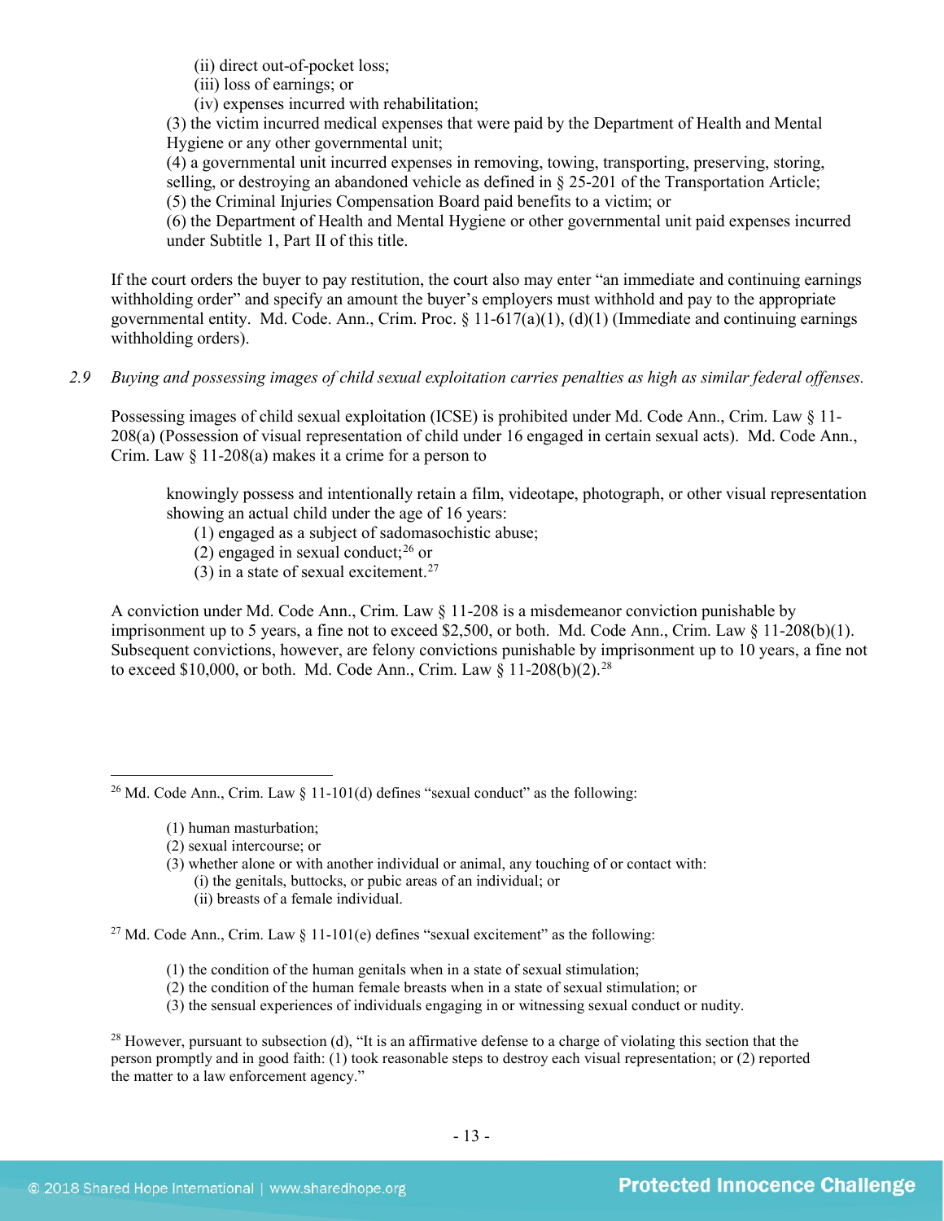(ii) direct out-of-pocket loss;
(iii) loss of earnings; or
(iv) expenses incurred with rehabilitation;

(3) the victim incurred medical expenses that were paid by the Department of Health and Mental Hygiene or any other governmental unit;
(4) a governmental unit incurred expenses in removing, towing, transporting, preserving, storing, selling, or destroying an abandoned vehicle as defined in § 25-201 of the Transportation Article;
(5) the Criminal Injuries Compensation Board paid benefits to a victim; or
(6) the Department of Health and Mental Hygiene or other governmental unit paid expenses incurred under Subtitle 1, Part II of this title.

If the court orders the buyer to pay restitution, the court also may enter "an immediate and continuing earnings withholding order" and specify an amount the buyer's employers must withhold and pay to the appropriate governmental entity. Md. Code Ann., Crim. Proc. § 11-617(a)(1), (d)(1) (Immediate and continuing earnings withholding orders).

*2.9 Buying and possessing images of child sexual exploitation carries penalties as high as similar federal offenses.*

Possessing images of child sexual exploitation (ICSE) is prohibited under Md. Code Ann., Crim. Law § 11-208(a) (Possession of visual representation of child under 16 engaged in certain sexual acts). Md. Code Ann., Crim. Law § 11-208(a) makes it a crime for a person to

> knowingly possess and intentionally retain a film, videotape, photograph, or other visual representation showing an actual child under the age of 16 years:
> (1) engaged as a subject of sadomasochistic abuse;
> (2) engaged in sexual conduct;[26] or
> (3) in a state of sexual excitement.[27]

A conviction under Md. Code Ann., Crim. Law § 11-208 is a misdemeanor conviction punishable by imprisonment up to 5 years, a fine not to exceed $2,500, or both. Md. Code Ann., Crim. Law § 11-208(b)(1). Subsequent convictions, however, are felony convictions punishable by imprisonment up to 10 years, a fine not to exceed $10,000, or both. Md. Code Ann., Crim. Law § 11-208(b)(2).[28]

---

[26] Md. Code Ann., Crim. Law § 11-101(d) defines "sexual conduct" as the following:

> (1) human masturbation;
> (2) sexual intercourse; or
> (3) whether alone or with another individual or animal, any touching of or contact with:
> (i) the genitals, buttocks, or pubic areas of an individual; or
> (ii) breasts of a female individual.

[27] Md. Code Ann., Crim. Law § 11-101(e) defines "sexual excitement" as the following:

> (1) the condition of the human genitals when in a state of sexual stimulation;
> (2) the condition of the human female breasts when in a state of sexual stimulation; or
> (3) the sensual experiences of individuals engaging in or witnessing sexual conduct or nudity.

[28] However, pursuant to subsection (d), "It is an affirmative defense to a charge of violating this section that the person promptly and in good faith: (1) took reasonable steps to destroy each visual representation; or (2) reported the matter to a law enforcement agency."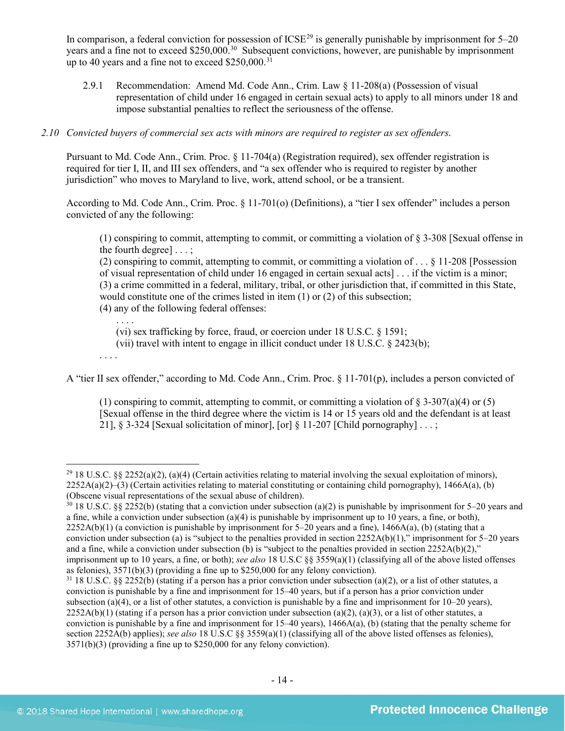In comparison, a federal conviction for possession of ICSE[29] is generally punishable by imprisonment for 5–20 years and a fine not to exceed $250,000.[30] Subsequent convictions, however, are punishable by imprisonment up to 40 years and a fine not to exceed $250,000.[31]

2.9.1 Recommendation: Amend Md. Code Ann., Crim. Law § 11-208(a) (Possession of visual representation of child under 16 engaged in certain sexual acts) to apply to all minors under 18 and impose substantial penalties to reflect the seriousness of the offense.

*2.10 Convicted buyers of commercial sex acts with minors are required to register as sex offenders.*

Pursuant to Md. Code Ann., Crim. Proc. § 11-704(a) (Registration required), sex offender registration is required for tier I, II, and III sex offenders, and "a sex offender who is required to register by another jurisdiction" who moves to Maryland to live, work, attend school, or be a transient.

According to Md. Code Ann., Crim. Proc. § 11-701(o) (Definitions), a "tier I sex offender" includes a person convicted of any the following:

> (1) conspiring to commit, attempting to commit, or committing a violation of § 3-308 [Sexual offense in the fourth degree] . . . ;
> (2) conspiring to commit, attempting to commit, or committing a violation of . . . § 11-208 [Possession of visual representation of child under 16 engaged in certain sexual acts] . . . if the victim is a minor;
> (3) a crime committed in a federal, military, tribal, or other jurisdiction that, if committed in this State, would constitute one of the crimes listed in item (1) or (2) of this subsection;
> (4) any of the following federal offenses:
> . . . .
> (vi) sex trafficking by force, fraud, or coercion under 18 U.S.C. § 1591;
> (vii) travel with intent to engage in illicit conduct under 18 U.S.C. § 2423(b);
> . . . .

A "tier II sex offender," according to Md. Code Ann., Crim. Proc. § 11-701(p), includes a person convicted of

> (1) conspiring to commit, attempting to commit, or committing a violation of § 3-307(a)(4) or (5) [Sexual offense in the third degree where the victim is 14 or 15 years old and the defendant is at least 21], § 3-324 [Sexual solicitation of minor], [or] § 11-207 [Child pornography] . . . ;

---

[29] 18 U.S.C. §§ 2252(a)(2), (a)(4) (Certain activities relating to material involving the sexual exploitation of minors), 2252A(a)(2)–(3) (Certain activities relating to material constituting or containing child pornography), 1466A(a), (b) (Obscene visual representations of the sexual abuse of children).

[30] 18 U.S.C. §§ 2252(b) (stating that a conviction under subsection (a)(2) is punishable by imprisonment for 5–20 years and a fine, while a conviction under subsection (a)(4) is punishable by imprisonment up to 10 years, a fine, or both), 2252A(b)(1) (a conviction is punishable by imprisonment for 5–20 years and a fine), 1466A(a), (b) (stating that a conviction under subsection (a) is "subject to the penalties provided in section 2252A(b)(1)," imprisonment for 5–20 years and a fine, while a conviction under subsection (b) is "subject to the penalties provided in section 2252A(b)(2)," imprisonment up to 10 years, a fine, or both); *see also* 18 U.S.C §§ 3559(a)(1) (classifying all of the above listed offenses as felonies), 3571(b)(3) (providing a fine up to $250,000 for any felony conviction).

[31] 18 U.S.C. §§ 2252(b) (stating if a person has a prior conviction under subsection (a)(2), or a list of other statutes, a conviction is punishable by a fine and imprisonment for 15–40 years, but if a person has a prior conviction under subsection (a)(4), or a list of other statutes, a conviction is punishable by a fine and imprisonment for 10–20 years), 2252A(b)(1) (stating if a person has a prior conviction under subsection (a)(2), (a)(3), or a list of other statutes, a conviction is punishable by a fine and imprisonment for 15–40 years), 1466A(a), (b) (stating that the penalty scheme for section 2252A(b) applies); *see also* 18 U.S.C §§ 3559(a)(1) (classifying all of the above listed offenses as felonies), 3571(b)(3) (providing a fine up to $250,000 for any felony conviction).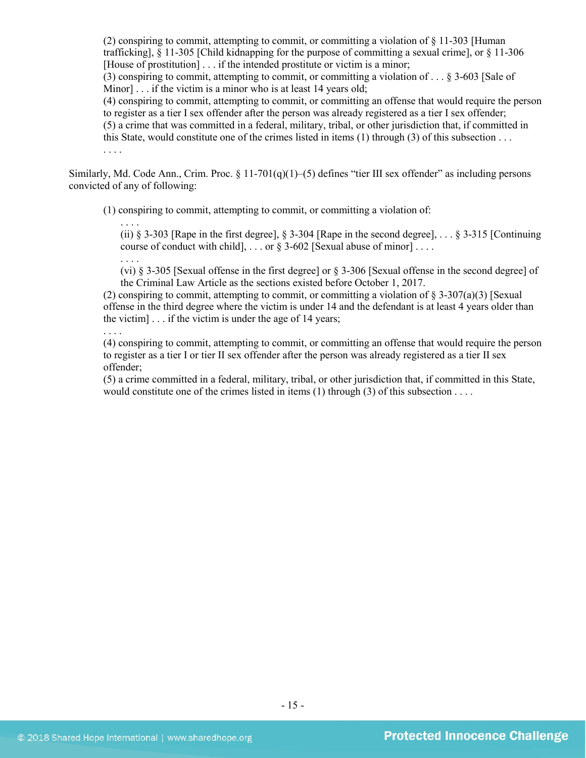> (2) conspiring to commit, attempting to commit, or committing a violation of § 11-303 [Human trafficking], § 11-305 [Child kidnapping for the purpose of committing a sexual crime], or § 11-306 [House of prostitution] . . . if the intended prostitute or victim is a minor;
> (3) conspiring to commit, attempting to commit, or committing a violation of . . . § 3-603 [Sale of Minor] . . . if the victim is a minor who is at least 14 years old;
> (4) conspiring to commit, attempting to commit, or committing an offense that would require the person to register as a tier I sex offender after the person was already registered as a tier I sex offender;
> (5) a crime that was committed in a federal, military, tribal, or other jurisdiction that, if committed in this State, would constitute one of the crimes listed in items (1) through (3) of this subsection . . .
> . . . .

Similarly, Md. Code Ann., Crim. Proc. § 11-701(q)(1)–(5) defines "tier III sex offender" as including persons convicted of any of following:

> (1) conspiring to commit, attempting to commit, or committing a violation of:
>
> . . . .
>
> (ii) § 3-303 [Rape in the first degree], § 3-304 [Rape in the second degree], . . . § 3-315 [Continuing course of conduct with child], . . . or § 3-602 [Sexual abuse of minor] . . . .
>
> . . . .
>
> (vi) § 3-305 [Sexual offense in the first degree] or § 3-306 [Sexual offense in the second degree] of the Criminal Law Article as the sections existed before October 1, 2017.
>
> (2) conspiring to commit, attempting to commit, or committing a violation of § 3-307(a)(3) [Sexual offense in the third degree where the victim is under 14 and the defendant is at least 4 years older than the victim] . . . if the victim is under the age of 14 years;
>
> . . . .
>
> (4) conspiring to commit, attempting to commit, or committing an offense that would require the person to register as a tier I or tier II sex offender after the person was already registered as a tier II sex offender;
> (5) a crime committed in a federal, military, tribal, or other jurisdiction that, if committed in this State, would constitute one of the crimes listed in items (1) through (3) of this subsection . . . .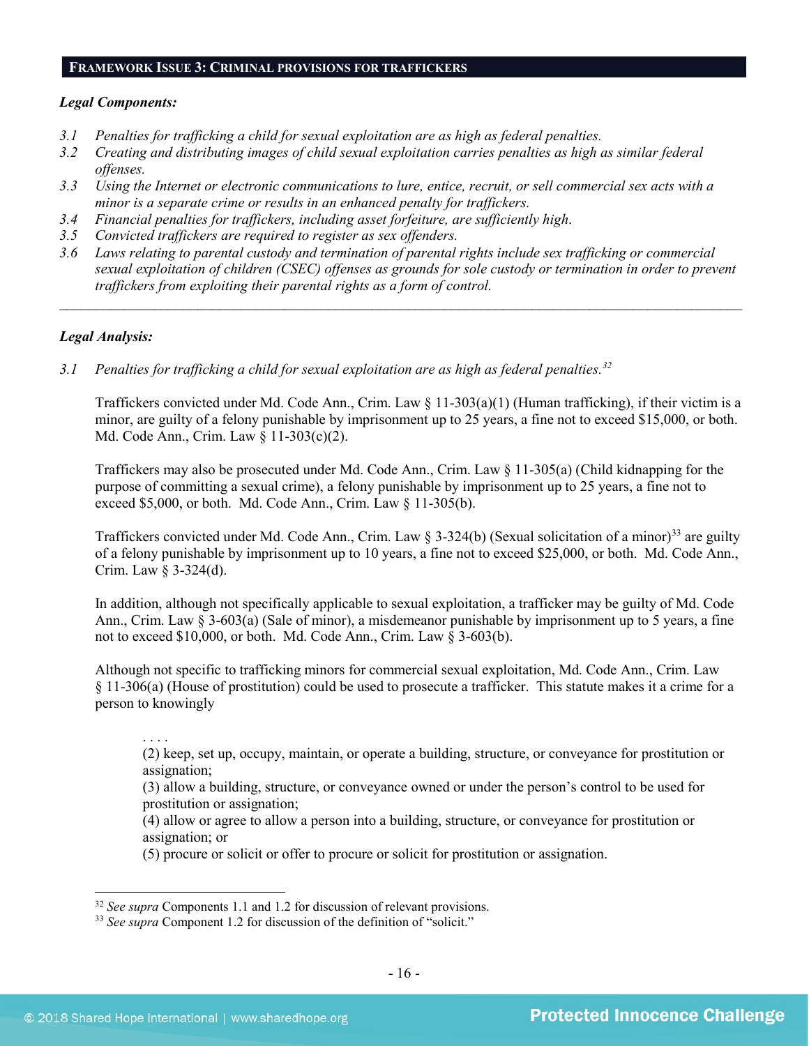## FRAMEWORK ISSUE 3: CRIMINAL PROVISIONS FOR TRAFFICKERS

***Legal Components:***

*3.1 Penalties for trafficking a child for sexual exploitation are as high as federal penalties.*
*3.2 Creating and distributing images of child sexual exploitation carries penalties as high as similar federal offenses.*
*3.3 Using the Internet or electronic communications to lure, entice, recruit, or sell commercial sex acts with a minor is a separate crime or results in an enhanced penalty for traffickers.*
*3.4 Financial penalties for traffickers, including asset forfeiture, are sufficiently high.*
*3.5 Convicted traffickers are required to register as sex offenders.*
*3.6 Laws relating to parental custody and termination of parental rights include sex trafficking or commercial sexual exploitation of children (CSEC) offenses as grounds for sole custody or termination in order to prevent traffickers from exploiting their parental rights as a form of control.*

---

***Legal Analysis:***

*3.1 Penalties for trafficking a child for sexual exploitation are as high as federal penalties.*[32]

Traffickers convicted under Md. Code Ann., Crim. Law § 11-303(a)(1) (Human trafficking), if their victim is a minor, are guilty of a felony punishable by imprisonment up to 25 years, a fine not to exceed $15,000, or both. Md. Code Ann., Crim. Law § 11-303(c)(2).

Traffickers may also be prosecuted under Md. Code Ann., Crim. Law § 11-305(a) (Child kidnapping for the purpose of committing a sexual crime), a felony punishable by imprisonment up to 25 years, a fine not to exceed $5,000, or both. Md. Code Ann., Crim. Law § 11-305(b).

Traffickers convicted under Md. Code Ann., Crim. Law § 3-324(b) (Sexual solicitation of a minor)[33] are guilty of a felony punishable by imprisonment up to 10 years, a fine not to exceed $25,000, or both. Md. Code Ann., Crim. Law § 3-324(d).

In addition, although not specifically applicable to sexual exploitation, a trafficker may be guilty of Md. Code Ann., Crim. Law § 3-603(a) (Sale of minor), a misdemeanor punishable by imprisonment up to 5 years, a fine not to exceed $10,000, or both. Md. Code Ann., Crim. Law § 3-603(b).

Although not specific to trafficking minors for commercial sexual exploitation, Md. Code Ann., Crim. Law § 11-306(a) (House of prostitution) could be used to prosecute a trafficker. This statute makes it a crime for a person to knowingly

> . . . .
> (2) keep, set up, occupy, maintain, or operate a building, structure, or conveyance for prostitution or assignation;
> (3) allow a building, structure, or conveyance owned or under the person's control to be used for prostitution or assignation;
> (4) allow or agree to allow a person into a building, structure, or conveyance for prostitution or assignation; or
> (5) procure or solicit or offer to procure or solicit for prostitution or assignation.

---

[32] *See supra* Components 1.1 and 1.2 for discussion of relevant provisions.
[33] *See supra* Component 1.2 for discussion of the definition of "solicit."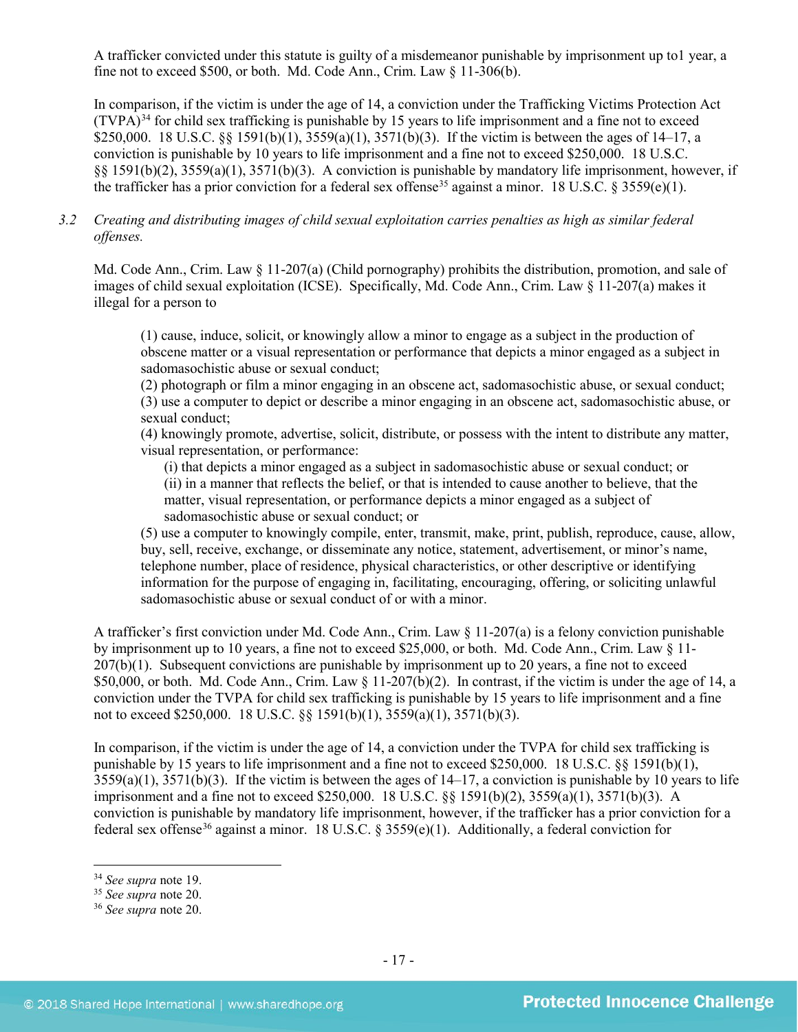A trafficker convicted under this statute is guilty of a misdemeanor punishable by imprisonment up to1 year, a fine not to exceed $500, or both. Md. Code Ann., Crim. Law § 11-306(b).

In comparison, if the victim is under the age of 14, a conviction under the Trafficking Victims Protection Act (TVPA)[34] for child sex trafficking is punishable by 15 years to life imprisonment and a fine not to exceed $250,000. 18 U.S.C. §§ 1591(b)(1), 3559(a)(1), 3571(b)(3). If the victim is between the ages of 14–17, a conviction is punishable by 10 years to life imprisonment and a fine not to exceed $250,000. 18 U.S.C. §§ 1591(b)(2), 3559(a)(1), 3571(b)(3). A conviction is punishable by mandatory life imprisonment, however, if the trafficker has a prior conviction for a federal sex offense[35] against a minor. 18 U.S.C. § 3559(e)(1).

*3.2 Creating and distributing images of child sexual exploitation carries penalties as high as similar federal offenses.*

Md. Code Ann., Crim. Law § 11-207(a) (Child pornography) prohibits the distribution, promotion, and sale of images of child sexual exploitation (ICSE). Specifically, Md. Code Ann., Crim. Law § 11-207(a) makes it illegal for a person to

> (1) cause, induce, solicit, or knowingly allow a minor to engage as a subject in the production of obscene matter or a visual representation or performance that depicts a minor engaged as a subject in sadomasochistic abuse or sexual conduct;
> (2) photograph or film a minor engaging in an obscene act, sadomasochistic abuse, or sexual conduct;
> (3) use a computer to depict or describe a minor engaging in an obscene act, sadomasochistic abuse, or sexual conduct;
> (4) knowingly promote, advertise, solicit, distribute, or possess with the intent to distribute any matter, visual representation, or performance:
>> (i) that depicts a minor engaged as a subject in sadomasochistic abuse or sexual conduct; or
>> (ii) in a manner that reflects the belief, or that is intended to cause another to believe, that the matter, visual representation, or performance depicts a minor engaged as a subject of sadomasochistic abuse or sexual conduct; or
>
> (5) use a computer to knowingly compile, enter, transmit, make, print, publish, reproduce, cause, allow, buy, sell, receive, exchange, or disseminate any notice, statement, advertisement, or minor's name, telephone number, place of residence, physical characteristics, or other descriptive or identifying information for the purpose of engaging in, facilitating, encouraging, offering, or soliciting unlawful sadomasochistic abuse or sexual conduct of or with a minor.

A trafficker's first conviction under Md. Code Ann., Crim. Law § 11-207(a) is a felony conviction punishable by imprisonment up to 10 years, a fine not to exceed $25,000, or both. Md. Code Ann., Crim. Law § 11-207(b)(1). Subsequent convictions are punishable by imprisonment up to 20 years, a fine not to exceed $50,000, or both. Md. Code Ann., Crim. Law § 11-207(b)(2). In contrast, if the victim is under the age of 14, a conviction under the TVPA for child sex trafficking is punishable by 15 years to life imprisonment and a fine not to exceed $250,000. 18 U.S.C. §§ 1591(b)(1), 3559(a)(1), 3571(b)(3).

In comparison, if the victim is under the age of 14, a conviction under the TVPA for child sex trafficking is punishable by 15 years to life imprisonment and a fine not to exceed $250,000. 18 U.S.C. §§ 1591(b)(1), 3559(a)(1), 3571(b)(3). If the victim is between the ages of 14–17, a conviction is punishable by 10 years to life imprisonment and a fine not to exceed $250,000. 18 U.S.C. §§ 1591(b)(2), 3559(a)(1), 3571(b)(3). A conviction is punishable by mandatory life imprisonment, however, if the trafficker has a prior conviction for a federal sex offense[36] against a minor. 18 U.S.C. § 3559(e)(1). Additionally, a federal conviction for

---

[34] *See supra* note 19.
[35] *See supra* note 20.
[36] *See supra* note 20.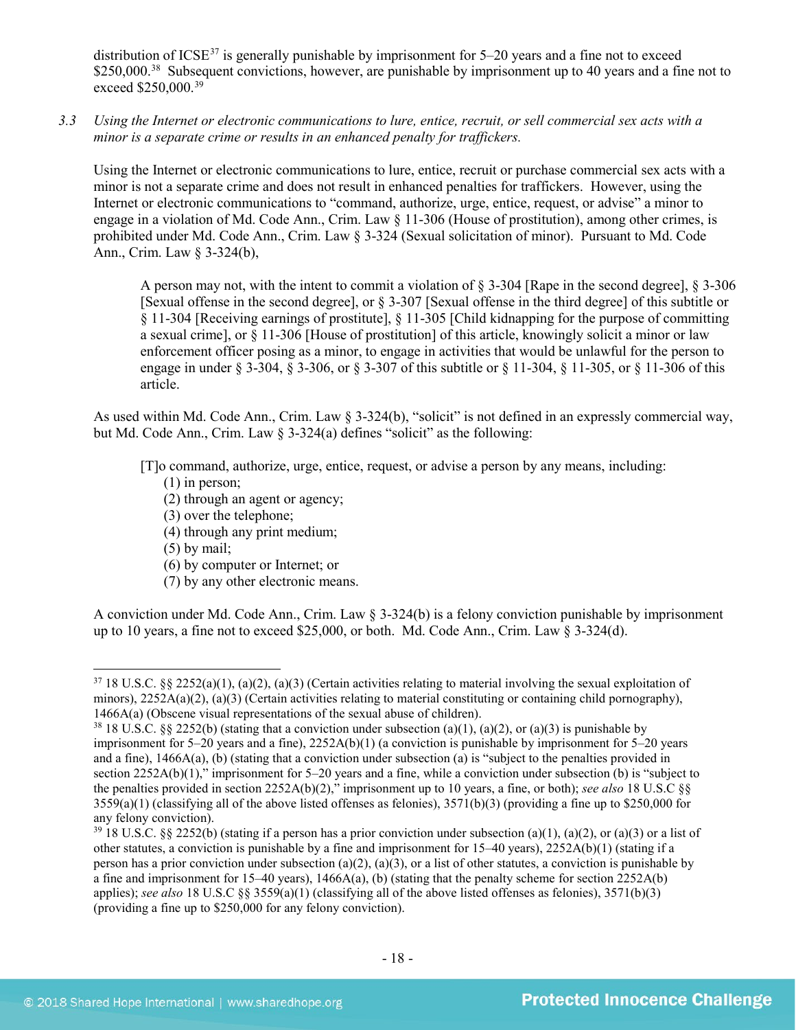distribution of ICSE[37] is generally punishable by imprisonment for 5–20 years and a fine not to exceed $250,000.[38] Subsequent convictions, however, are punishable by imprisonment up to 40 years and a fine not to exceed $250,000.[39]

3.3 *Using the Internet or electronic communications to lure, entice, recruit, or sell commercial sex acts with a minor is a separate crime or results in an enhanced penalty for traffickers.*

Using the Internet or electronic communications to lure, entice, recruit or purchase commercial sex acts with a minor is not a separate crime and does not result in enhanced penalties for traffickers. However, using the Internet or electronic communications to "command, authorize, urge, entice, request, or advise" a minor to engage in a violation of Md. Code Ann., Crim. Law § 11-306 (House of prostitution), among other crimes, is prohibited under Md. Code Ann., Crim. Law § 3-324 (Sexual solicitation of minor). Pursuant to Md. Code Ann., Crim. Law § 3-324(b),

> A person may not, with the intent to commit a violation of § 3-304 [Rape in the second degree], § 3-306 [Sexual offense in the second degree], or § 3-307 [Sexual offense in the third degree] of this subtitle or § 11-304 [Receiving earnings of prostitute], § 11-305 [Child kidnapping for the purpose of committing a sexual crime], or § 11-306 [House of prostitution] of this article, knowingly solicit a minor or law enforcement officer posing as a minor, to engage in activities that would be unlawful for the person to engage in under § 3-304, § 3-306, or § 3-307 of this subtitle or § 11-304, § 11-305, or § 11-306 of this article.

As used within Md. Code Ann., Crim. Law § 3-324(b), "solicit" is not defined in an expressly commercial way, but Md. Code Ann., Crim. Law § 3-324(a) defines "solicit" as the following:

> [T]o command, authorize, urge, entice, request, or advise a person by any means, including:
> (1) in person;
> (2) through an agent or agency;
> (3) over the telephone;
> (4) through any print medium;
> (5) by mail;
> (6) by computer or Internet; or
> (7) by any other electronic means.

A conviction under Md. Code Ann., Crim. Law § 3-324(b) is a felony conviction punishable by imprisonment up to 10 years, a fine not to exceed $25,000, or both. Md. Code Ann., Crim. Law § 3-324(d).

---

[37] 18 U.S.C. §§ 2252(a)(1), (a)(2), (a)(3) (Certain activities relating to material involving the sexual exploitation of minors), 2252A(a)(2), (a)(3) (Certain activities relating to material constituting or containing child pornography), 1466A(a) (Obscene visual representations of the sexual abuse of children).

[38] 18 U.S.C. §§ 2252(b) (stating that a conviction under subsection (a)(1), (a)(2), or (a)(3) is punishable by imprisonment for 5–20 years and a fine), 2252A(b)(1) (a conviction is punishable by imprisonment for 5–20 years and a fine), 1466A(a), (b) (stating that a conviction under subsection (a) is "subject to the penalties provided in section 2252A(b)(1)," imprisonment for 5–20 years and a fine, while a conviction under subsection (b) is "subject to the penalties provided in section 2252A(b)(2)," imprisonment up to 10 years, a fine, or both); *see also* 18 U.S.C §§ 3559(a)(1) (classifying all of the above listed offenses as felonies), 3571(b)(3) (providing a fine up to $250,000 for any felony conviction).

[39] 18 U.S.C. §§ 2252(b) (stating if a person has a prior conviction under subsection (a)(1), (a)(2), or (a)(3) or a list of other statutes, a conviction is punishable by a fine and imprisonment for 15–40 years), 2252A(b)(1) (stating if a person has a prior conviction under subsection (a)(2), (a)(3), or a list of other statutes, a conviction is punishable by a fine and imprisonment for 15–40 years), 1466A(a), (b) (stating that the penalty scheme for section 2252A(b) applies); *see also* 18 U.S.C §§ 3559(a)(1) (classifying all of the above listed offenses as felonies), 3571(b)(3) (providing a fine up to $250,000 for any felony conviction).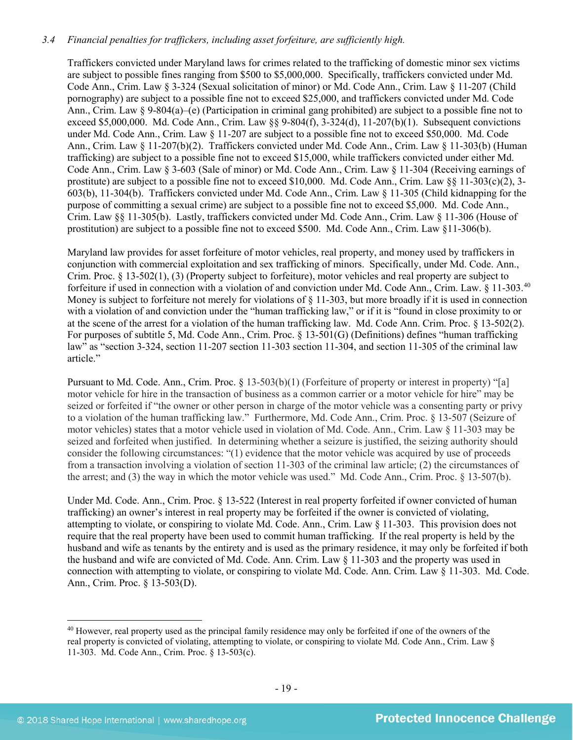*3.4 Financial penalties for traffickers, including asset forfeiture, are sufficiently high.*

Traffickers convicted under Maryland laws for crimes related to the trafficking of domestic minor sex victims are subject to possible fines ranging from $500 to $5,000,000. Specifically, traffickers convicted under Md. Code Ann., Crim. Law § 3-324 (Sexual solicitation of minor) or Md. Code Ann., Crim. Law § 11-207 (Child pornography) are subject to a possible fine not to exceed $25,000, and traffickers convicted under Md. Code Ann., Crim. Law § 9-804(a)–(e) (Participation in criminal gang prohibited) are subject to a possible fine not to exceed $5,000,000. Md. Code Ann., Crim. Law §§ 9-804(f), 3-324(d), 11-207(b)(1). Subsequent convictions under Md. Code Ann., Crim. Law § 11-207 are subject to a possible fine not to exceed $50,000. Md. Code Ann., Crim. Law § 11-207(b)(2). Traffickers convicted under Md. Code Ann., Crim. Law § 11-303(b) (Human trafficking) are subject to a possible fine not to exceed $15,000, while traffickers convicted under either Md. Code Ann., Crim. Law § 3-603 (Sale of minor) or Md. Code Ann., Crim. Law § 11-304 (Receiving earnings of prostitute) are subject to a possible fine not to exceed $10,000. Md. Code Ann., Crim. Law §§ 11-303(c)(2), 3-603(b), 11-304(b). Traffickers convicted under Md. Code Ann., Crim. Law § 11-305 (Child kidnapping for the purpose of committing a sexual crime) are subject to a possible fine not to exceed $5,000. Md. Code Ann., Crim. Law §§ 11-305(b). Lastly, traffickers convicted under Md. Code Ann., Crim. Law § 11-306 (House of prostitution) are subject to a possible fine not to exceed $500. Md. Code Ann., Crim. Law §11-306(b).

Maryland law provides for asset forfeiture of motor vehicles, real property, and money used by traffickers in conjunction with commercial exploitation and sex trafficking of minors. Specifically, under Md. Code. Ann., Crim. Proc. § 13-502(1), (3) (Property subject to forfeiture), motor vehicles and real property are subject to forfeiture if used in connection with a violation of and conviction under Md. Code Ann., Crim. Law. § 11-303.[40] Money is subject to forfeiture not merely for violations of § 11-303, but more broadly if it is used in connection with a violation of and conviction under the "human trafficking law," or if it is "found in close proximity to or at the scene of the arrest for a violation of the human trafficking law. Md. Code Ann. Crim. Proc. § 13-502(2). For purposes of subtitle 5, Md. Code Ann., Crim. Proc. § 13-501(G) (Definitions) defines "human trafficking law" as "section 3-324, section 11-207 section 11-303 section 11-304, and section 11-305 of the criminal law article."

Pursuant to Md. Code. Ann., Crim. Proc. § 13-503(b)(1) (Forfeiture of property or interest in property) "[a] motor vehicle for hire in the transaction of business as a common carrier or a motor vehicle for hire" may be seized or forfeited if "the owner or other person in charge of the motor vehicle was a consenting party or privy to a violation of the human trafficking law." Furthermore, Md. Code Ann., Crim. Proc. § 13-507 (Seizure of motor vehicles) states that a motor vehicle used in violation of Md. Code. Ann., Crim. Law § 11-303 may be seized and forfeited when justified. In determining whether a seizure is justified, the seizing authority should consider the following circumstances: "(1) evidence that the motor vehicle was acquired by use of proceeds from a transaction involving a violation of section 11-303 of the criminal law article; (2) the circumstances of the arrest; and (3) the way in which the motor vehicle was used." Md. Code Ann., Crim. Proc. § 13-507(b).

Under Md. Code. Ann., Crim. Proc. § 13-522 (Interest in real property forfeited if owner convicted of human trafficking) an owner's interest in real property may be forfeited if the owner is convicted of violating, attempting to violate, or conspiring to violate Md. Code Ann., Crim. Law § 11-303. This provision does not require that the real property have been used to commit human trafficking. If the real property is held by the husband and wife as tenants by the entirety and is used as the primary residence, it may only be forfeited if both the husband and wife are convicted of Md. Code. Ann. Crim. Law § 11-303 and the property was used in connection with attempting to violate, or conspiring to violate Md. Code. Ann. Crim. Law § 11-303. Md. Code. Ann., Crim. Proc. § 13-503(D).

---

[40] However, real property used as the principal family residence may only be forfeited if one of the owners of the real property is convicted of violating, attempting to violate, or conspiring to violate Md. Code Ann., Crim. Law § 11-303. Md. Code Ann., Crim. Proc. § 13-503(c).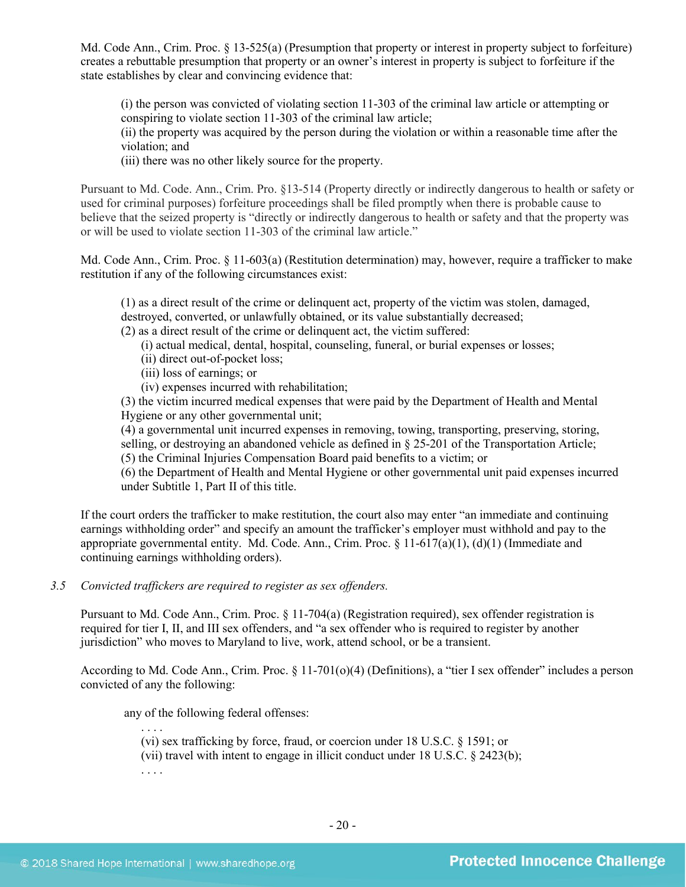Md. Code Ann., Crim. Proc. § 13-525(a) (Presumption that property or interest in property subject to forfeiture) creates a rebuttable presumption that property or an owner's interest in property is subject to forfeiture if the state establishes by clear and convincing evidence that:

> (i) the person was convicted of violating section 11-303 of the criminal law article or attempting or conspiring to violate section 11-303 of the criminal law article;
> (ii) the property was acquired by the person during the violation or within a reasonable time after the violation; and
> (iii) there was no other likely source for the property.

Pursuant to Md. Code. Ann., Crim. Pro. §13-514 (Property directly or indirectly dangerous to health or safety or used for criminal purposes) forfeiture proceedings shall be filed promptly when there is probable cause to believe that the seized property is "directly or indirectly dangerous to health or safety and that the property was or will be used to violate section 11-303 of the criminal law article."

Md. Code Ann., Crim. Proc. § 11-603(a) (Restitution determination) may, however, require a trafficker to make restitution if any of the following circumstances exist:

> (1) as a direct result of the crime or delinquent act, property of the victim was stolen, damaged, destroyed, converted, or unlawfully obtained, or its value substantially decreased;
> (2) as a direct result of the crime or delinquent act, the victim suffered:
> > (i) actual medical, dental, hospital, counseling, funeral, or burial expenses or losses;
> > (ii) direct out-of-pocket loss;
> > (iii) loss of earnings; or
> > (iv) expenses incurred with rehabilitation;
>
> (3) the victim incurred medical expenses that were paid by the Department of Health and Mental Hygiene or any other governmental unit;
> (4) a governmental unit incurred expenses in removing, towing, transporting, preserving, storing, selling, or destroying an abandoned vehicle as defined in § 25-201 of the Transportation Article;
> (5) the Criminal Injuries Compensation Board paid benefits to a victim; or
> (6) the Department of Health and Mental Hygiene or other governmental unit paid expenses incurred under Subtitle 1, Part II of this title.

If the court orders the trafficker to make restitution, the court also may enter "an immediate and continuing earnings withholding order" and specify an amount the trafficker's employer must withhold and pay to the appropriate governmental entity. Md. Code. Ann., Crim. Proc. § 11-617(a)(1), (d)(1) (Immediate and continuing earnings withholding orders).

*3.5 Convicted traffickers are required to register as sex offenders.*

Pursuant to Md. Code Ann., Crim. Proc. § 11-704(a) (Registration required), sex offender registration is required for tier I, II, and III sex offenders, and "a sex offender who is required to register by another jurisdiction" who moves to Maryland to live, work, attend school, or be a transient.

According to Md. Code Ann., Crim. Proc. § 11-701(o)(4) (Definitions), a "tier I sex offender" includes a person convicted of any the following:

> any of the following federal offenses:
> > . . . .
> > (vi) sex trafficking by force, fraud, or coercion under 18 U.S.C. § 1591; or
> > (vii) travel with intent to engage in illicit conduct under 18 U.S.C. § 2423(b);
> > . . . .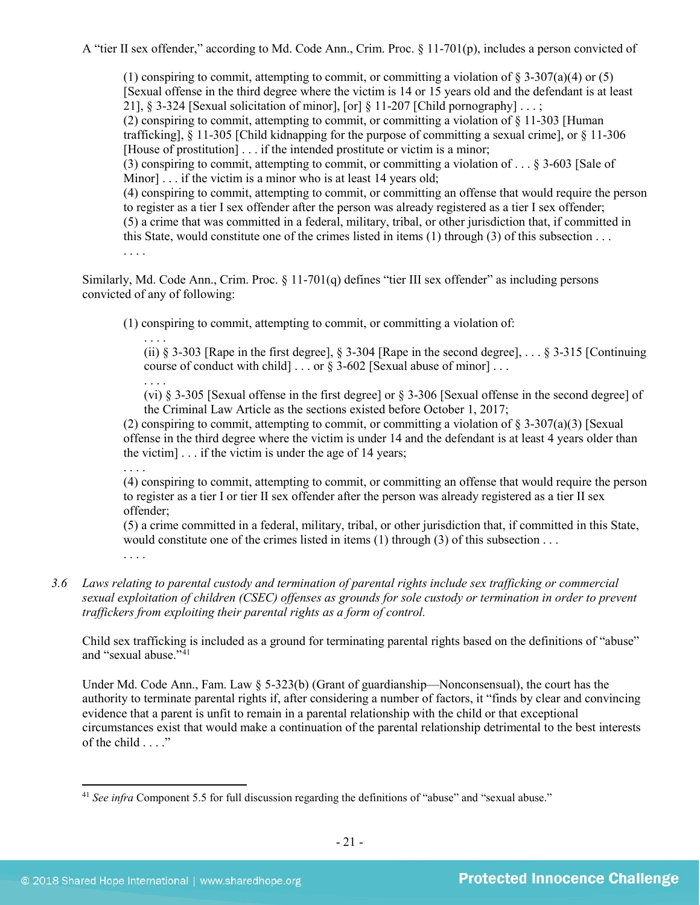A "tier II sex offender," according to Md. Code Ann., Crim. Proc. § 11-701(p), includes a person convicted of

> (1) conspiring to commit, attempting to commit, or committing a violation of § 3-307(a)(4) or (5) [Sexual offense in the third degree where the victim is 14 or 15 years old and the defendant is at least 21], § 3-324 [Sexual solicitation of minor], [or] § 11-207 [Child pornography] . . . ;
> (2) conspiring to commit, attempting to commit, or committing a violation of § 11-303 [Human trafficking], § 11-305 [Child kidnapping for the purpose of committing a sexual crime], or § 11-306 [House of prostitution] . . . if the intended prostitute or victim is a minor;
> (3) conspiring to commit, attempting to commit, or committing a violation of . . . § 3-603 [Sale of Minor] . . . if the victim is a minor who is at least 14 years old;
> (4) conspiring to commit, attempting to commit, or committing an offense that would require the person to register as a tier I sex offender after the person was already registered as a tier I sex offender;
> (5) a crime that was committed in a federal, military, tribal, or other jurisdiction that, if committed in this State, would constitute one of the crimes listed in items (1) through (3) of this subsection . . .
> . . . .

Similarly, Md. Code Ann., Crim. Proc. § 11-701(q) defines "tier III sex offender" as including persons convicted of any of following:

> (1) conspiring to commit, attempting to commit, or committing a violation of:
> . . . .
> (ii) § 3-303 [Rape in the first degree], § 3-304 [Rape in the second degree], . . . § 3-315 [Continuing course of conduct with child] . . . or § 3-602 [Sexual abuse of minor] . . .
> . . . .
> (vi) § 3-305 [Sexual offense in the first degree] or § 3-306 [Sexual offense in the second degree] of the Criminal Law Article as the sections existed before October 1, 2017;
> (2) conspiring to commit, attempting to commit, or committing a violation of § 3-307(a)(3) [Sexual offense in the third degree where the victim is under 14 and the defendant is at least 4 years older than the victim] . . . if the victim is under the age of 14 years;
> . . . .
> (4) conspiring to commit, attempting to commit, or committing an offense that would require the person to register as a tier I or tier II sex offender after the person was already registered as a tier II sex offender;
> (5) a crime committed in a federal, military, tribal, or other jurisdiction that, if committed in this State, would constitute one of the crimes listed in items (1) through (3) of this subsection . . .
> . . . .

3.6 *Laws relating to parental custody and termination of parental rights include sex trafficking or commercial sexual exploitation of children (CSEC) offenses as grounds for sole custody or termination in order to prevent traffickers from exploiting their parental rights as a form of control.*

Child sex trafficking is included as a ground for terminating parental rights based on the definitions of "abuse" and "sexual abuse."[41]

Under Md. Code Ann., Fam. Law § 5-323(b) (Grant of guardianship—Nonconsensual), the court has the authority to terminate parental rights if, after considering a number of factors, it "finds by clear and convincing evidence that a parent is unfit to remain in a parental relationship with the child or that exceptional circumstances exist that would make a continuation of the parental relationship detrimental to the best interests of the child . . . ."

---

[41] *See infra* Component 5.5 for full discussion regarding the definitions of "abuse" and "sexual abuse."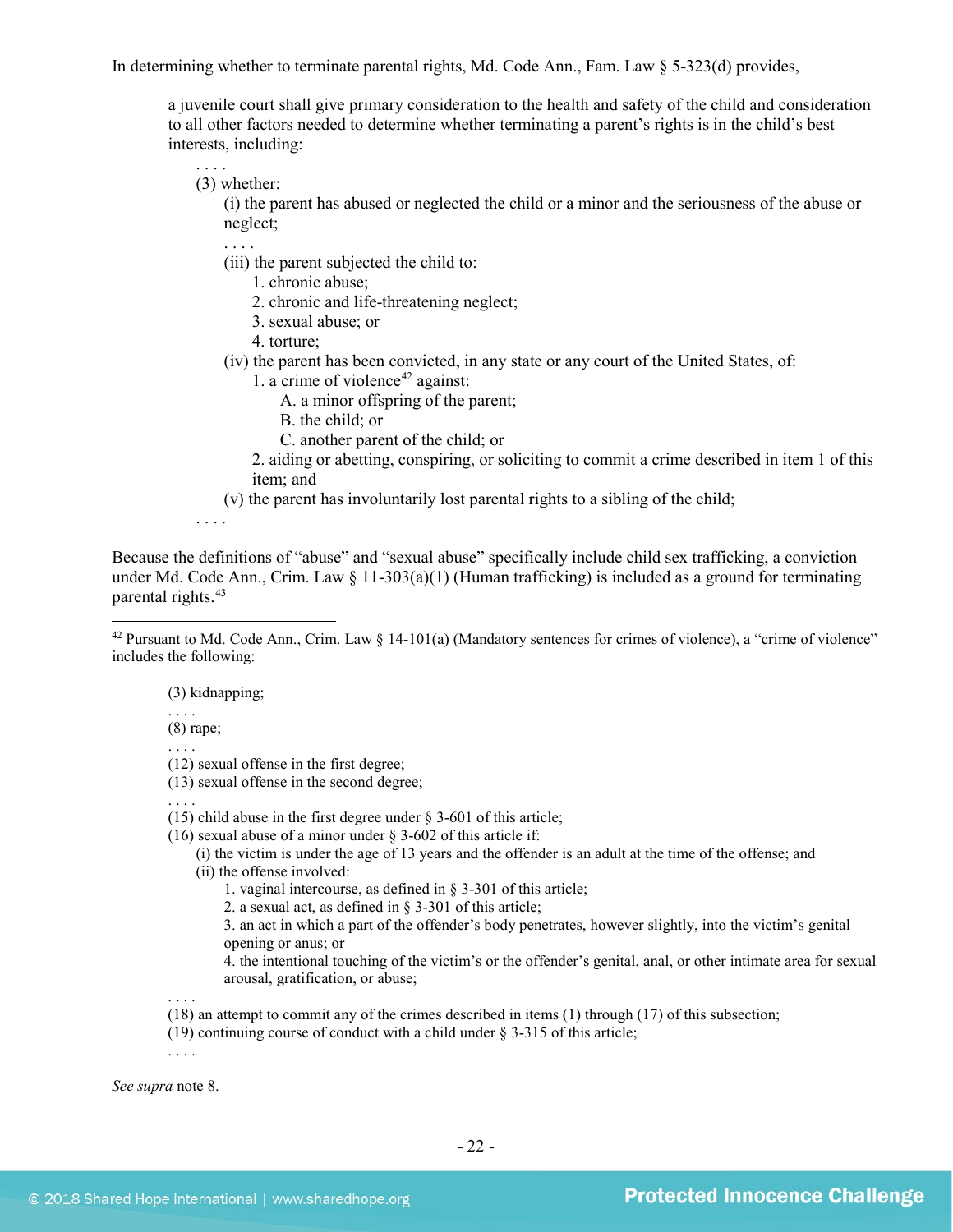In determining whether to terminate parental rights, Md. Code Ann., Fam. Law § 5-323(d) provides,

> a juvenile court shall give primary consideration to the health and safety of the child and consideration to all other factors needed to determine whether terminating a parent's rights is in the child's best interests, including:
>
> . . . .
>
> (3) whether:
>
> (i) the parent has abused or neglected the child or a minor and the seriousness of the abuse or neglect;
>
> . . . .
>
> (iii) the parent subjected the child to:
>
> 1. chronic abuse;
> 2. chronic and life-threatening neglect;
> 3. sexual abuse; or
> 4. torture;
>
> (iv) the parent has been convicted, in any state or any court of the United States, of:
>
> 1. a crime of violence[42] against:
>
> A. a minor offspring of the parent;
>
> B. the child; or
>
> C. another parent of the child; or
>
> 2. aiding or abetting, conspiring, or soliciting to commit a crime described in item 1 of this item; and
>
> (v) the parent has involuntarily lost parental rights to a sibling of the child;
>
> . . . .

Because the definitions of "abuse" and "sexual abuse" specifically include child sex trafficking, a conviction under Md. Code Ann., Crim. Law § 11-303(a)(1) (Human trafficking) is included as a ground for terminating parental rights.[43]

---

[42] Pursuant to Md. Code Ann., Crim. Law § 14-101(a) (Mandatory sentences for crimes of violence), a "crime of violence" includes the following:

> (3) kidnapping;
>
> . . . .
>
> (8) rape;
>
> . . . .
>
> (12) sexual offense in the first degree;
>
> (13) sexual offense in the second degree;
>
> . . . .
>
> (15) child abuse in the first degree under § 3-601 of this article;
>
> (16) sexual abuse of a minor under § 3-602 of this article if:
>
> (i) the victim is under the age of 13 years and the offender is an adult at the time of the offense; and
>
> (ii) the offense involved:
>
> 1. vaginal intercourse, as defined in § 3-301 of this article;
> 2. a sexual act, as defined in § 3-301 of this article;
> 3. an act in which a part of the offender's body penetrates, however slightly, into the victim's genital opening or anus; or
> 4. the intentional touching of the victim's or the offender's genital, anal, or other intimate area for sexual arousal, gratification, or abuse;
>
> . . . .
>
> (18) an attempt to commit any of the crimes described in items (1) through (17) of this subsection;
>
> (19) continuing course of conduct with a child under § 3-315 of this article;
>
> . . . .

*See supra* note 8.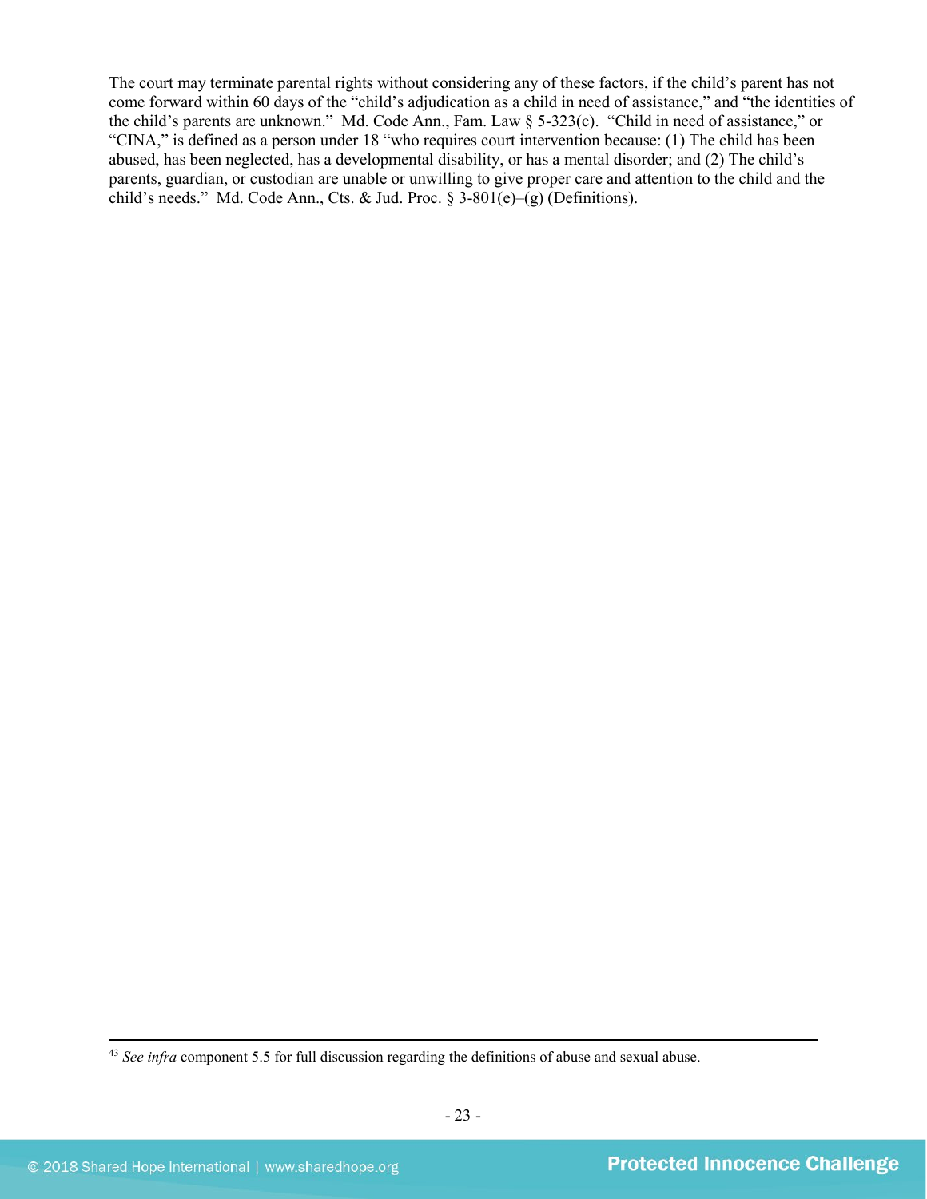The court may terminate parental rights without considering any of these factors, if the child's parent has not come forward within 60 days of the "child's adjudication as a child in need of assistance," and "the identities of the child's parents are unknown." Md. Code Ann., Fam. Law § 5-323(c). "Child in need of assistance," or "CINA," is defined as a person under 18 "who requires court intervention because: (1) The child has been abused, has been neglected, has a developmental disability, or has a mental disorder; and (2) The child's parents, guardian, or custodian are unable or unwilling to give proper care and attention to the child and the child's needs." Md. Code Ann., Cts. & Jud. Proc. § 3-801(e)–(g) (Definitions).

---

[43] *See infra* component 5.5 for full discussion regarding the definitions of abuse and sexual abuse.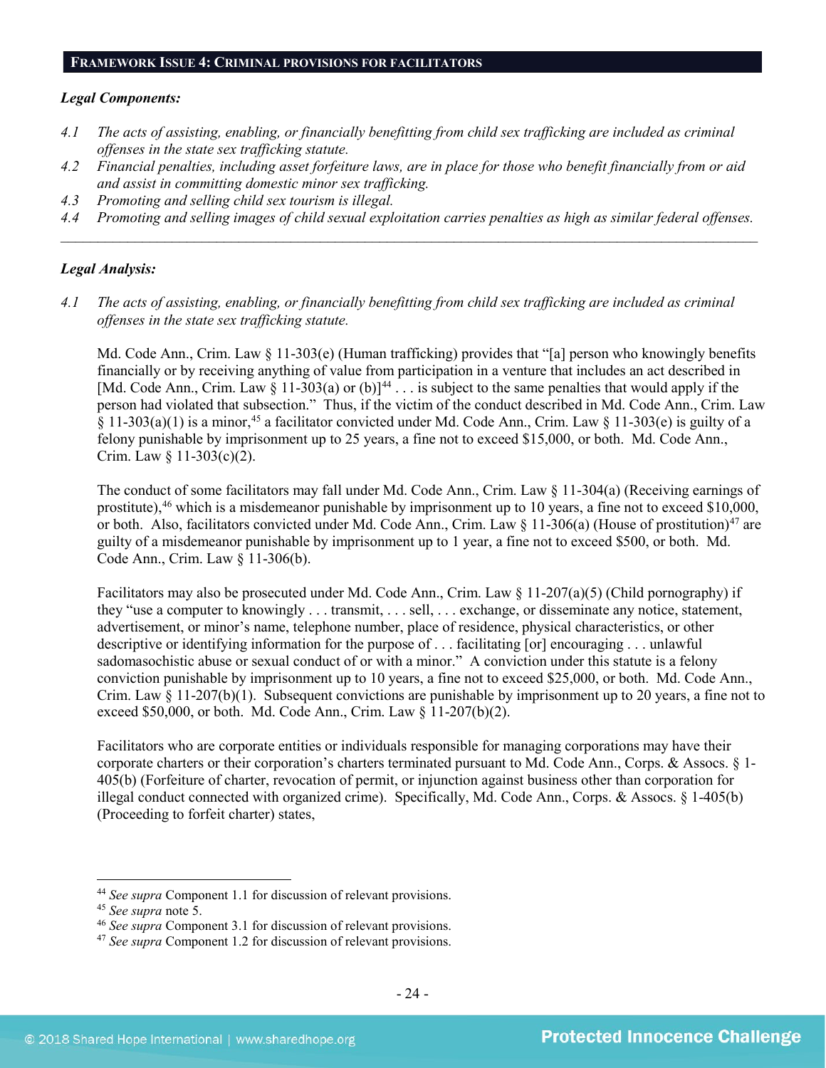## FRAMEWORK ISSUE 4: CRIMINAL PROVISIONS FOR FACILITATORS

***Legal Components:***

*4.1 The acts of assisting, enabling, or financially benefitting from child sex trafficking are included as criminal offenses in the state sex trafficking statute.*

*4.2 Financial penalties, including asset forfeiture laws, are in place for those who benefit financially from or aid and assist in committing domestic minor sex trafficking.*

*4.3 Promoting and selling child sex tourism is illegal.*

*4.4 Promoting and selling images of child sexual exploitation carries penalties as high as similar federal offenses.*

---

***Legal Analysis:***

*4.1 The acts of assisting, enabling, or financially benefitting from child sex trafficking are included as criminal offenses in the state sex trafficking statute.*

Md. Code Ann., Crim. Law § 11-303(e) (Human trafficking) provides that "[a] person who knowingly benefits financially or by receiving anything of value from participation in a venture that includes an act described in [Md. Code Ann., Crim. Law § 11-303(a) or (b)][44] . . . is subject to the same penalties that would apply if the person had violated that subsection." Thus, if the victim of the conduct described in Md. Code Ann., Crim. Law § 11-303(a)(1) is a minor,[45] a facilitator convicted under Md. Code Ann., Crim. Law § 11-303(e) is guilty of a felony punishable by imprisonment up to 25 years, a fine not to exceed $15,000, or both. Md. Code Ann., Crim. Law § 11-303(c)(2).

The conduct of some facilitators may fall under Md. Code Ann., Crim. Law § 11-304(a) (Receiving earnings of prostitute),[46] which is a misdemeanor punishable by imprisonment up to 10 years, a fine not to exceed $10,000, or both. Also, facilitators convicted under Md. Code Ann., Crim. Law § 11-306(a) (House of prostitution)[47] are guilty of a misdemeanor punishable by imprisonment up to 1 year, a fine not to exceed $500, or both. Md. Code Ann., Crim. Law § 11-306(b).

Facilitators may also be prosecuted under Md. Code Ann., Crim. Law § 11-207(a)(5) (Child pornography) if they "use a computer to knowingly . . . transmit, . . . sell, . . . exchange, or disseminate any notice, statement, advertisement, or minor's name, telephone number, place of residence, physical characteristics, or other descriptive or identifying information for the purpose of . . . facilitating [or] encouraging . . . unlawful sadomasochistic abuse or sexual conduct of or with a minor." A conviction under this statute is a felony conviction punishable by imprisonment up to 10 years, a fine not to exceed $25,000, or both. Md. Code Ann., Crim. Law § 11-207(b)(1). Subsequent convictions are punishable by imprisonment up to 20 years, a fine not to exceed $50,000, or both. Md. Code Ann., Crim. Law § 11-207(b)(2).

Facilitators who are corporate entities or individuals responsible for managing corporations may have their corporate charters or their corporation's charters terminated pursuant to Md. Code Ann., Corps. & Assocs. § 1-405(b) (Forfeiture of charter, revocation of permit, or injunction against business other than corporation for illegal conduct connected with organized crime). Specifically, Md. Code Ann., Corps. & Assocs. § 1-405(b) (Proceeding to forfeit charter) states,

---

[44] *See supra* Component 1.1 for discussion of relevant provisions.

[45] *See supra* note 5.

[46] *See supra* Component 3.1 for discussion of relevant provisions.

[47] *See supra* Component 1.2 for discussion of relevant provisions.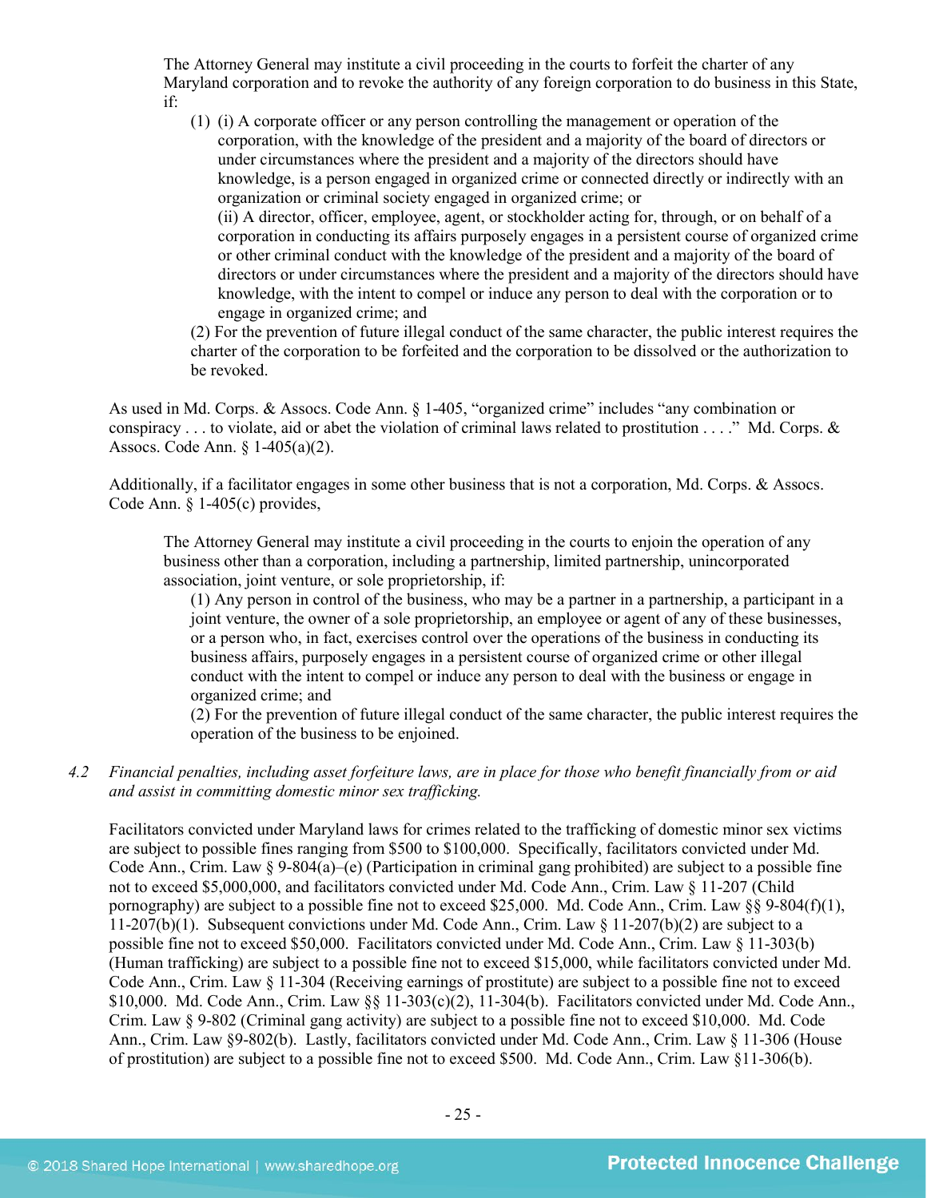> The Attorney General may institute a civil proceeding in the courts to forfeit the charter of any Maryland corporation and to revoke the authority of any foreign corporation to do business in this State, if:
>
> (1) (i) A corporate officer or any person controlling the management or operation of the corporation, with the knowledge of the president and a majority of the board of directors or under circumstances where the president and a majority of the directors should have knowledge, is a person engaged in organized crime or connected directly or indirectly with an organization or criminal society engaged in organized crime; or
>
> (ii) A director, officer, employee, agent, or stockholder acting for, through, or on behalf of a corporation in conducting its affairs purposely engages in a persistent course of organized crime or other criminal conduct with the knowledge of the president and a majority of the board of directors or under circumstances where the president and a majority of the directors should have knowledge, with the intent to compel or induce any person to deal with the corporation or to engage in organized crime; and
>
> (2) For the prevention of future illegal conduct of the same character, the public interest requires the charter of the corporation to be forfeited and the corporation to be dissolved or the authorization to be revoked.

As used in Md. Corps. & Assocs. Code Ann. § 1-405, "organized crime" includes "any combination or conspiracy . . . to violate, aid or abet the violation of criminal laws related to prostitution . . . ." Md. Corps. & Assocs. Code Ann. § 1-405(a)(2).

Additionally, if a facilitator engages in some other business that is not a corporation, Md. Corps. & Assocs. Code Ann. § 1-405(c) provides,

> The Attorney General may institute a civil proceeding in the courts to enjoin the operation of any business other than a corporation, including a partnership, limited partnership, unincorporated association, joint venture, or sole proprietorship, if:
>
> (1) Any person in control of the business, who may be a partner in a partnership, a participant in a joint venture, the owner of a sole proprietorship, an employee or agent of any of these businesses, or a person who, in fact, exercises control over the operations of the business in conducting its business affairs, purposely engages in a persistent course of organized crime or other illegal conduct with the intent to compel or induce any person to deal with the business or engage in organized crime; and
>
> (2) For the prevention of future illegal conduct of the same character, the public interest requires the operation of the business to be enjoined.

*4.2 Financial penalties, including asset forfeiture laws, are in place for those who benefit financially from or aid and assist in committing domestic minor sex trafficking.*

Facilitators convicted under Maryland laws for crimes related to the trafficking of domestic minor sex victims are subject to possible fines ranging from $500 to $100,000. Specifically, facilitators convicted under Md. Code Ann., Crim. Law § 9-804(a)–(e) (Participation in criminal gang prohibited) are subject to a possible fine not to exceed $5,000,000, and facilitators convicted under Md. Code Ann., Crim. Law § 11-207 (Child pornography) are subject to a possible fine not to exceed $25,000. Md. Code Ann., Crim. Law §§ 9-804(f)(1), 11-207(b)(1). Subsequent convictions under Md. Code Ann., Crim. Law § 11-207(b)(2) are subject to a possible fine not to exceed $50,000. Facilitators convicted under Md. Code Ann., Crim. Law § 11-303(b) (Human trafficking) are subject to a possible fine not to exceed $15,000, while facilitators convicted under Md. Code Ann., Crim. Law § 11-304 (Receiving earnings of prostitute) are subject to a possible fine not to exceed $10,000. Md. Code Ann., Crim. Law §§ 11-303(c)(2), 11-304(b). Facilitators convicted under Md. Code Ann., Crim. Law § 9-802 (Criminal gang activity) are subject to a possible fine not to exceed $10,000. Md. Code Ann., Crim. Law §9-802(b). Lastly, facilitators convicted under Md. Code Ann., Crim. Law § 11-306 (House of prostitution) are subject to a possible fine not to exceed $500. Md. Code Ann., Crim. Law §11-306(b).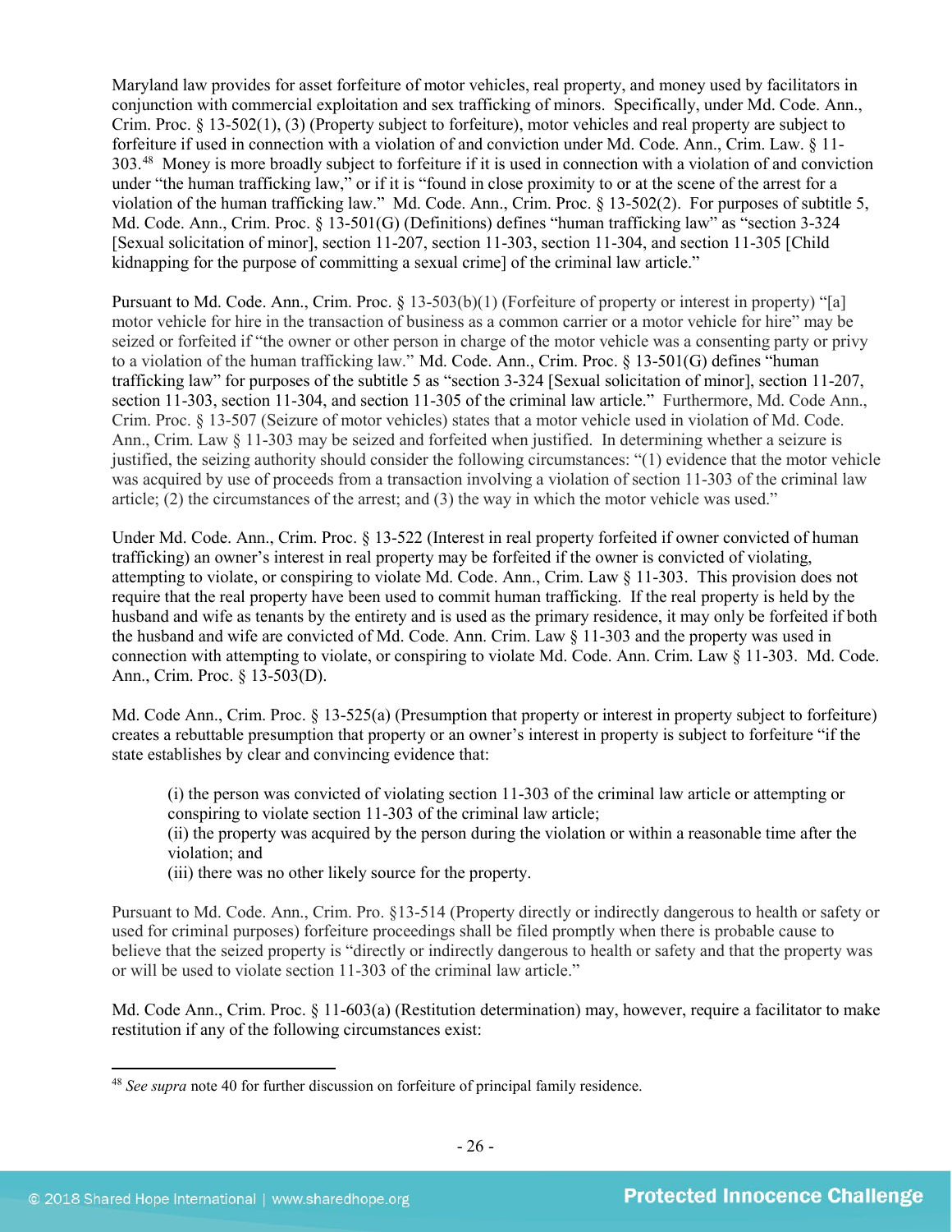Maryland law provides for asset forfeiture of motor vehicles, real property, and money used by facilitators in conjunction with commercial exploitation and sex trafficking of minors. Specifically, under Md. Code. Ann., Crim. Proc. § 13-502(1), (3) (Property subject to forfeiture), motor vehicles and real property are subject to forfeiture if used in connection with a violation of and conviction under Md. Code. Ann., Crim. Law. § 11-303.[48] Money is more broadly subject to forfeiture if it is used in connection with a violation of and conviction under "the human trafficking law," or if it is "found in close proximity to or at the scene of the arrest for a violation of the human trafficking law." Md. Code. Ann., Crim. Proc. § 13-502(2). For purposes of subtitle 5, Md. Code. Ann., Crim. Proc. § 13-501(G) (Definitions) defines "human trafficking law" as "section 3-324 [Sexual solicitation of minor], section 11-207, section 11-303, section 11-304, and section 11-305 [Child kidnapping for the purpose of committing a sexual crime] of the criminal law article."

Pursuant to Md. Code. Ann., Crim. Proc. § 13-503(b)(1) (Forfeiture of property or interest in property) "[a] motor vehicle for hire in the transaction of business as a common carrier or a motor vehicle for hire" may be seized or forfeited if "the owner or other person in charge of the motor vehicle was a consenting party or privy to a violation of the human trafficking law." Md. Code. Ann., Crim. Proc. § 13-501(G) defines "human trafficking law" for purposes of the subtitle 5 as "section 3-324 [Sexual solicitation of minor], section 11-207, section 11-303, section 11-304, and section 11-305 of the criminal law article." Furthermore, Md. Code Ann., Crim. Proc. § 13-507 (Seizure of motor vehicles) states that a motor vehicle used in violation of Md. Code. Ann., Crim. Law § 11-303 may be seized and forfeited when justified. In determining whether a seizure is justified, the seizing authority should consider the following circumstances: "(1) evidence that the motor vehicle was acquired by use of proceeds from a transaction involving a violation of section 11-303 of the criminal law article; (2) the circumstances of the arrest; and (3) the way in which the motor vehicle was used."

Under Md. Code. Ann., Crim. Proc. § 13-522 (Interest in real property forfeited if owner convicted of human trafficking) an owner's interest in real property may be forfeited if the owner is convicted of violating, attempting to violate, or conspiring to violate Md. Code. Ann., Crim. Law § 11-303. This provision does not require that the real property have been used to commit human trafficking. If the real property is held by the husband and wife as tenants by the entirety and is used as the primary residence, it may only be forfeited if both the husband and wife are convicted of Md. Code. Ann. Crim. Law § 11-303 and the property was used in connection with attempting to violate, or conspiring to violate Md. Code. Ann. Crim. Law § 11-303. Md. Code. Ann., Crim. Proc. § 13-503(D).

Md. Code Ann., Crim. Proc. § 13-525(a) (Presumption that property or interest in property subject to forfeiture) creates a rebuttable presumption that property or an owner's interest in property is subject to forfeiture "if the state establishes by clear and convincing evidence that:

> (i) the person was convicted of violating section 11-303 of the criminal law article or attempting or conspiring to violate section 11-303 of the criminal law article;
> (ii) the property was acquired by the person during the violation or within a reasonable time after the violation; and
> (iii) there was no other likely source for the property.

Pursuant to Md. Code. Ann., Crim. Pro. §13-514 (Property directly or indirectly dangerous to health or safety or used for criminal purposes) forfeiture proceedings shall be filed promptly when there is probable cause to believe that the seized property is "directly or indirectly dangerous to health or safety and that the property was or will be used to violate section 11-303 of the criminal law article."

Md. Code Ann., Crim. Proc. § 11-603(a) (Restitution determination) may, however, require a facilitator to make restitution if any of the following circumstances exist:

---

[48] *See supra* note 40 for further discussion on forfeiture of principal family residence.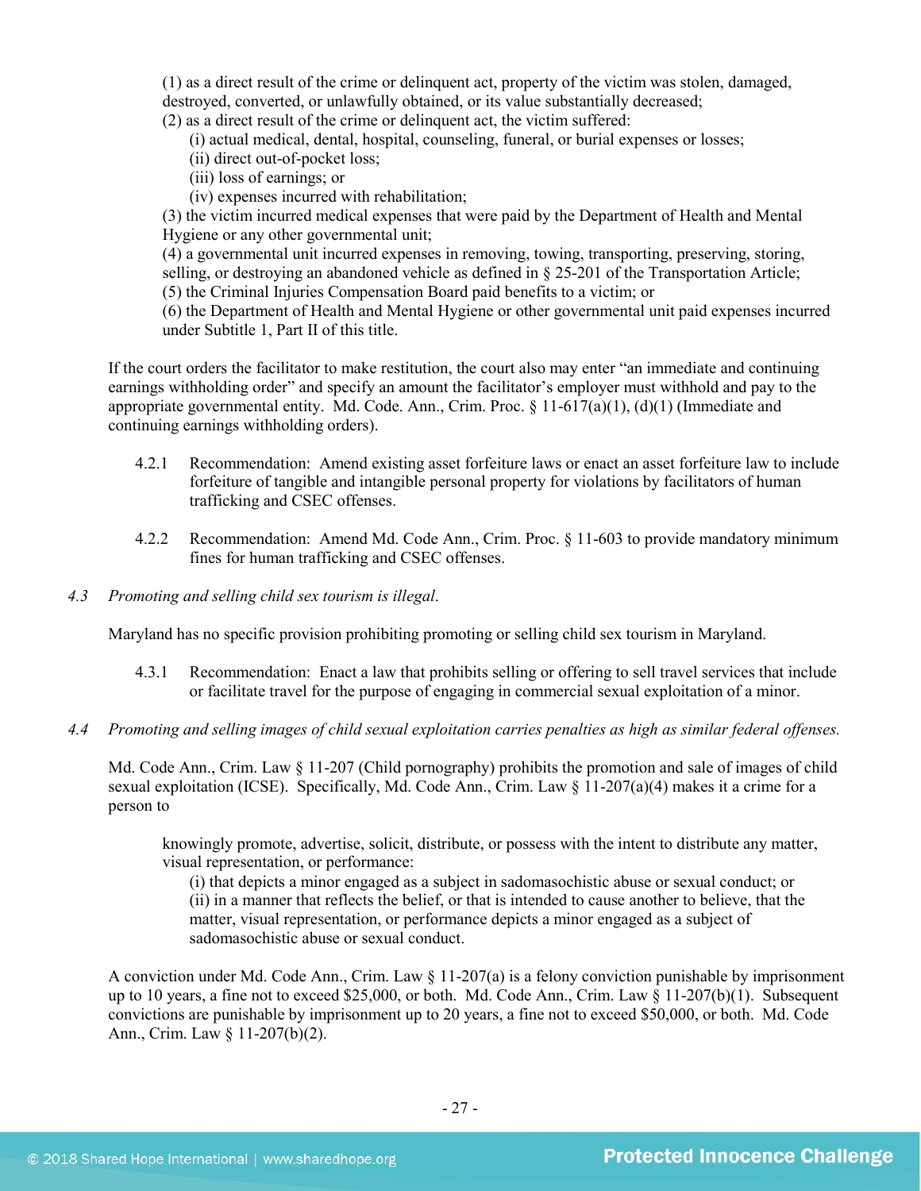(1) as a direct result of the crime or delinquent act, property of the victim was stolen, damaged, destroyed, converted, or unlawfully obtained, or its value substantially decreased;
(2) as a direct result of the crime or delinquent act, the victim suffered:
  (i) actual medical, dental, hospital, counseling, funeral, or burial expenses or losses;
  (ii) direct out-of-pocket loss;
  (iii) loss of earnings; or
  (iv) expenses incurred with rehabilitation;
(3) the victim incurred medical expenses that were paid by the Department of Health and Mental Hygiene or any other governmental unit;
(4) a governmental unit incurred expenses in removing, towing, transporting, preserving, storing, selling, or destroying an abandoned vehicle as defined in § 25-201 of the Transportation Article;
(5) the Criminal Injuries Compensation Board paid benefits to a victim; or
(6) the Department of Health and Mental Hygiene or other governmental unit paid expenses incurred under Subtitle 1, Part II of this title.

If the court orders the facilitator to make restitution, the court also may enter "an immediate and continuing earnings withholding order" and specify an amount the facilitator's employer must withhold and pay to the appropriate governmental entity. Md. Code. Ann., Crim. Proc. § 11-617(a)(1), (d)(1) (Immediate and continuing earnings withholding orders).

4.2.1 Recommendation: Amend existing asset forfeiture laws or enact an asset forfeiture law to include forfeiture of tangible and intangible personal property for violations by facilitators of human trafficking and CSEC offenses.

4.2.2 Recommendation: Amend Md. Code Ann., Crim. Proc. § 11-603 to provide mandatory minimum fines for human trafficking and CSEC offenses.

*4.3 Promoting and selling child sex tourism is illegal.*

Maryland has no specific provision prohibiting promoting or selling child sex tourism in Maryland.

4.3.1 Recommendation: Enact a law that prohibits selling or offering to sell travel services that include or facilitate travel for the purpose of engaging in commercial sexual exploitation of a minor.

*4.4 Promoting and selling images of child sexual exploitation carries penalties as high as similar federal offenses.*

Md. Code Ann., Crim. Law § 11-207 (Child pornography) prohibits the promotion and sale of images of child sexual exploitation (ICSE). Specifically, Md. Code Ann., Crim. Law § 11-207(a)(4) makes it a crime for a person to

> knowingly promote, advertise, solicit, distribute, or possess with the intent to distribute any matter, visual representation, or performance:
> (i) that depicts a minor engaged as a subject in sadomasochistic abuse or sexual conduct; or
> (ii) in a manner that reflects the belief, or that is intended to cause another to believe, that the matter, visual representation, or performance depicts a minor engaged as a subject of sadomasochistic abuse or sexual conduct.

A conviction under Md. Code Ann., Crim. Law § 11-207(a) is a felony conviction punishable by imprisonment up to 10 years, a fine not to exceed $25,000, or both. Md. Code Ann., Crim. Law § 11-207(b)(1). Subsequent convictions are punishable by imprisonment up to 20 years, a fine not to exceed $50,000, or both. Md. Code Ann., Crim. Law § 11-207(b)(2).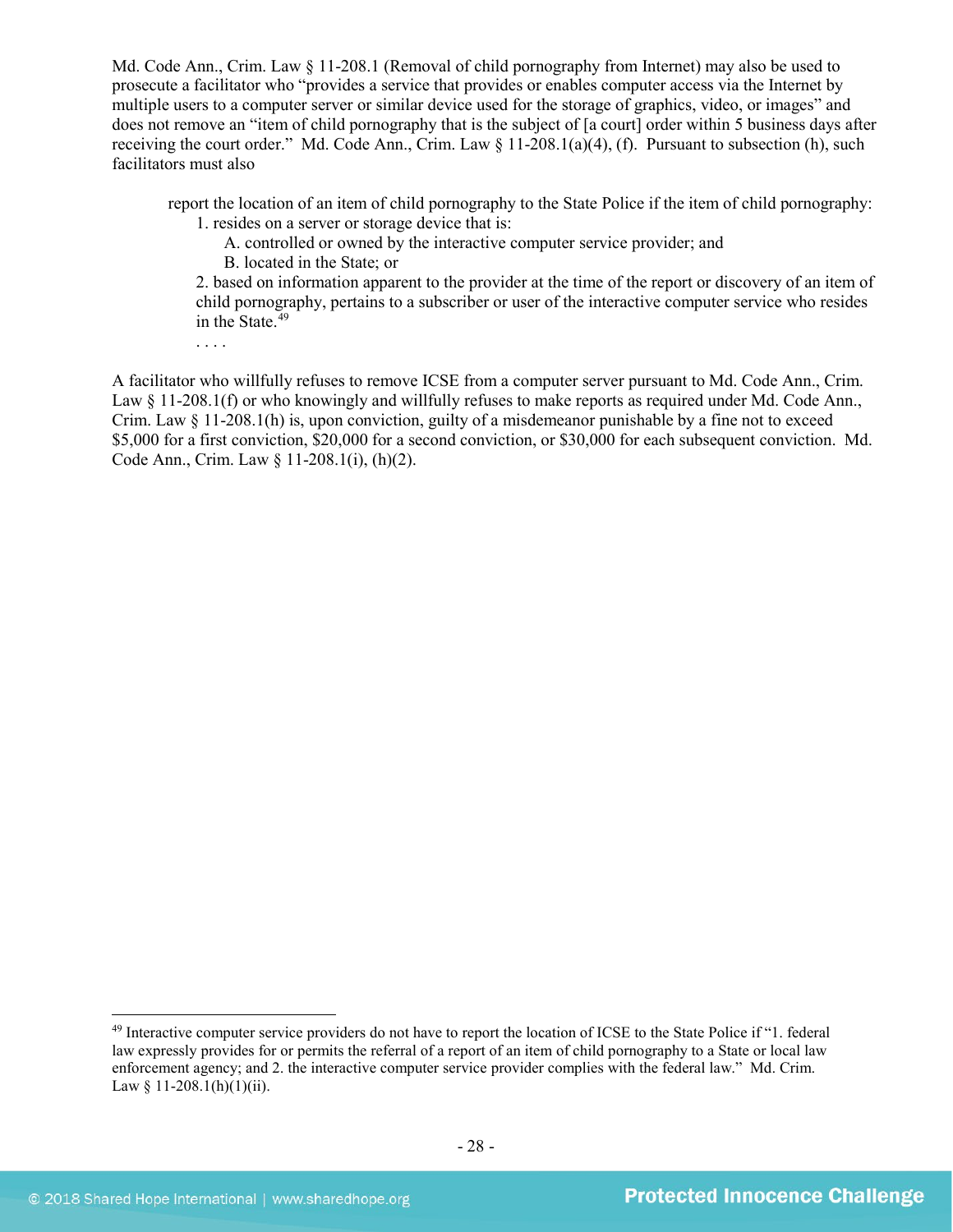Md. Code Ann., Crim. Law § 11-208.1 (Removal of child pornography from Internet) may also be used to prosecute a facilitator who "provides a service that provides or enables computer access via the Internet by multiple users to a computer server or similar device used for the storage of graphics, video, or images" and does not remove an "item of child pornography that is the subject of [a court] order within 5 business days after receiving the court order." Md. Code Ann., Crim. Law § 11-208.1(a)(4), (f). Pursuant to subsection (h), such facilitators must also

> report the location of an item of child pornography to the State Police if the item of child pornography:
>
> 1. resides on a server or storage device that is:
>
>     A. controlled or owned by the interactive computer service provider; and
>
>     B. located in the State; or
>
> 2. based on information apparent to the provider at the time of the report or discovery of an item of child pornography, pertains to a subscriber or user of the interactive computer service who resides in the State.[49]
>
> . . . .

A facilitator who willfully refuses to remove ICSE from a computer server pursuant to Md. Code Ann., Crim. Law § 11-208.1(f) or who knowingly and willfully refuses to make reports as required under Md. Code Ann., Crim. Law § 11-208.1(h) is, upon conviction, guilty of a misdemeanor punishable by a fine not to exceed $5,000 for a first conviction, $20,000 for a second conviction, or $30,000 for each subsequent conviction. Md. Code Ann., Crim. Law § 11-208.1(i), (h)(2).

---

[49] Interactive computer service providers do not have to report the location of ICSE to the State Police if "1. federal law expressly provides for or permits the referral of a report of an item of child pornography to a State or local law enforcement agency; and 2. the interactive computer service provider complies with the federal law." Md. Crim. Law § 11-208.1(h)(1)(ii).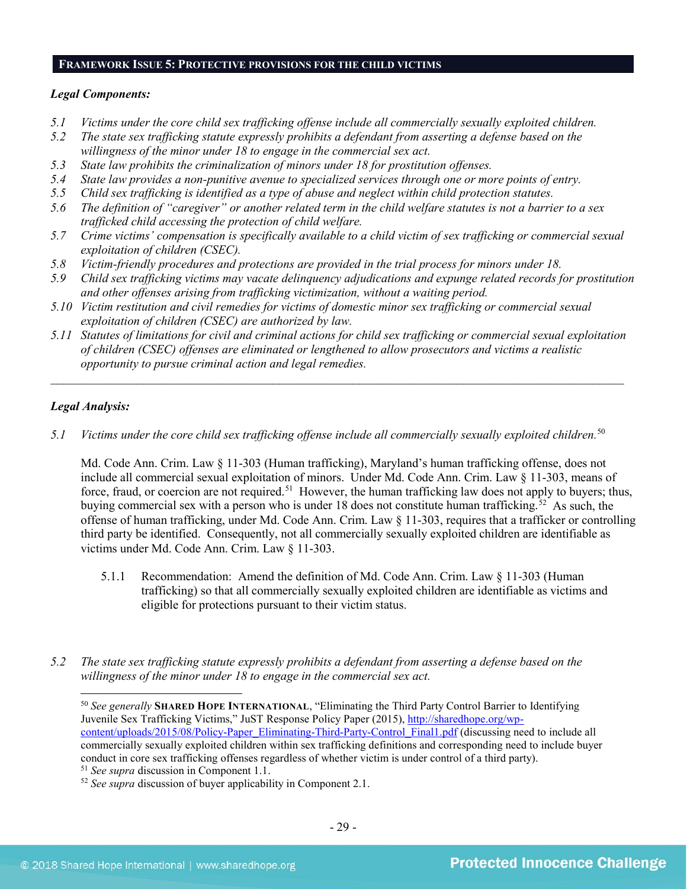## FRAMEWORK ISSUE 5: PROTECTIVE PROVISIONS FOR THE CHILD VICTIMS

***Legal Components:***

*5.1 Victims under the core child sex trafficking offense include all commercially sexually exploited children.*
*5.2 The state sex trafficking statute expressly prohibits a defendant from asserting a defense based on the willingness of the minor under 18 to engage in the commercial sex act.*
*5.3 State law prohibits the criminalization of minors under 18 for prostitution offenses.*
*5.4 State law provides a non-punitive avenue to specialized services through one or more points of entry.*
*5.5 Child sex trafficking is identified as a type of abuse and neglect within child protection statutes.*
*5.6 The definition of "caregiver" or another related term in the child welfare statutes is not a barrier to a sex trafficked child accessing the protection of child welfare.*
*5.7 Crime victims' compensation is specifically available to a child victim of sex trafficking or commercial sexual exploitation of children (CSEC).*
*5.8 Victim-friendly procedures and protections are provided in the trial process for minors under 18.*
*5.9 Child sex trafficking victims may vacate delinquency adjudications and expunge related records for prostitution and other offenses arising from trafficking victimization, without a waiting period.*
*5.10 Victim restitution and civil remedies for victims of domestic minor sex trafficking or commercial sexual exploitation of children (CSEC) are authorized by law.*
*5.11 Statutes of limitations for civil and criminal actions for child sex trafficking or commercial sexual exploitation of children (CSEC) offenses are eliminated or lengthened to allow prosecutors and victims a realistic opportunity to pursue criminal action and legal remedies.*

---

***Legal Analysis:***

*5.1 Victims under the core child sex trafficking offense include all commercially sexually exploited children.*[50]

Md. Code Ann. Crim. Law § 11-303 (Human trafficking), Maryland's human trafficking offense, does not include all commercial sexual exploitation of minors. Under Md. Code Ann. Crim. Law § 11-303, means of force, fraud, or coercion are not required.[51] However, the human trafficking law does not apply to buyers; thus, buying commercial sex with a person who is under 18 does not constitute human trafficking.[52] As such, the offense of human trafficking, under Md. Code Ann. Crim. Law § 11-303, requires that a trafficker or controlling third party be identified. Consequently, not all commercially sexually exploited children are identifiable as victims under Md. Code Ann. Crim. Law § 11-303.

5.1.1 Recommendation: Amend the definition of Md. Code Ann. Crim. Law § 11-303 (Human trafficking) so that all commercially sexually exploited children are identifiable as victims and eligible for protections pursuant to their victim status.

*5.2 The state sex trafficking statute expressly prohibits a defendant from asserting a defense based on the willingness of the minor under 18 to engage in the commercial sex act.*

---

[50] *See generally* **SHARED HOPE INTERNATIONAL**, "Eliminating the Third Party Control Barrier to Identifying Juvenile Sex Trafficking Victims," JuST Response Policy Paper (2015), http://sharedhope.org/wp-content/uploads/2015/08/Policy-Paper_Eliminating-Third-Party-Control_Final1.pdf (discussing need to include all commercially sexually exploited children within sex trafficking definitions and corresponding need to include buyer conduct in core sex trafficking offenses regardless of whether victim is under control of a third party).
[51] *See supra* discussion in Component 1.1.
[52] *See supra* discussion of buyer applicability in Component 2.1.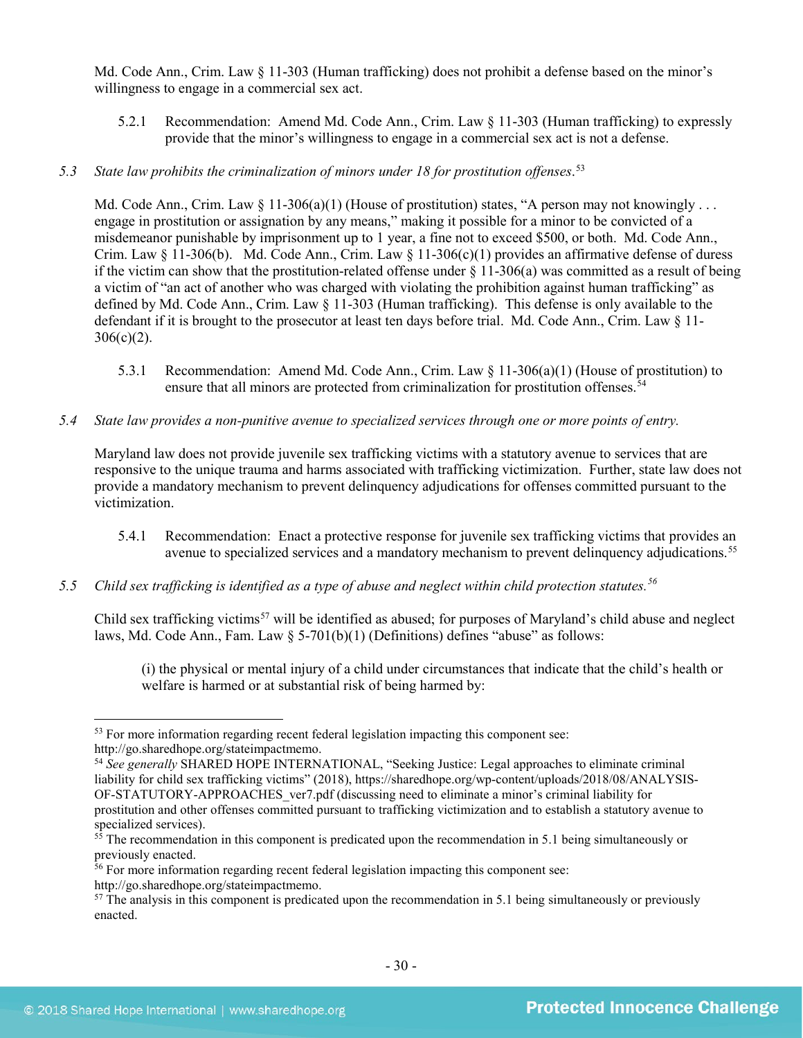Md. Code Ann., Crim. Law § 11-303 (Human trafficking) does not prohibit a defense based on the minor's willingness to engage in a commercial sex act.

> 5.2.1 Recommendation: Amend Md. Code Ann., Crim. Law § 11-303 (Human trafficking) to expressly provide that the minor's willingness to engage in a commercial sex act is not a defense.

*5.3 State law prohibits the criminalization of minors under 18 for prostitution offenses.*[53]

Md. Code Ann., Crim. Law § 11-306(a)(1) (House of prostitution) states, "A person may not knowingly . . . engage in prostitution or assignation by any means," making it possible for a minor to be convicted of a misdemeanor punishable by imprisonment up to 1 year, a fine not to exceed $500, or both. Md. Code Ann., Crim. Law § 11-306(b). Md. Code Ann., Crim. Law § 11-306(c)(1) provides an affirmative defense of duress if the victim can show that the prostitution-related offense under § 11-306(a) was committed as a result of being a victim of "an act of another who was charged with violating the prohibition against human trafficking" as defined by Md. Code Ann., Crim. Law § 11-303 (Human trafficking). This defense is only available to the defendant if it is brought to the prosecutor at least ten days before trial. Md. Code Ann., Crim. Law § 11-306(c)(2).

> 5.3.1 Recommendation: Amend Md. Code Ann., Crim. Law § 11-306(a)(1) (House of prostitution) to ensure that all minors are protected from criminalization for prostitution offenses.[54]

*5.4 State law provides a non-punitive avenue to specialized services through one or more points of entry.*

Maryland law does not provide juvenile sex trafficking victims with a statutory avenue to services that are responsive to the unique trauma and harms associated with trafficking victimization. Further, state law does not provide a mandatory mechanism to prevent delinquency adjudications for offenses committed pursuant to the victimization.

> 5.4.1 Recommendation: Enact a protective response for juvenile sex trafficking victims that provides an avenue to specialized services and a mandatory mechanism to prevent delinquency adjudications.[55]

*5.5 Child sex trafficking is identified as a type of abuse and neglect within child protection statutes.*[56]

Child sex trafficking victims[57] will be identified as abused; for purposes of Maryland's child abuse and neglect laws, Md. Code Ann., Fam. Law § 5-701(b)(1) (Definitions) defines "abuse" as follows:

> (i) the physical or mental injury of a child under circumstances that indicate that the child's health or welfare is harmed or at substantial risk of being harmed by:

---

[53] For more information regarding recent federal legislation impacting this component see: http://go.sharedhope.org/stateimpactmemo.

[54] *See generally* SHARED HOPE INTERNATIONAL, "Seeking Justice: Legal approaches to eliminate criminal liability for child sex trafficking victims" (2018), https://sharedhope.org/wp-content/uploads/2018/08/ANALYSIS-OF-STATUTORY-APPROACHES_ver7.pdf (discussing need to eliminate a minor's criminal liability for prostitution and other offenses committed pursuant to trafficking victimization and to establish a statutory avenue to specialized services).

[55] The recommendation in this component is predicated upon the recommendation in 5.1 being simultaneously or previously enacted.

[56] For more information regarding recent federal legislation impacting this component see: http://go.sharedhope.org/stateimpactmemo.

[57] The analysis in this component is predicated upon the recommendation in 5.1 being simultaneously or previously enacted.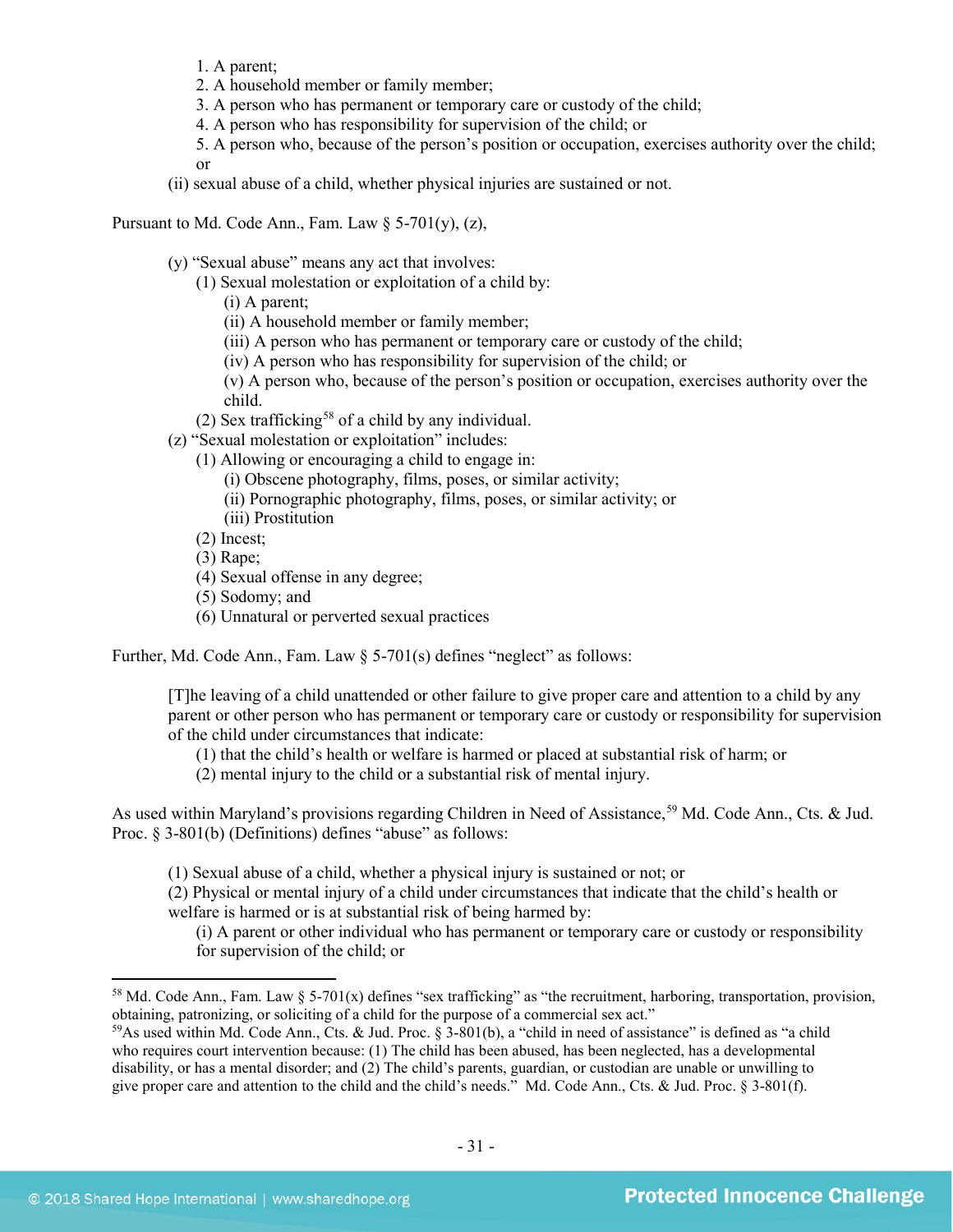1. A parent;
2. A household member or family member;
3. A person who has permanent or temporary care or custody of the child;
4. A person who has responsibility for supervision of the child; or
5. A person who, because of the person's position or occupation, exercises authority over the child; or

(ii) sexual abuse of a child, whether physical injuries are sustained or not.

Pursuant to Md. Code Ann., Fam. Law § 5-701(y), (z),

> (y) "Sexual abuse" means any act that involves:
> (1) Sexual molestation or exploitation of a child by:
> (i) A parent;
> (ii) A household member or family member;
> (iii) A person who has permanent or temporary care or custody of the child;
> (iv) A person who has responsibility for supervision of the child; or
> (v) A person who, because of the person's position or occupation, exercises authority over the child.
> (2) Sex trafficking[58] of a child by any individual.
> (z) "Sexual molestation or exploitation" includes:
> (1) Allowing or encouraging a child to engage in:
> (i) Obscene photography, films, poses, or similar activity;
> (ii) Pornographic photography, films, poses, or similar activity; or
> (iii) Prostitution
> (2) Incest;
> (3) Rape;
> (4) Sexual offense in any degree;
> (5) Sodomy; and
> (6) Unnatural or perverted sexual practices

Further, Md. Code Ann., Fam. Law § 5-701(s) defines "neglect" as follows:

> [T]he leaving of a child unattended or other failure to give proper care and attention to a child by any parent or other person who has permanent or temporary care or custody or responsibility for supervision of the child under circumstances that indicate:
> (1) that the child's health or welfare is harmed or placed at substantial risk of harm; or
> (2) mental injury to the child or a substantial risk of mental injury.

As used within Maryland's provisions regarding Children in Need of Assistance,[59] Md. Code Ann., Cts. & Jud. Proc. § 3-801(b) (Definitions) defines "abuse" as follows:

> (1) Sexual abuse of a child, whether a physical injury is sustained or not; or
> (2) Physical or mental injury of a child under circumstances that indicate that the child's health or welfare is harmed or is at substantial risk of being harmed by:
> (i) A parent or other individual who has permanent or temporary care or custody or responsibility for supervision of the child; or

---

[58] Md. Code Ann., Fam. Law § 5-701(x) defines "sex trafficking" as "the recruitment, harboring, transportation, provision, obtaining, patronizing, or soliciting of a child for the purpose of a commercial sex act."

[59] As used within Md. Code Ann., Cts. & Jud. Proc. § 3-801(b), a "child in need of assistance" is defined as "a child who requires court intervention because: (1) The child has been abused, has been neglected, has a developmental disability, or has a mental disorder; and (2) The child's parents, guardian, or custodian are unable or unwilling to give proper care and attention to the child and the child's needs." Md. Code Ann., Cts. & Jud. Proc. § 3-801(f).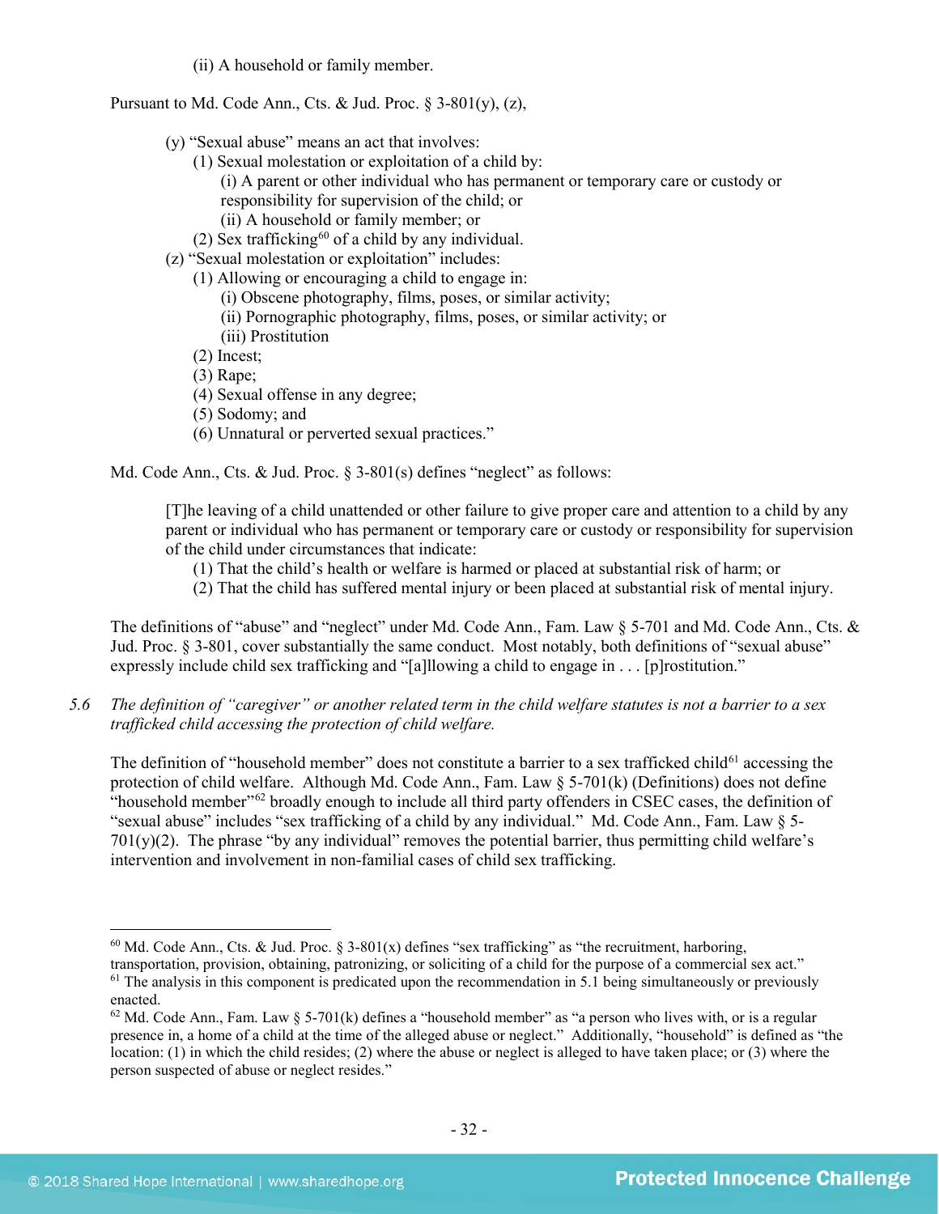(ii) A household or family member.

Pursuant to Md. Code Ann., Cts. & Jud. Proc. § 3-801(y), (z),

> (y) "Sexual abuse" means an act that involves:
>
> (1) Sexual molestation or exploitation of a child by:
>
> (i) A parent or other individual who has permanent or temporary care or custody or responsibility for supervision of the child; or
>
> (ii) A household or family member; or
>
> (2) Sex trafficking[60] of a child by any individual.
>
> (z) "Sexual molestation or exploitation" includes:
>
> (1) Allowing or encouraging a child to engage in:
>
> (i) Obscene photography, films, poses, or similar activity;
>
> (ii) Pornographic photography, films, poses, or similar activity; or
>
> (iii) Prostitution
>
> (2) Incest;
>
> (3) Rape;
>
> (4) Sexual offense in any degree;
>
> (5) Sodomy; and
>
> (6) Unnatural or perverted sexual practices."

Md. Code Ann., Cts. & Jud. Proc. § 3-801(s) defines "neglect" as follows:

> [T]he leaving of a child unattended or other failure to give proper care and attention to a child by any parent or individual who has permanent or temporary care or custody or responsibility for supervision of the child under circumstances that indicate:
>
> (1) That the child's health or welfare is harmed or placed at substantial risk of harm; or
>
> (2) That the child has suffered mental injury or been placed at substantial risk of mental injury.

The definitions of "abuse" and "neglect" under Md. Code Ann., Fam. Law § 5-701 and Md. Code Ann., Cts. & Jud. Proc. § 3-801, cover substantially the same conduct. Most notably, both definitions of "sexual abuse" expressly include child sex trafficking and "[a]llowing a child to engage in . . . [p]rostitution."

*5.6 The definition of "caregiver" or another related term in the child welfare statutes is not a barrier to a sex trafficked child accessing the protection of child welfare.*

The definition of "household member" does not constitute a barrier to a sex trafficked child[61] accessing the protection of child welfare. Although Md. Code Ann., Fam. Law § 5-701(k) (Definitions) does not define "household member"[62] broadly enough to include all third party offenders in CSEC cases, the definition of "sexual abuse" includes "sex trafficking of a child by any individual." Md. Code Ann., Fam. Law § 5-701(y)(2). The phrase "by any individual" removes the potential barrier, thus permitting child welfare's intervention and involvement in non-familial cases of child sex trafficking.

---

[60] Md. Code Ann., Cts. & Jud. Proc. § 3-801(x) defines "sex trafficking" as "the recruitment, harboring, transportation, provision, obtaining, patronizing, or soliciting of a child for the purpose of a commercial sex act."

[61] The analysis in this component is predicated upon the recommendation in 5.1 being simultaneously or previously enacted.

[62] Md. Code Ann., Fam. Law § 5-701(k) defines a "household member" as "a person who lives with, or is a regular presence in, a home of a child at the time of the alleged abuse or neglect." Additionally, "household" is defined as "the location: (1) in which the child resides; (2) where the abuse or neglect is alleged to have taken place; or (3) where the person suspected of abuse or neglect resides."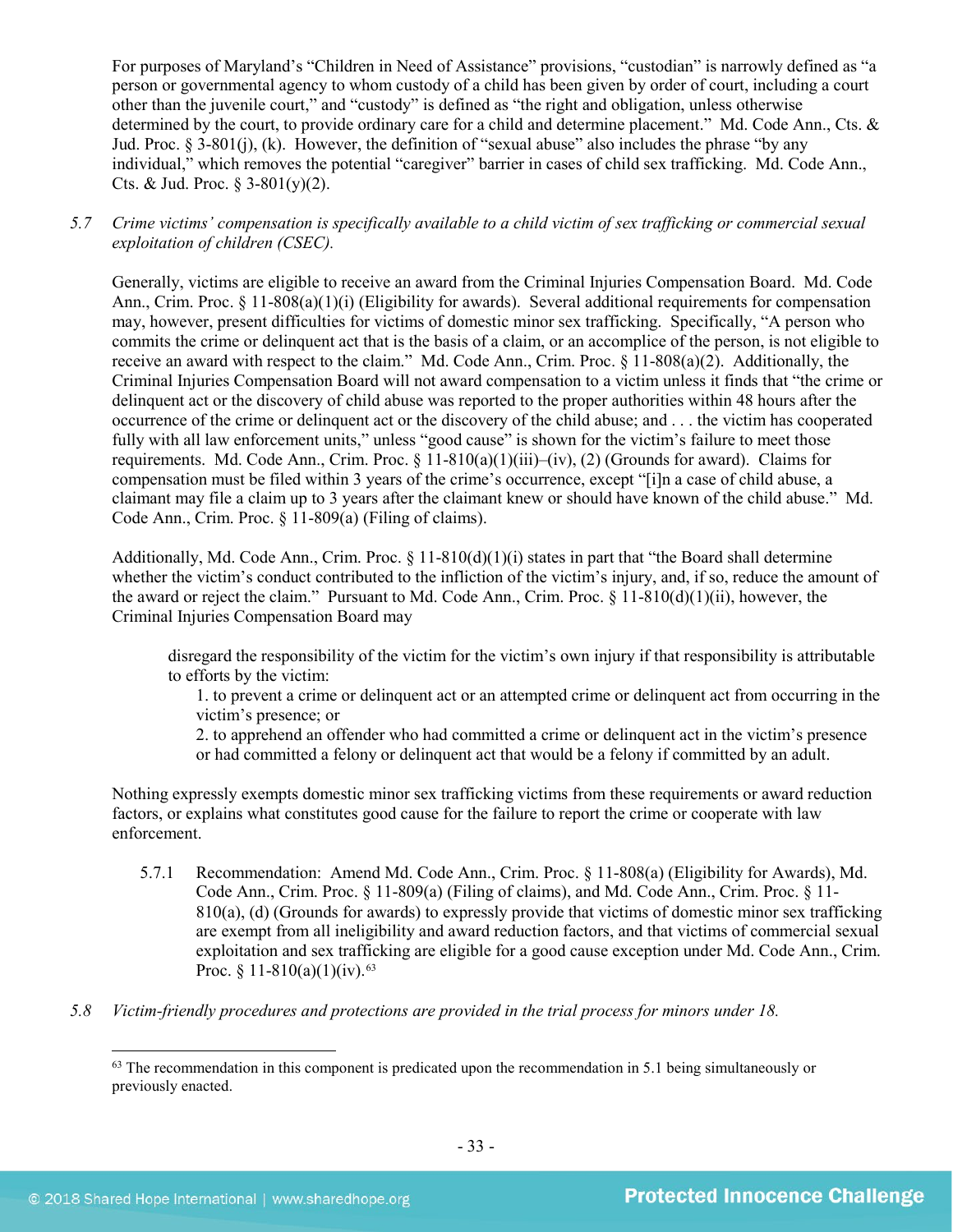For purposes of Maryland's "Children in Need of Assistance" provisions, "custodian" is narrowly defined as "a person or governmental agency to whom custody of a child has been given by order of court, including a court other than the juvenile court," and "custody" is defined as "the right and obligation, unless otherwise determined by the court, to provide ordinary care for a child and determine placement." Md. Code Ann., Cts. & Jud. Proc. § 3-801(j), (k). However, the definition of "sexual abuse" also includes the phrase "by any individual," which removes the potential "caregiver" barrier in cases of child sex trafficking. Md. Code Ann., Cts. & Jud. Proc. § 3-801(y)(2).

5.7 *Crime victims' compensation is specifically available to a child victim of sex trafficking or commercial sexual exploitation of children (CSEC).*

Generally, victims are eligible to receive an award from the Criminal Injuries Compensation Board. Md. Code Ann., Crim. Proc. § 11-808(a)(1)(i) (Eligibility for awards). Several additional requirements for compensation may, however, present difficulties for victims of domestic minor sex trafficking. Specifically, "A person who commits the crime or delinquent act that is the basis of a claim, or an accomplice of the person, is not eligible to receive an award with respect to the claim." Md. Code Ann., Crim. Proc. § 11-808(a)(2). Additionally, the Criminal Injuries Compensation Board will not award compensation to a victim unless it finds that "the crime or delinquent act or the discovery of child abuse was reported to the proper authorities within 48 hours after the occurrence of the crime or delinquent act or the discovery of the child abuse; and . . . the victim has cooperated fully with all law enforcement units," unless "good cause" is shown for the victim's failure to meet those requirements. Md. Code Ann., Crim. Proc. § 11-810(a)(1)(iii)–(iv), (2) (Grounds for award). Claims for compensation must be filed within 3 years of the crime's occurrence, except "[i]n a case of child abuse, a claimant may file a claim up to 3 years after the claimant knew or should have known of the child abuse." Md. Code Ann., Crim. Proc. § 11-809(a) (Filing of claims).

Additionally, Md. Code Ann., Crim. Proc. § 11-810(d)(1)(i) states in part that "the Board shall determine whether the victim's conduct contributed to the infliction of the victim's injury, and, if so, reduce the amount of the award or reject the claim." Pursuant to Md. Code Ann., Crim. Proc. § 11-810(d)(1)(ii), however, the Criminal Injuries Compensation Board may

> disregard the responsibility of the victim for the victim's own injury if that responsibility is attributable to efforts by the victim:
> 1. to prevent a crime or delinquent act or an attempted crime or delinquent act from occurring in the victim's presence; or
> 2. to apprehend an offender who had committed a crime or delinquent act in the victim's presence or had committed a felony or delinquent act that would be a felony if committed by an adult.

Nothing expressly exempts domestic minor sex trafficking victims from these requirements or award reduction factors, or explains what constitutes good cause for the failure to report the crime or cooperate with law enforcement.

5.7.1 Recommendation: Amend Md. Code Ann., Crim. Proc. § 11-808(a) (Eligibility for Awards), Md. Code Ann., Crim. Proc. § 11-809(a) (Filing of claims), and Md. Code Ann., Crim. Proc. § 11-810(a), (d) (Grounds for awards) to expressly provide that victims of domestic minor sex trafficking are exempt from all ineligibility and award reduction factors, and that victims of commercial sexual exploitation and sex trafficking are eligible for a good cause exception under Md. Code Ann., Crim. Proc. § 11-810(a)(1)(iv).[63]

5.8 *Victim-friendly procedures and protections are provided in the trial process for minors under 18.*

[63] The recommendation in this component is predicated upon the recommendation in 5.1 being simultaneously or previously enacted.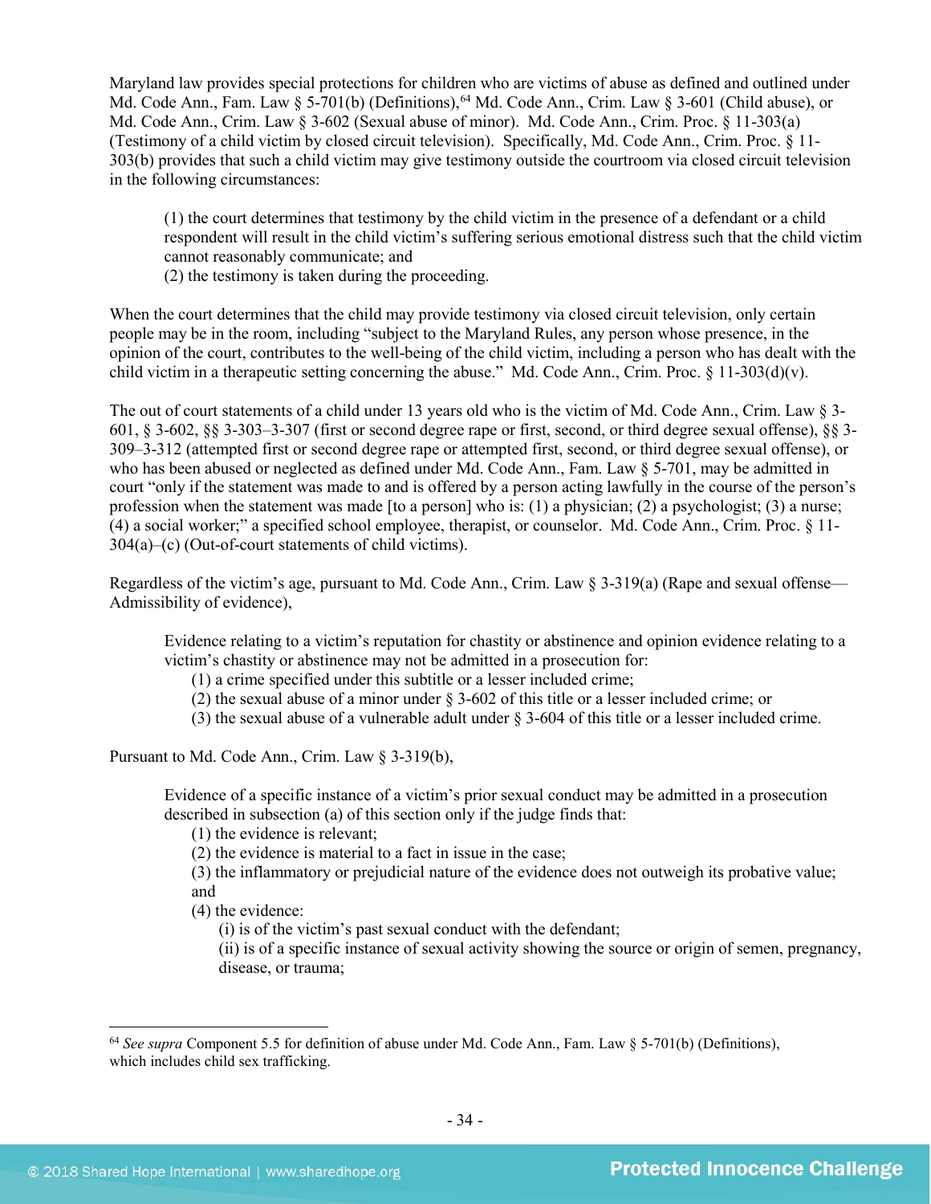Maryland law provides special protections for children who are victims of abuse as defined and outlined under Md. Code Ann., Fam. Law § 5-701(b) (Definitions),[64] Md. Code Ann., Crim. Law § 3-601 (Child abuse), or Md. Code Ann., Crim. Law § 3-602 (Sexual abuse of minor). Md. Code Ann., Crim. Proc. § 11-303(a) (Testimony of a child victim by closed circuit television). Specifically, Md. Code Ann., Crim. Proc. § 11-303(b) provides that such a child victim may give testimony outside the courtroom via closed circuit television in the following circumstances:

> (1) the court determines that testimony by the child victim in the presence of a defendant or a child respondent will result in the child victim's suffering serious emotional distress such that the child victim cannot reasonably communicate; and
> (2) the testimony is taken during the proceeding.

When the court determines that the child may provide testimony via closed circuit television, only certain people may be in the room, including "subject to the Maryland Rules, any person whose presence, in the opinion of the court, contributes to the well-being of the child victim, including a person who has dealt with the child victim in a therapeutic setting concerning the abuse." Md. Code Ann., Crim. Proc. § 11-303(d)(v).

The out of court statements of a child under 13 years old who is the victim of Md. Code Ann., Crim. Law § 3-601, § 3-602, §§ 3-303–3-307 (first or second degree rape or first, second, or third degree sexual offense), §§ 3-309–3-312 (attempted first or second degree rape or attempted first, second, or third degree sexual offense), or who has been abused or neglected as defined under Md. Code Ann., Fam. Law § 5-701, may be admitted in court "only if the statement was made to and is offered by a person acting lawfully in the course of the person's profession when the statement was made [to a person] who is: (1) a physician; (2) a psychologist; (3) a nurse; (4) a social worker;" a specified school employee, therapist, or counselor. Md. Code Ann., Crim. Proc. § 11-304(a)–(c) (Out-of-court statements of child victims).

Regardless of the victim's age, pursuant to Md. Code Ann., Crim. Law § 3-319(a) (Rape and sexual offense—Admissibility of evidence),

> Evidence relating to a victim's reputation for chastity or abstinence and opinion evidence relating to a victim's chastity or abstinence may not be admitted in a prosecution for:
> (1) a crime specified under this subtitle or a lesser included crime;
> (2) the sexual abuse of a minor under § 3-602 of this title or a lesser included crime; or
> (3) the sexual abuse of a vulnerable adult under § 3-604 of this title or a lesser included crime.

Pursuant to Md. Code Ann., Crim. Law § 3-319(b),

> Evidence of a specific instance of a victim's prior sexual conduct may be admitted in a prosecution described in subsection (a) of this section only if the judge finds that:
> (1) the evidence is relevant;
> (2) the evidence is material to a fact in issue in the case;
> (3) the inflammatory or prejudicial nature of the evidence does not outweigh its probative value; and
> (4) the evidence:
> (i) is of the victim's past sexual conduct with the defendant;
> (ii) is of a specific instance of sexual activity showing the source or origin of semen, pregnancy, disease, or trauma;

[64] *See supra* Component 5.5 for definition of abuse under Md. Code Ann., Fam. Law § 5-701(b) (Definitions), which includes child sex trafficking.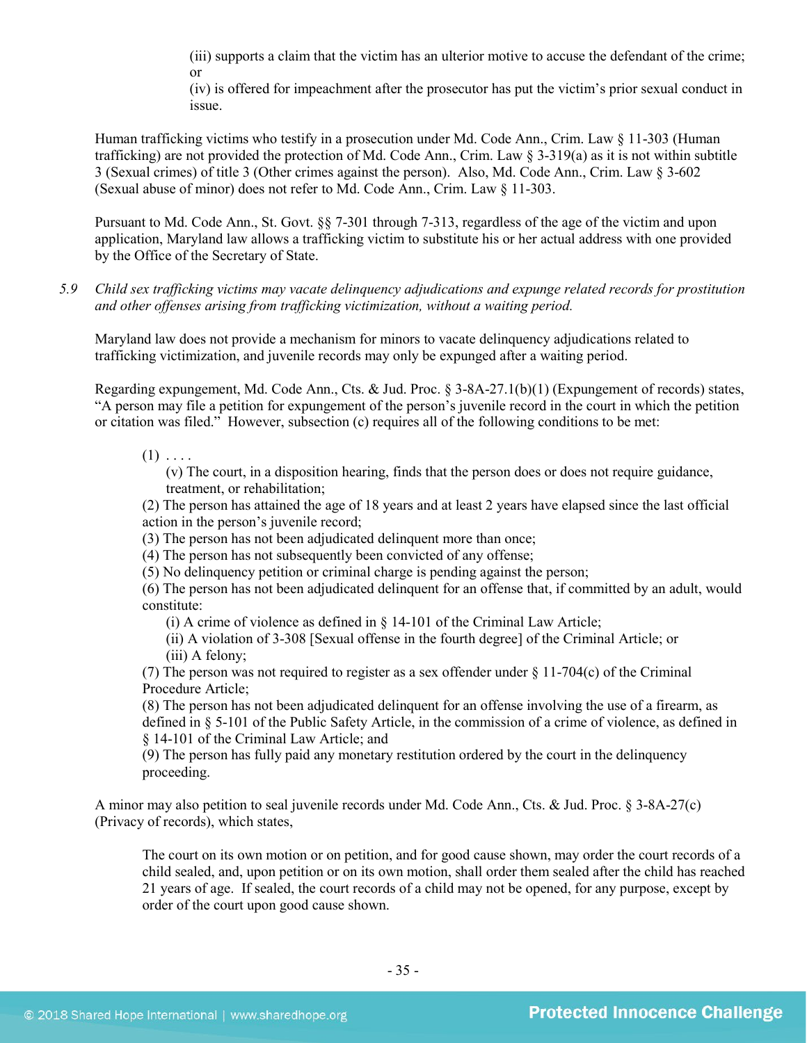> (iii) supports a claim that the victim has an ulterior motive to accuse the defendant of the crime; or
> (iv) is offered for impeachment after the prosecutor has put the victim's prior sexual conduct in issue.

Human trafficking victims who testify in a prosecution under Md. Code Ann., Crim. Law § 11-303 (Human trafficking) are not provided the protection of Md. Code Ann., Crim. Law § 3-319(a) as it is not within subtitle 3 (Sexual crimes) of title 3 (Other crimes against the person). Also, Md. Code Ann., Crim. Law § 3-602 (Sexual abuse of minor) does not refer to Md. Code Ann., Crim. Law § 11-303.

Pursuant to Md. Code Ann., St. Govt. §§ 7-301 through 7-313, regardless of the age of the victim and upon application, Maryland law allows a trafficking victim to substitute his or her actual address with one provided by the Office of the Secretary of State.

5.9 *Child sex trafficking victims may vacate delinquency adjudications and expunge related records for prostitution and other offenses arising from trafficking victimization, without a waiting period.*

Maryland law does not provide a mechanism for minors to vacate delinquency adjudications related to trafficking victimization, and juvenile records may only be expunged after a waiting period.

Regarding expungement, Md. Code Ann., Cts. & Jud. Proc. § 3-8A-27.1(b)(1) (Expungement of records) states, "A person may file a petition for expungement of the person's juvenile record in the court in which the petition or citation was filed." However, subsection (c) requires all of the following conditions to be met:

> (1) . . . .
> (v) The court, in a disposition hearing, finds that the person does or does not require guidance, treatment, or rehabilitation;
> (2) The person has attained the age of 18 years and at least 2 years have elapsed since the last official action in the person's juvenile record;
> (3) The person has not been adjudicated delinquent more than once;
> (4) The person has not subsequently been convicted of any offense;
> (5) No delinquency petition or criminal charge is pending against the person;
> (6) The person has not been adjudicated delinquent for an offense that, if committed by an adult, would constitute:
> (i) A crime of violence as defined in § 14-101 of the Criminal Law Article;
> (ii) A violation of 3-308 [Sexual offense in the fourth degree] of the Criminal Article; or
> (iii) A felony;
> (7) The person was not required to register as a sex offender under § 11-704(c) of the Criminal Procedure Article;
> (8) The person has not been adjudicated delinquent for an offense involving the use of a firearm, as defined in § 5-101 of the Public Safety Article, in the commission of a crime of violence, as defined in § 14-101 of the Criminal Law Article; and
> (9) The person has fully paid any monetary restitution ordered by the court in the delinquency proceeding.

A minor may also petition to seal juvenile records under Md. Code Ann., Cts. & Jud. Proc. § 3-8A-27(c) (Privacy of records), which states,

> The court on its own motion or on petition, and for good cause shown, may order the court records of a child sealed, and, upon petition or on its own motion, shall order them sealed after the child has reached 21 years of age. If sealed, the court records of a child may not be opened, for any purpose, except by order of the court upon good cause shown.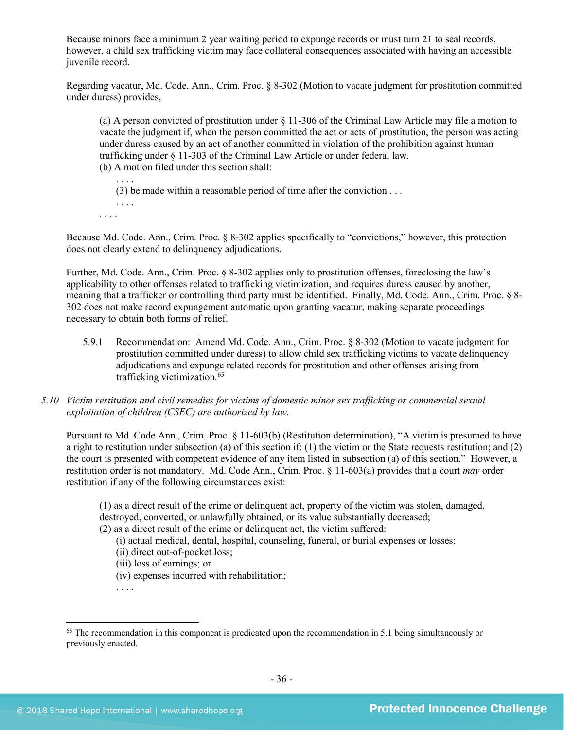Because minors face a minimum 2 year waiting period to expunge records or must turn 21 to seal records, however, a child sex trafficking victim may face collateral consequences associated with having an accessible juvenile record.

Regarding vacatur, Md. Code. Ann., Crim. Proc. § 8-302 (Motion to vacate judgment for prostitution committed under duress) provides,

> (a) A person convicted of prostitution under § 11-306 of the Criminal Law Article may file a motion to vacate the judgment if, when the person committed the act or acts of prostitution, the person was acting under duress caused by an act of another committed in violation of the prohibition against human trafficking under § 11-303 of the Criminal Law Article or under federal law.
> (b) A motion filed under this section shall:
>
> > . . . .
> > (3) be made within a reasonable period of time after the conviction . . .
> > . . . .
>
> . . . .

Because Md. Code. Ann., Crim. Proc. § 8-302 applies specifically to "convictions," however, this protection does not clearly extend to delinquency adjudications.

Further, Md. Code. Ann., Crim. Proc. § 8-302 applies only to prostitution offenses, foreclosing the law's applicability to other offenses related to trafficking victimization, and requires duress caused by another, meaning that a trafficker or controlling third party must be identified. Finally, Md. Code. Ann., Crim. Proc. § 8-302 does not make record expungement automatic upon granting vacatur, making separate proceedings necessary to obtain both forms of relief.

> 5.9.1 Recommendation: Amend Md. Code. Ann., Crim. Proc. § 8-302 (Motion to vacate judgment for prostitution committed under duress) to allow child sex trafficking victims to vacate delinquency adjudications and expunge related records for prostitution and other offenses arising from trafficking victimization.[65]

*5.10 Victim restitution and civil remedies for victims of domestic minor sex trafficking or commercial sexual exploitation of children (CSEC) are authorized by law.*

Pursuant to Md. Code Ann., Crim. Proc. § 11-603(b) (Restitution determination), "A victim is presumed to have a right to restitution under subsection (a) of this section if: (1) the victim or the State requests restitution; and (2) the court is presented with competent evidence of any item listed in subsection (a) of this section." However, a restitution order is not mandatory. Md. Code Ann., Crim. Proc. § 11-603(a) provides that a court *may* order restitution if any of the following circumstances exist:

> (1) as a direct result of the crime or delinquent act, property of the victim was stolen, damaged, destroyed, converted, or unlawfully obtained, or its value substantially decreased;
> (2) as a direct result of the crime or delinquent act, the victim suffered:
>
> > (i) actual medical, dental, hospital, counseling, funeral, or burial expenses or losses;
> > (ii) direct out-of-pocket loss;
> > (iii) loss of earnings; or
> > (iv) expenses incurred with rehabilitation;
> > . . . .

[65] The recommendation in this component is predicated upon the recommendation in 5.1 being simultaneously or previously enacted.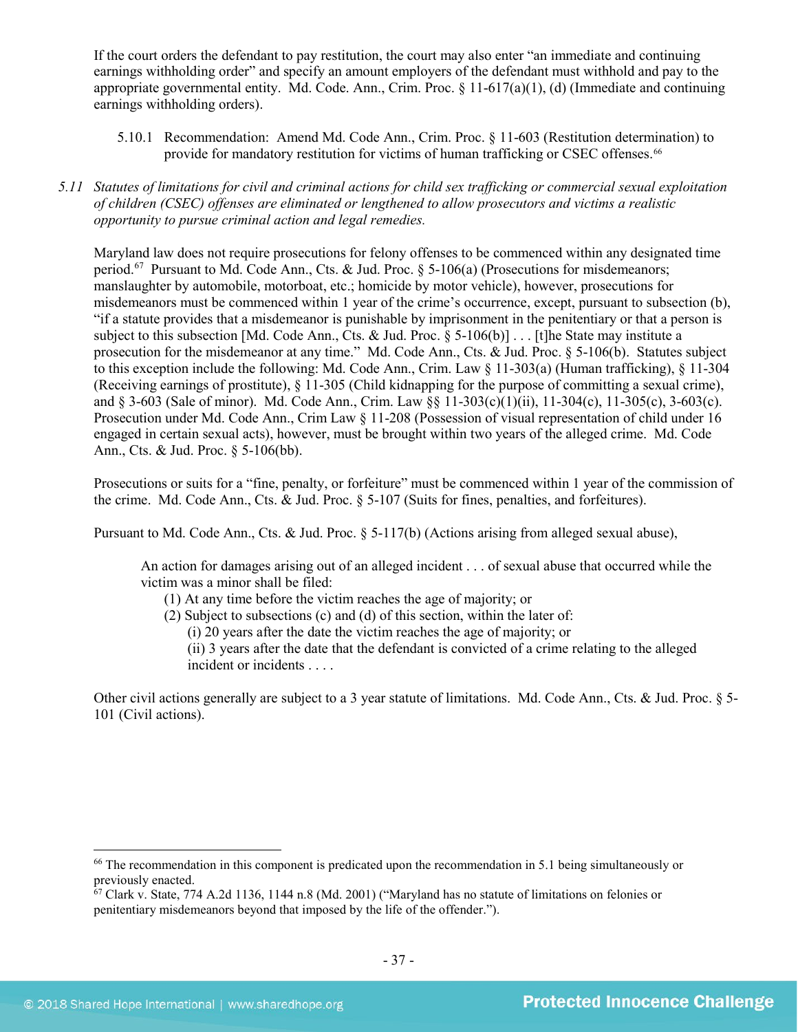If the court orders the defendant to pay restitution, the court may also enter "an immediate and continuing earnings withholding order" and specify an amount employers of the defendant must withhold and pay to the appropriate governmental entity. Md. Code Ann., Crim. Proc. § 11-617(a)(1), (d) (Immediate and continuing earnings withholding orders).

5.10.1 Recommendation: Amend Md. Code Ann., Crim. Proc. § 11-603 (Restitution determination) to provide for mandatory restitution for victims of human trafficking or CSEC offenses.[66]

*5.11 Statutes of limitations for civil and criminal actions for child sex trafficking or commercial sexual exploitation of children (CSEC) offenses are eliminated or lengthened to allow prosecutors and victims a realistic opportunity to pursue criminal action and legal remedies.*

Maryland law does not require prosecutions for felony offenses to be commenced within any designated time period.[67] Pursuant to Md. Code Ann., Cts. & Jud. Proc. § 5-106(a) (Prosecutions for misdemeanors; manslaughter by automobile, motorboat, etc.; homicide by motor vehicle), however, prosecutions for misdemeanors must be commenced within 1 year of the crime's occurrence, except, pursuant to subsection (b), "if a statute provides that a misdemeanor is punishable by imprisonment in the penitentiary or that a person is subject to this subsection [Md. Code Ann., Cts. & Jud. Proc. § 5-106(b)] . . . [t]he State may institute a prosecution for the misdemeanor at any time." Md. Code Ann., Cts. & Jud. Proc. § 5-106(b). Statutes subject to this exception include the following: Md. Code Ann., Crim. Law § 11-303(a) (Human trafficking), § 11-304 (Receiving earnings of prostitute), § 11-305 (Child kidnapping for the purpose of committing a sexual crime), and § 3-603 (Sale of minor). Md. Code Ann., Crim. Law §§ 11-303(c)(1)(ii), 11-304(c), 11-305(c), 3-603(c). Prosecution under Md. Code Ann., Crim Law § 11-208 (Possession of visual representation of child under 16 engaged in certain sexual acts), however, must be brought within two years of the alleged crime. Md. Code Ann., Cts. & Jud. Proc. § 5-106(bb).

Prosecutions or suits for a "fine, penalty, or forfeiture" must be commenced within 1 year of the commission of the crime. Md. Code Ann., Cts. & Jud. Proc. § 5-107 (Suits for fines, penalties, and forfeitures).

Pursuant to Md. Code Ann., Cts. & Jud. Proc. § 5-117(b) (Actions arising from alleged sexual abuse),

> An action for damages arising out of an alleged incident . . . of sexual abuse that occurred while the victim was a minor shall be filed:
> (1) At any time before the victim reaches the age of majority; or
> (2) Subject to subsections (c) and (d) of this section, within the later of:
> (i) 20 years after the date the victim reaches the age of majority; or
> (ii) 3 years after the date that the defendant is convicted of a crime relating to the alleged incident or incidents . . . .

Other civil actions generally are subject to a 3 year statute of limitations. Md. Code Ann., Cts. & Jud. Proc. § 5-101 (Civil actions).

---

[66] The recommendation in this component is predicated upon the recommendation in 5.1 being simultaneously or previously enacted.

[67] Clark v. State, 774 A.2d 1136, 1144 n.8 (Md. 2001) ("Maryland has no statute of limitations on felonies or penitentiary misdemeanors beyond that imposed by the life of the offender.").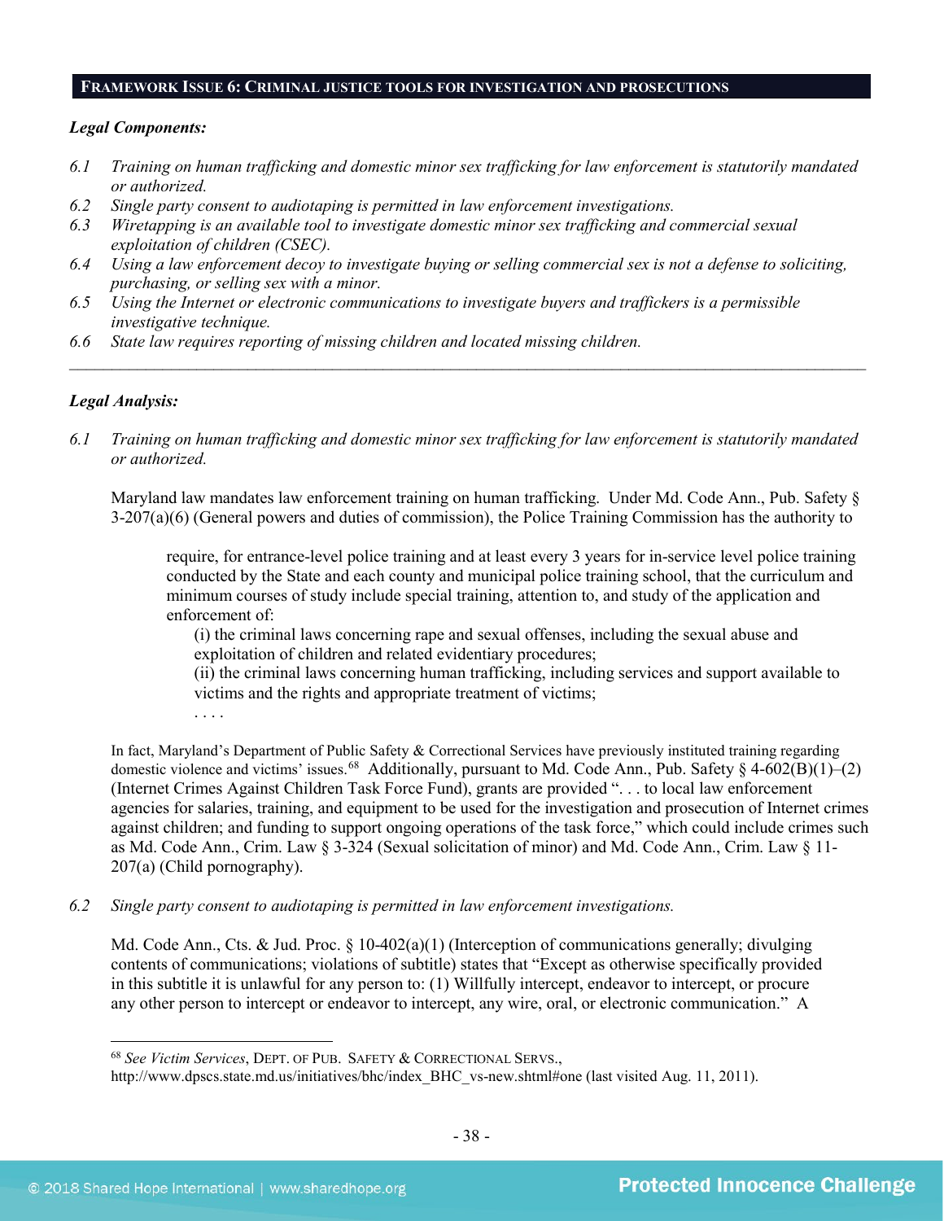## FRAMEWORK ISSUE 6: CRIMINAL JUSTICE TOOLS FOR INVESTIGATION AND PROSECUTIONS

***Legal Components:***

*6.1 Training on human trafficking and domestic minor sex trafficking for law enforcement is statutorily mandated or authorized.*

*6.2 Single party consent to audiotaping is permitted in law enforcement investigations.*

*6.3 Wiretapping is an available tool to investigate domestic minor sex trafficking and commercial sexual exploitation of children (CSEC).*

*6.4 Using a law enforcement decoy to investigate buying or selling commercial sex is not a defense to soliciting, purchasing, or selling sex with a minor.*

*6.5 Using the Internet or electronic communications to investigate buyers and traffickers is a permissible investigative technique.*

*6.6 State law requires reporting of missing children and located missing children.*

---

***Legal Analysis:***

*6.1 Training on human trafficking and domestic minor sex trafficking for law enforcement is statutorily mandated or authorized.*

Maryland law mandates law enforcement training on human trafficking. Under Md. Code Ann., Pub. Safety § 3-207(a)(6) (General powers and duties of commission), the Police Training Commission has the authority to

> require, for entrance-level police training and at least every 3 years for in-service level police training conducted by the State and each county and municipal police training school, that the curriculum and minimum courses of study include special training, attention to, and study of the application and enforcement of:
>
> (i) the criminal laws concerning rape and sexual offenses, including the sexual abuse and exploitation of children and related evidentiary procedures;
>
> (ii) the criminal laws concerning human trafficking, including services and support available to victims and the rights and appropriate treatment of victims;
>
> . . . .

In fact, Maryland's Department of Public Safety & Correctional Services have previously instituted training regarding domestic violence and victims' issues.[68] Additionally, pursuant to Md. Code Ann., Pub. Safety § 4-602(B)(1)–(2) (Internet Crimes Against Children Task Force Fund), grants are provided ". . . to local law enforcement agencies for salaries, training, and equipment to be used for the investigation and prosecution of Internet crimes against children; and funding to support ongoing operations of the task force," which could include crimes such as Md. Code Ann., Crim. Law § 3-324 (Sexual solicitation of minor) and Md. Code Ann., Crim. Law § 11-207(a) (Child pornography).

*6.2 Single party consent to audiotaping is permitted in law enforcement investigations.*

Md. Code Ann., Cts. & Jud. Proc. § 10-402(a)(1) (Interception of communications generally; divulging contents of communications; violations of subtitle) states that "Except as otherwise specifically provided in this subtitle it is unlawful for any person to: (1) Willfully intercept, endeavor to intercept, or procure any other person to intercept or endeavor to intercept, any wire, oral, or electronic communication." A

---

[68] *See Victim Services*, DEPT. OF PUB. SAFETY & CORRECTIONAL SERVS., http://www.dpscs.state.md.us/initiatives/bhc/index_BHC_vs-new.shtml#one (last visited Aug. 11, 2011).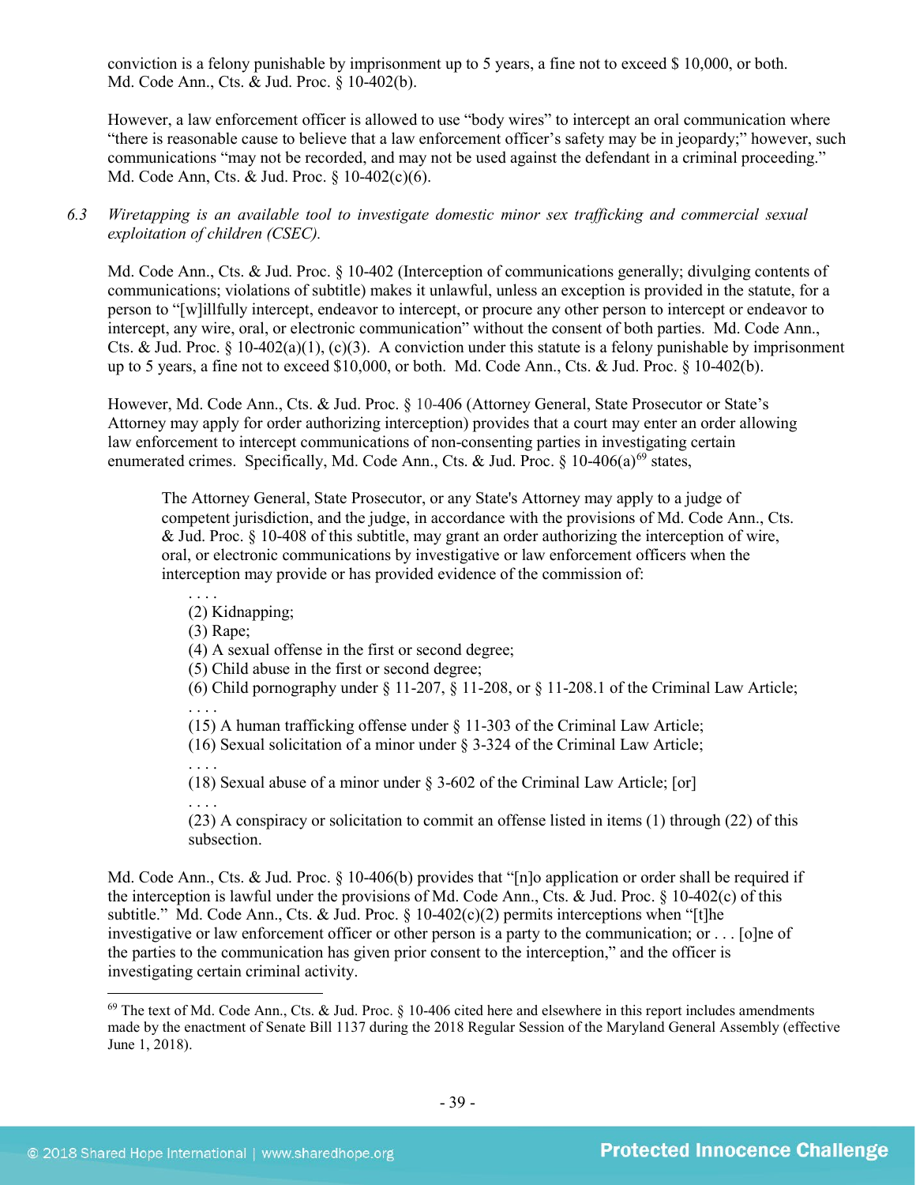conviction is a felony punishable by imprisonment up to 5 years, a fine not to exceed $ 10,000, or both. Md. Code Ann., Cts. & Jud. Proc. § 10-402(b).

However, a law enforcement officer is allowed to use "body wires" to intercept an oral communication where "there is reasonable cause to believe that a law enforcement officer's safety may be in jeopardy;" however, such communications "may not be recorded, and may not be used against the defendant in a criminal proceeding." Md. Code Ann, Cts. & Jud. Proc. § 10-402(c)(6).

*6.3 Wiretapping is an available tool to investigate domestic minor sex trafficking and commercial sexual exploitation of children (CSEC).*

Md. Code Ann., Cts. & Jud. Proc. § 10-402 (Interception of communications generally; divulging contents of communications; violations of subtitle) makes it unlawful, unless an exception is provided in the statute, for a person to "[w]illfully intercept, endeavor to intercept, or procure any other person to intercept or endeavor to intercept, any wire, oral, or electronic communication" without the consent of both parties. Md. Code Ann., Cts. & Jud. Proc. § 10-402(a)(1), (c)(3). A conviction under this statute is a felony punishable by imprisonment up to 5 years, a fine not to exceed $10,000, or both. Md. Code Ann., Cts. & Jud. Proc. § 10-402(b).

However, Md. Code Ann., Cts. & Jud. Proc. § 10-406 (Attorney General, State Prosecutor or State's Attorney may apply for order authorizing interception) provides that a court may enter an order allowing law enforcement to intercept communications of non-consenting parties in investigating certain enumerated crimes. Specifically, Md. Code Ann., Cts. & Jud. Proc. § 10-406(a)[69] states,

> The Attorney General, State Prosecutor, or any State's Attorney may apply to a judge of competent jurisdiction, and the judge, in accordance with the provisions of Md. Code Ann., Cts. & Jud. Proc. § 10-408 of this subtitle, may grant an order authorizing the interception of wire, oral, or electronic communications by investigative or law enforcement officers when the interception may provide or has provided evidence of the commission of:
>
> . . . .
> (2) Kidnapping;
> (3) Rape;
> (4) A sexual offense in the first or second degree;
> (5) Child abuse in the first or second degree;
> (6) Child pornography under § 11-207, § 11-208, or § 11-208.1 of the Criminal Law Article;
> . . . .
> (15) A human trafficking offense under § 11-303 of the Criminal Law Article;
> (16) Sexual solicitation of a minor under § 3-324 of the Criminal Law Article;
> . . . .
> (18) Sexual abuse of a minor under § 3-602 of the Criminal Law Article; [or]
> . . . .
> (23) A conspiracy or solicitation to commit an offense listed in items (1) through (22) of this subsection.

Md. Code Ann., Cts. & Jud. Proc. § 10-406(b) provides that "[n]o application or order shall be required if the interception is lawful under the provisions of Md. Code Ann., Cts. & Jud. Proc. § 10-402(c) of this subtitle." Md. Code Ann., Cts. & Jud. Proc. § 10-402(c)(2) permits interceptions when "[t]he investigative or law enforcement officer or other person is a party to the communication; or . . . [o]ne of the parties to the communication has given prior consent to the interception," and the officer is investigating certain criminal activity.

[69] The text of Md. Code Ann., Cts. & Jud. Proc. § 10-406 cited here and elsewhere in this report includes amendments made by the enactment of Senate Bill 1137 during the 2018 Regular Session of the Maryland General Assembly (effective June 1, 2018).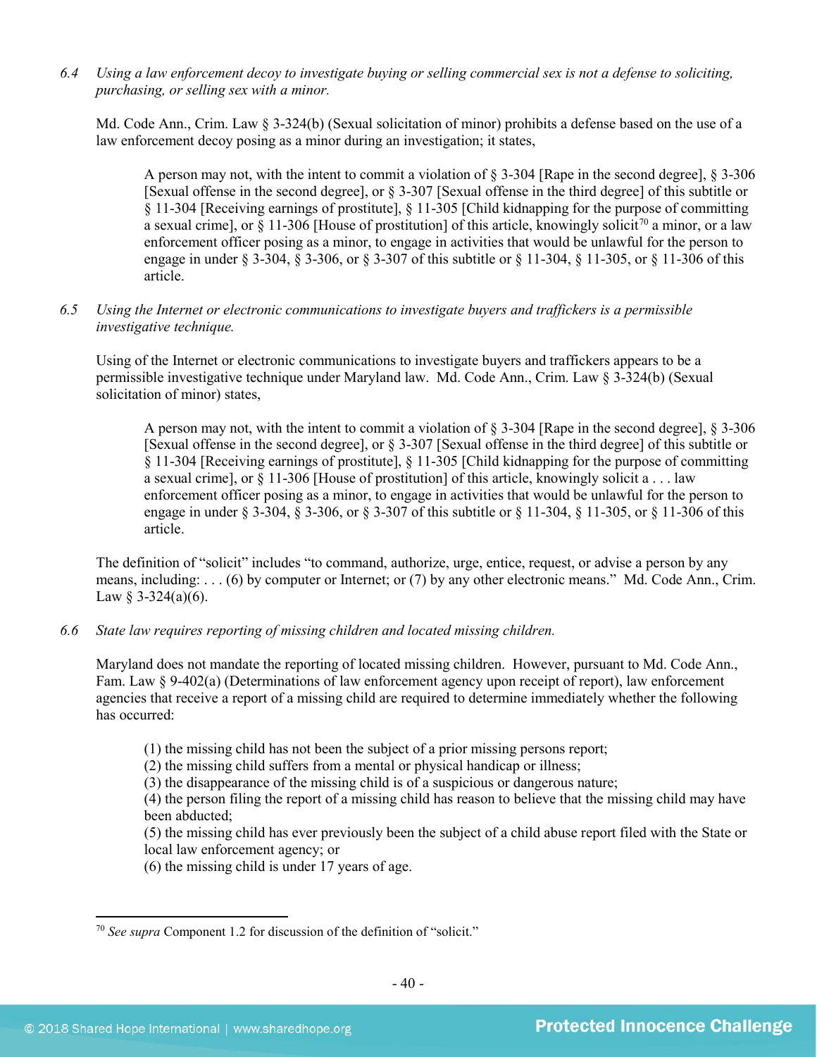*6.4 Using a law enforcement decoy to investigate buying or selling commercial sex is not a defense to soliciting, purchasing, or selling sex with a minor.*

Md. Code Ann., Crim. Law § 3-324(b) (Sexual solicitation of minor) prohibits a defense based on the use of a law enforcement decoy posing as a minor during an investigation; it states,

> A person may not, with the intent to commit a violation of § 3-304 [Rape in the second degree], § 3-306 [Sexual offense in the second degree], or § 3-307 [Sexual offense in the third degree] of this subtitle or § 11-304 [Receiving earnings of prostitute], § 11-305 [Child kidnapping for the purpose of committing a sexual crime], or § 11-306 [House of prostitution] of this article, knowingly solicit[70] a minor, or a law enforcement officer posing as a minor, to engage in activities that would be unlawful for the person to engage in under § 3-304, § 3-306, or § 3-307 of this subtitle or § 11-304, § 11-305, or § 11-306 of this article.

*6.5 Using the Internet or electronic communications to investigate buyers and traffickers is a permissible investigative technique.*

Using of the Internet or electronic communications to investigate buyers and traffickers appears to be a permissible investigative technique under Maryland law. Md. Code Ann., Crim. Law § 3-324(b) (Sexual solicitation of minor) states,

> A person may not, with the intent to commit a violation of § 3-304 [Rape in the second degree], § 3-306 [Sexual offense in the second degree], or § 3-307 [Sexual offense in the third degree] of this subtitle or § 11-304 [Receiving earnings of prostitute], § 11-305 [Child kidnapping for the purpose of committing a sexual crime], or § 11-306 [House of prostitution] of this article, knowingly solicit a . . . law enforcement officer posing as a minor, to engage in activities that would be unlawful for the person to engage in under § 3-304, § 3-306, or § 3-307 of this subtitle or § 11-304, § 11-305, or § 11-306 of this article.

The definition of "solicit" includes "to command, authorize, urge, entice, request, or advise a person by any means, including: . . . (6) by computer or Internet; or (7) by any other electronic means." Md. Code Ann., Crim. Law § 3-324(a)(6).

*6.6 State law requires reporting of missing children and located missing children.*

Maryland does not mandate the reporting of located missing children. However, pursuant to Md. Code Ann., Fam. Law § 9-402(a) (Determinations of law enforcement agency upon receipt of report), law enforcement agencies that receive a report of a missing child are required to determine immediately whether the following has occurred:

> (1) the missing child has not been the subject of a prior missing persons report;
> (2) the missing child suffers from a mental or physical handicap or illness;
> (3) the disappearance of the missing child is of a suspicious or dangerous nature;
> (4) the person filing the report of a missing child has reason to believe that the missing child may have been abducted;
> (5) the missing child has ever previously been the subject of a child abuse report filed with the State or local law enforcement agency; or
> (6) the missing child is under 17 years of age.

---

[70] *See supra* Component 1.2 for discussion of the definition of "solicit."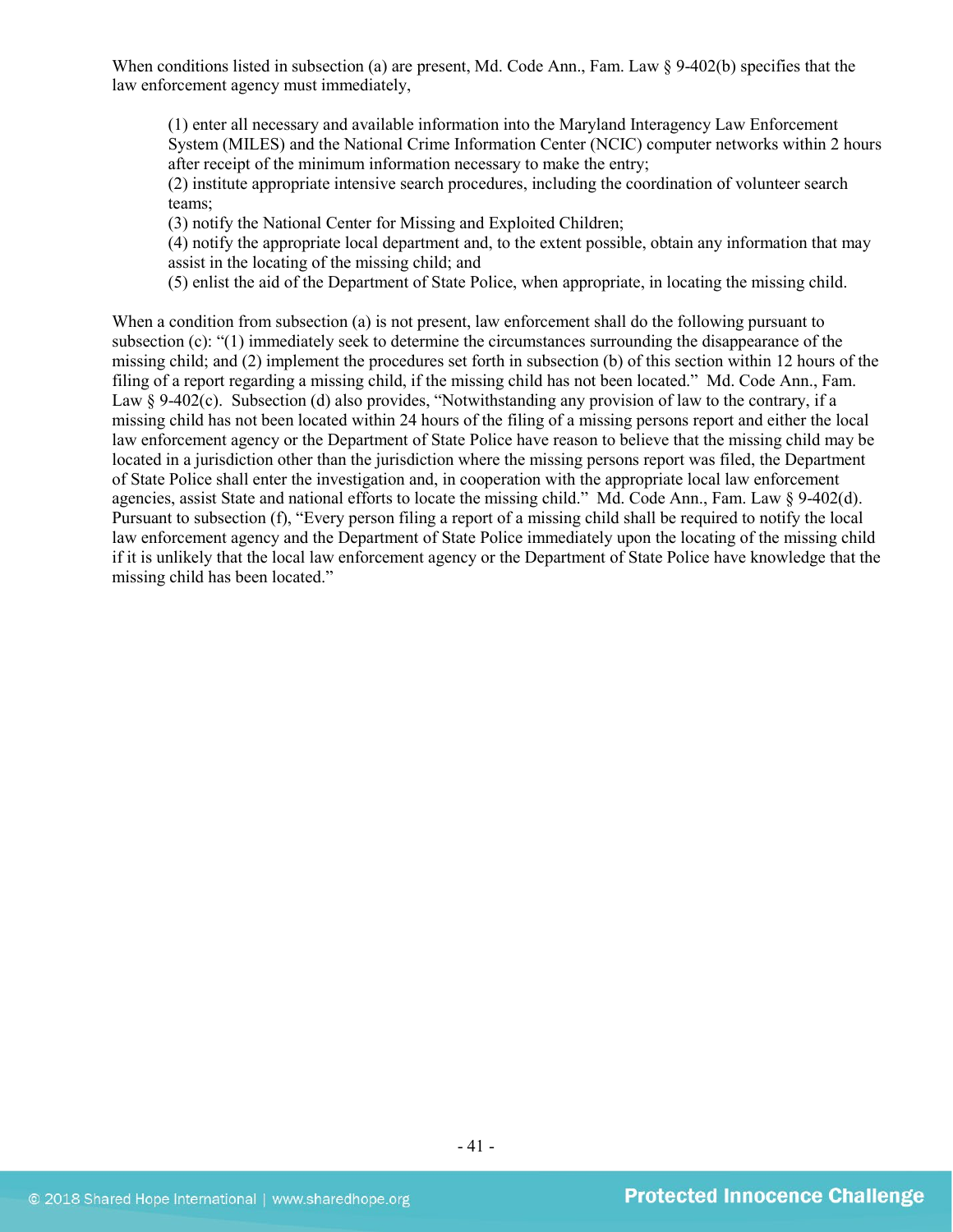When conditions listed in subsection (a) are present, Md. Code Ann., Fam. Law § 9-402(b) specifies that the law enforcement agency must immediately,

> (1) enter all necessary and available information into the Maryland Interagency Law Enforcement System (MILES) and the National Crime Information Center (NCIC) computer networks within 2 hours after receipt of the minimum information necessary to make the entry;
> (2) institute appropriate intensive search procedures, including the coordination of volunteer search teams;
> (3) notify the National Center for Missing and Exploited Children;
> (4) notify the appropriate local department and, to the extent possible, obtain any information that may assist in the locating of the missing child; and
> (5) enlist the aid of the Department of State Police, when appropriate, in locating the missing child.

When a condition from subsection (a) is not present, law enforcement shall do the following pursuant to subsection (c): "(1) immediately seek to determine the circumstances surrounding the disappearance of the missing child; and (2) implement the procedures set forth in subsection (b) of this section within 12 hours of the filing of a report regarding a missing child, if the missing child has not been located." Md. Code Ann., Fam. Law § 9-402(c). Subsection (d) also provides, "Notwithstanding any provision of law to the contrary, if a missing child has not been located within 24 hours of the filing of a missing persons report and either the local law enforcement agency or the Department of State Police have reason to believe that the missing child may be located in a jurisdiction other than the jurisdiction where the missing persons report was filed, the Department of State Police shall enter the investigation and, in cooperation with the appropriate local law enforcement agencies, assist State and national efforts to locate the missing child." Md. Code Ann., Fam. Law § 9-402(d). Pursuant to subsection (f), "Every person filing a report of a missing child shall be required to notify the local law enforcement agency and the Department of State Police immediately upon the locating of the missing child if it is unlikely that the local law enforcement agency or the Department of State Police have knowledge that the missing child has been located."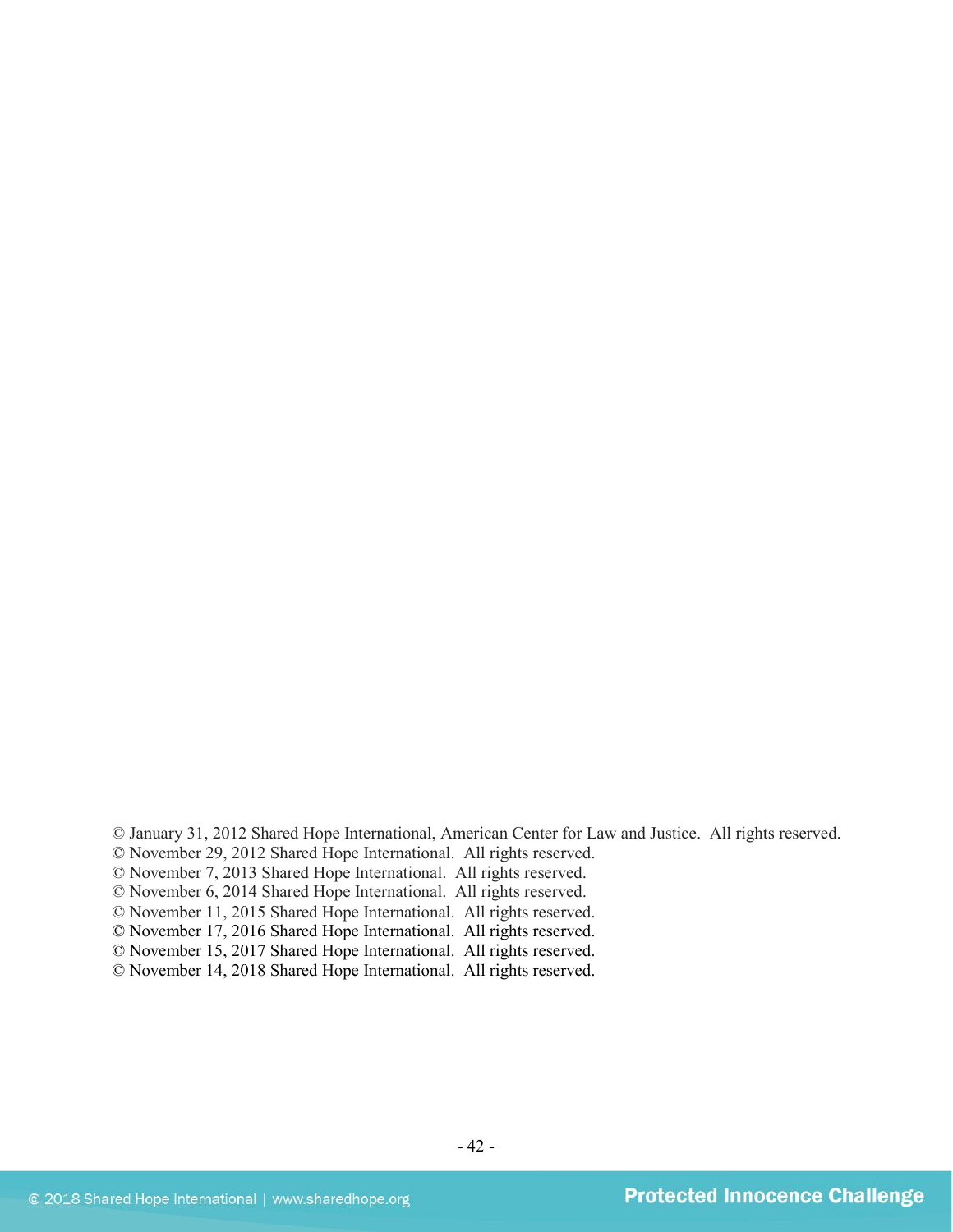© January 31, 2012 Shared Hope International, American Center for Law and Justice. All rights reserved.
© November 29, 2012 Shared Hope International. All rights reserved.
© November 7, 2013 Shared Hope International. All rights reserved.
© November 6, 2014 Shared Hope International. All rights reserved.
© November 11, 2015 Shared Hope International. All rights reserved.
© November 17, 2016 Shared Hope International. All rights reserved.
© November 15, 2017 Shared Hope International. All rights reserved.
© November 14, 2018 Shared Hope International. All rights reserved.